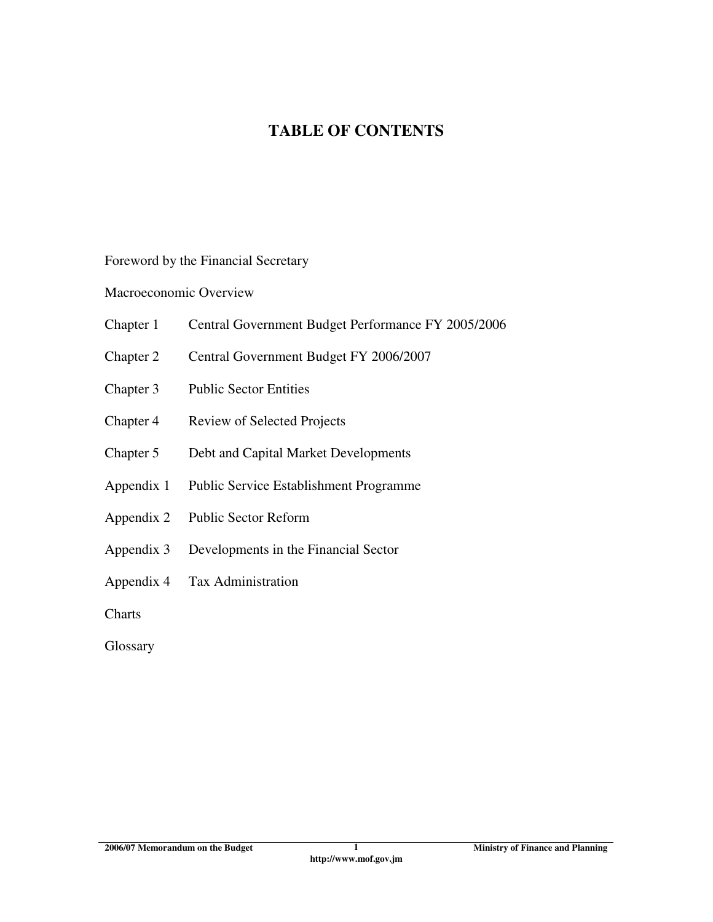# TABLE OF CONTENTS

Foreword by the Financial Secretary

Macroeconomic Overview

| | |
|---|---|
| Chapter 1 | Central Government Budget Performance FY 2005/2006 |
| Chapter 2 | Central Government Budget FY 2006/2007 |
| Chapter 3 | Public Sector Entities |
| Chapter 4 | Review of Selected Projects |
| Chapter 5 | Debt and Capital Market Developments |
| Appendix 1 | Public Service Establishment Programme |
| Appendix 2 | Public Sector Reform |
| Appendix 3 | Developments in the Financial Sector |
| Appendix 4 | Tax Administration |

Charts

Glossary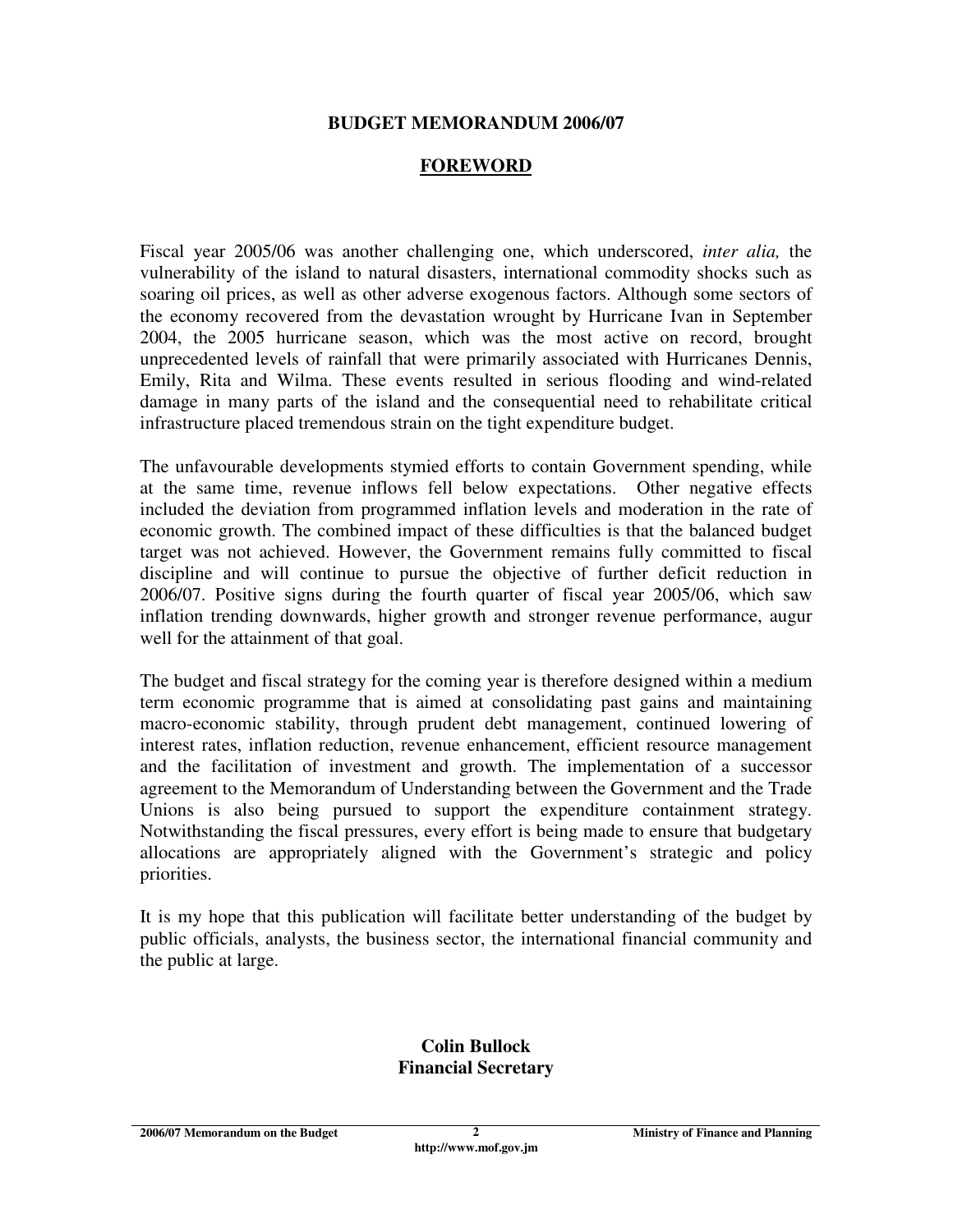**BUDGET MEMORANDUM 2006/07**

## FOREWORD

Fiscal year 2005/06 was another challenging one, which underscored, *inter alia,* the vulnerability of the island to natural disasters, international commodity shocks such as soaring oil prices, as well as other adverse exogenous factors. Although some sectors of the economy recovered from the devastation wrought by Hurricane Ivan in September 2004, the 2005 hurricane season, which was the most active on record, brought unprecedented levels of rainfall that were primarily associated with Hurricanes Dennis, Emily, Rita and Wilma. These events resulted in serious flooding and wind-related damage in many parts of the island and the consequential need to rehabilitate critical infrastructure placed tremendous strain on the tight expenditure budget.

The unfavourable developments stymied efforts to contain Government spending, while at the same time, revenue inflows fell below expectations. Other negative effects included the deviation from programmed inflation levels and moderation in the rate of economic growth. The combined impact of these difficulties is that the balanced budget target was not achieved. However, the Government remains fully committed to fiscal discipline and will continue to pursue the objective of further deficit reduction in 2006/07. Positive signs during the fourth quarter of fiscal year 2005/06, which saw inflation trending downwards, higher growth and stronger revenue performance, augur well for the attainment of that goal.

The budget and fiscal strategy for the coming year is therefore designed within a medium term economic programme that is aimed at consolidating past gains and maintaining macro-economic stability, through prudent debt management, continued lowering of interest rates, inflation reduction, revenue enhancement, efficient resource management and the facilitation of investment and growth. The implementation of a successor agreement to the Memorandum of Understanding between the Government and the Trade Unions is also being pursued to support the expenditure containment strategy. Notwithstanding the fiscal pressures, every effort is being made to ensure that budgetary allocations are appropriately aligned with the Government's strategic and policy priorities.

It is my hope that this publication will facilitate better understanding of the budget by public officials, analysts, the business sector, the international financial community and the public at large.

**Colin Bullock**
**Financial Secretary**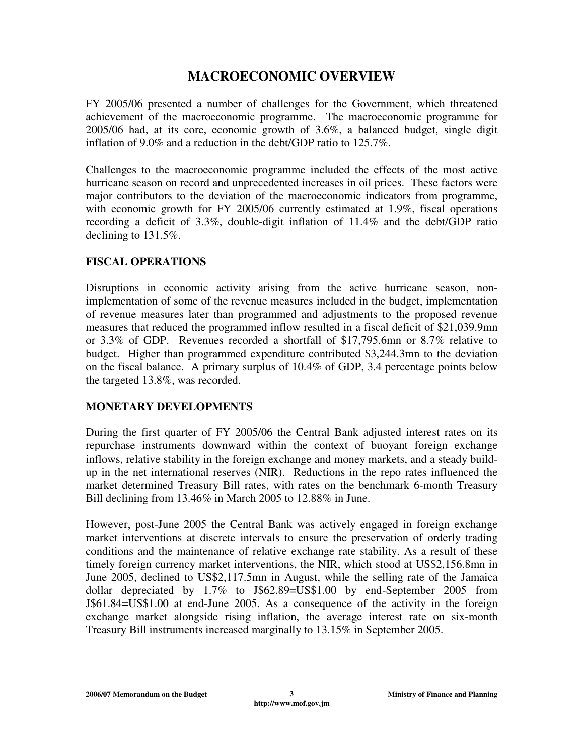# MACROECONOMIC OVERVIEW

FY 2005/06 presented a number of challenges for the Government, which threatened achievement of the macroeconomic programme. The macroeconomic programme for 2005/06 had, at its core, economic growth of 3.6%, a balanced budget, single digit inflation of 9.0% and a reduction in the debt/GDP ratio to 125.7%.

Challenges to the macroeconomic programme included the effects of the most active hurricane season on record and unprecedented increases in oil prices. These factors were major contributors to the deviation of the macroeconomic indicators from programme, with economic growth for FY 2005/06 currently estimated at 1.9%, fiscal operations recording a deficit of 3.3%, double-digit inflation of 11.4% and the debt/GDP ratio declining to 131.5%.

## FISCAL OPERATIONS

Disruptions in economic activity arising from the active hurricane season, non-implementation of some of the revenue measures included in the budget, implementation of revenue measures later than programmed and adjustments to the proposed revenue measures that reduced the programmed inflow resulted in a fiscal deficit of $21,039.9mn or 3.3% of GDP. Revenues recorded a shortfall of $17,795.6mn or 8.7% relative to budget. Higher than programmed expenditure contributed $3,244.3mn to the deviation on the fiscal balance. A primary surplus of 10.4% of GDP, 3.4 percentage points below the targeted 13.8%, was recorded.

## MONETARY DEVELOPMENTS

During the first quarter of FY 2005/06 the Central Bank adjusted interest rates on its repurchase instruments downward within the context of buoyant foreign exchange inflows, relative stability in the foreign exchange and money markets, and a steady build-up in the net international reserves (NIR). Reductions in the repo rates influenced the market determined Treasury Bill rates, with rates on the benchmark 6-month Treasury Bill declining from 13.46% in March 2005 to 12.88% in June.

However, post-June 2005 the Central Bank was actively engaged in foreign exchange market interventions at discrete intervals to ensure the preservation of orderly trading conditions and the maintenance of relative exchange rate stability. As a result of these timely foreign currency market interventions, the NIR, which stood at US$2,156.8mn in June 2005, declined to US$2,117.5mn in August, while the selling rate of the Jamaica dollar depreciated by 1.7% to J$62.89=US$1.00 by end-September 2005 from J$61.84=US$1.00 at end-June 2005. As a consequence of the activity in the foreign exchange market alongside rising inflation, the average interest rate on six-month Treasury Bill instruments increased marginally to 13.15% in September 2005.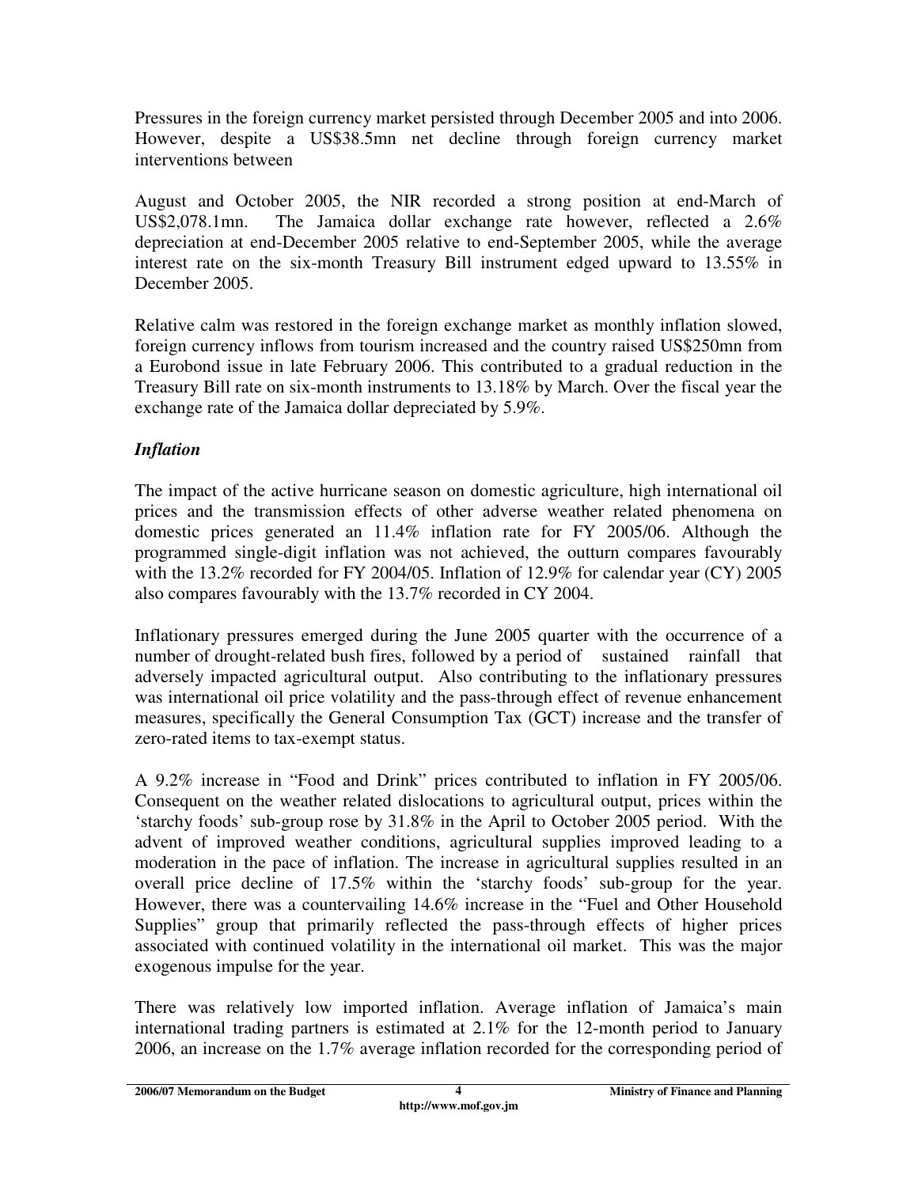Pressures in the foreign currency market persisted through December 2005 and into 2006. However, despite a US$38.5mn net decline through foreign currency market interventions between

August and October 2005, the NIR recorded a strong position at end-March of US$2,078.1mn. The Jamaica dollar exchange rate however, reflected a 2.6% depreciation at end-December 2005 relative to end-September 2005, while the average interest rate on the six-month Treasury Bill instrument edged upward to 13.55% in December 2005.

Relative calm was restored in the foreign exchange market as monthly inflation slowed, foreign currency inflows from tourism increased and the country raised US$250mn from a Eurobond issue in late February 2006. This contributed to a gradual reduction in the Treasury Bill rate on six-month instruments to 13.18% by March. Over the fiscal year the exchange rate of the Jamaica dollar depreciated by 5.9%.

### *Inflation*

The impact of the active hurricane season on domestic agriculture, high international oil prices and the transmission effects of other adverse weather related phenomena on domestic prices generated an 11.4% inflation rate for FY 2005/06. Although the programmed single-digit inflation was not achieved, the outturn compares favourably with the 13.2% recorded for FY 2004/05. Inflation of 12.9% for calendar year (CY) 2005 also compares favourably with the 13.7% recorded in CY 2004.

Inflationary pressures emerged during the June 2005 quarter with the occurrence of a number of drought-related bush fires, followed by a period of sustained rainfall that adversely impacted agricultural output. Also contributing to the inflationary pressures was international oil price volatility and the pass-through effect of revenue enhancement measures, specifically the General Consumption Tax (GCT) increase and the transfer of zero-rated items to tax-exempt status.

A 9.2% increase in "Food and Drink" prices contributed to inflation in FY 2005/06. Consequent on the weather related dislocations to agricultural output, prices within the 'starchy foods' sub-group rose by 31.8% in the April to October 2005 period. With the advent of improved weather conditions, agricultural supplies improved leading to a moderation in the pace of inflation. The increase in agricultural supplies resulted in an overall price decline of 17.5% within the 'starchy foods' sub-group for the year. However, there was a countervailing 14.6% increase in the "Fuel and Other Household Supplies" group that primarily reflected the pass-through effects of higher prices associated with continued volatility in the international oil market. This was the major exogenous impulse for the year.

There was relatively low imported inflation. Average inflation of Jamaica's main international trading partners is estimated at 2.1% for the 12-month period to January 2006, an increase on the 1.7% average inflation recorded for the corresponding period of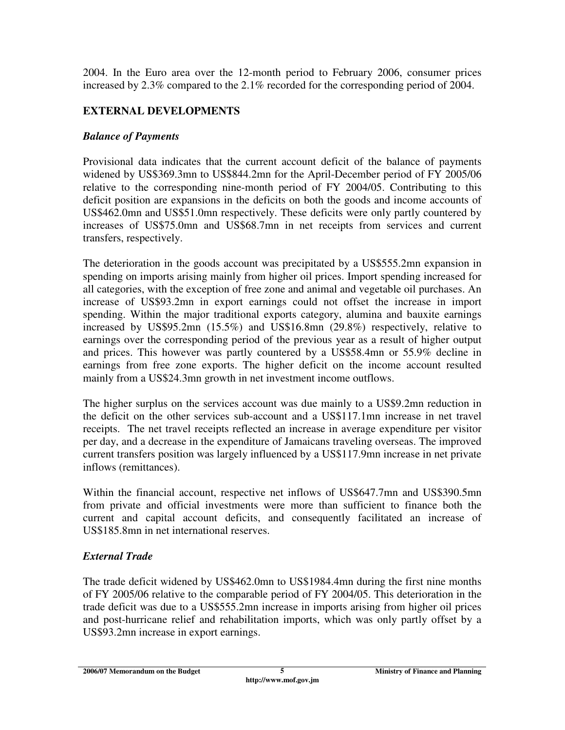2004. In the Euro area over the 12-month period to February 2006, consumer prices increased by 2.3% compared to the 2.1% recorded for the corresponding period of 2004.

## EXTERNAL DEVELOPMENTS

### *Balance of Payments*

Provisional data indicates that the current account deficit of the balance of payments widened by US$369.3mn to US$844.2mn for the April-December period of FY 2005/06 relative to the corresponding nine-month period of FY 2004/05. Contributing to this deficit position are expansions in the deficits on both the goods and income accounts of US$462.0mn and US$51.0mn respectively. These deficits were only partly countered by increases of US$75.0mn and US$68.7mn in net receipts from services and current transfers, respectively.

The deterioration in the goods account was precipitated by a US$555.2mn expansion in spending on imports arising mainly from higher oil prices. Import spending increased for all categories, with the exception of free zone and animal and vegetable oil purchases. An increase of US$93.2mn in export earnings could not offset the increase in import spending. Within the major traditional exports category, alumina and bauxite earnings increased by US$95.2mn (15.5%) and US$16.8mn (29.8%) respectively, relative to earnings over the corresponding period of the previous year as a result of higher output and prices. This however was partly countered by a US$58.4mn or 55.9% decline in earnings from free zone exports. The higher deficit on the income account resulted mainly from a US$24.3mn growth in net investment income outflows.

The higher surplus on the services account was due mainly to a US$9.2mn reduction in the deficit on the other services sub-account and a US$117.1mn increase in net travel receipts. The net travel receipts reflected an increase in average expenditure per visitor per day, and a decrease in the expenditure of Jamaicans traveling overseas. The improved current transfers position was largely influenced by a US$117.9mn increase in net private inflows (remittances).

Within the financial account, respective net inflows of US$647.7mn and US$390.5mn from private and official investments were more than sufficient to finance both the current and capital account deficits, and consequently facilitated an increase of US$185.8mn in net international reserves.

### *External Trade*

The trade deficit widened by US$462.0mn to US$1984.4mn during the first nine months of FY 2005/06 relative to the comparable period of FY 2004/05. This deterioration in the trade deficit was due to a US$555.2mn increase in imports arising from higher oil prices and post-hurricane relief and rehabilitation imports, which was only partly offset by a US$93.2mn increase in export earnings.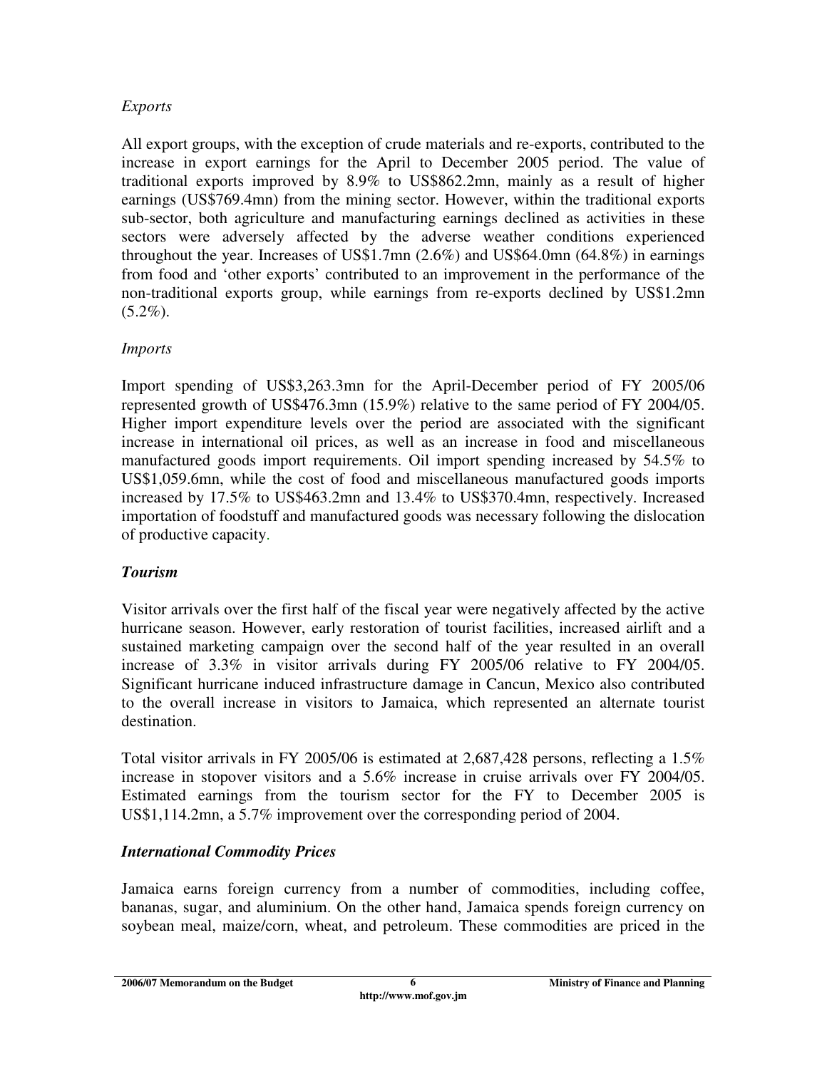*Exports*

All export groups, with the exception of crude materials and re-exports, contributed to the increase in export earnings for the April to December 2005 period. The value of traditional exports improved by 8.9% to US$862.2mn, mainly as a result of higher earnings (US$769.4mn) from the mining sector. However, within the traditional exports sub-sector, both agriculture and manufacturing earnings declined as activities in these sectors were adversely affected by the adverse weather conditions experienced throughout the year. Increases of US$1.7mn (2.6%) and US$64.0mn (64.8%) in earnings from food and 'other exports' contributed to an improvement in the performance of the non-traditional exports group, while earnings from re-exports declined by US$1.2mn (5.2%).

*Imports*

Import spending of US$3,263.3mn for the April-December period of FY 2005/06 represented growth of US$476.3mn (15.9%) relative to the same period of FY 2004/05. Higher import expenditure levels over the period are associated with the significant increase in international oil prices, as well as an increase in food and miscellaneous manufactured goods import requirements. Oil import spending increased by 54.5% to US$1,059.6mn, while the cost of food and miscellaneous manufactured goods imports increased by 17.5% to US$463.2mn and 13.4% to US$370.4mn, respectively. Increased importation of foodstuff and manufactured goods was necessary following the dislocation of productive capacity.

***Tourism***

Visitor arrivals over the first half of the fiscal year were negatively affected by the active hurricane season. However, early restoration of tourist facilities, increased airlift and a sustained marketing campaign over the second half of the year resulted in an overall increase of 3.3% in visitor arrivals during FY 2005/06 relative to FY 2004/05. Significant hurricane induced infrastructure damage in Cancun, Mexico also contributed to the overall increase in visitors to Jamaica, which represented an alternate tourist destination.

Total visitor arrivals in FY 2005/06 is estimated at 2,687,428 persons, reflecting a 1.5% increase in stopover visitors and a 5.6% increase in cruise arrivals over FY 2004/05. Estimated earnings from the tourism sector for the FY to December 2005 is US$1,114.2mn, a 5.7% improvement over the corresponding period of 2004.

***International Commodity Prices***

Jamaica earns foreign currency from a number of commodities, including coffee, bananas, sugar, and aluminium. On the other hand, Jamaica spends foreign currency on soybean meal, maize/corn, wheat, and petroleum. These commodities are priced in the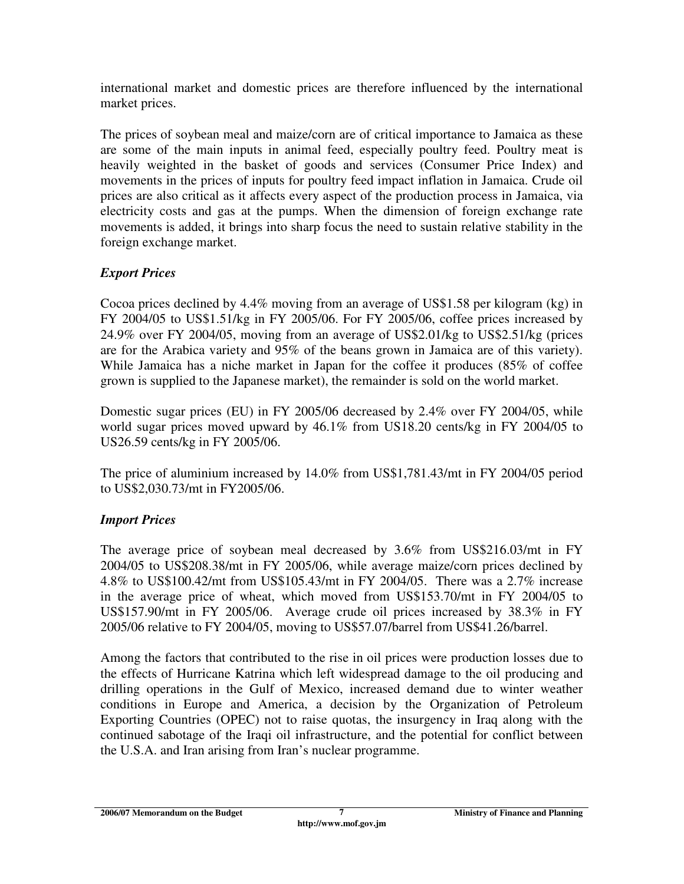international market and domestic prices are therefore influenced by the international market prices.

The prices of soybean meal and maize/corn are of critical importance to Jamaica as these are some of the main inputs in animal feed, especially poultry feed. Poultry meat is heavily weighted in the basket of goods and services (Consumer Price Index) and movements in the prices of inputs for poultry feed impact inflation in Jamaica. Crude oil prices are also critical as it affects every aspect of the production process in Jamaica, via electricity costs and gas at the pumps. When the dimension of foreign exchange rate movements is added, it brings into sharp focus the need to sustain relative stability in the foreign exchange market.

### *Export Prices*

Cocoa prices declined by 4.4% moving from an average of US$1.58 per kilogram (kg) in FY 2004/05 to US$1.51/kg in FY 2005/06. For FY 2005/06, coffee prices increased by 24.9% over FY 2004/05, moving from an average of US$2.01/kg to US$2.51/kg (prices are for the Arabica variety and 95% of the beans grown in Jamaica are of this variety). While Jamaica has a niche market in Japan for the coffee it produces (85% of coffee grown is supplied to the Japanese market), the remainder is sold on the world market.

Domestic sugar prices (EU) in FY 2005/06 decreased by 2.4% over FY 2004/05, while world sugar prices moved upward by 46.1% from US18.20 cents/kg in FY 2004/05 to US26.59 cents/kg in FY 2005/06.

The price of aluminium increased by 14.0% from US$1,781.43/mt in FY 2004/05 period to US$2,030.73/mt in FY2005/06.

### *Import Prices*

The average price of soybean meal decreased by 3.6% from US$216.03/mt in FY 2004/05 to US$208.38/mt in FY 2005/06, while average maize/corn prices declined by 4.8% to US$100.42/mt from US$105.43/mt in FY 2004/05. There was a 2.7% increase in the average price of wheat, which moved from US$153.70/mt in FY 2004/05 to US$157.90/mt in FY 2005/06. Average crude oil prices increased by 38.3% in FY 2005/06 relative to FY 2004/05, moving to US$57.07/barrel from US$41.26/barrel.

Among the factors that contributed to the rise in oil prices were production losses due to the effects of Hurricane Katrina which left widespread damage to the oil producing and drilling operations in the Gulf of Mexico, increased demand due to winter weather conditions in Europe and America, a decision by the Organization of Petroleum Exporting Countries (OPEC) not to raise quotas, the insurgency in Iraq along with the continued sabotage of the Iraqi oil infrastructure, and the potential for conflict between the U.S.A. and Iran arising from Iran's nuclear programme.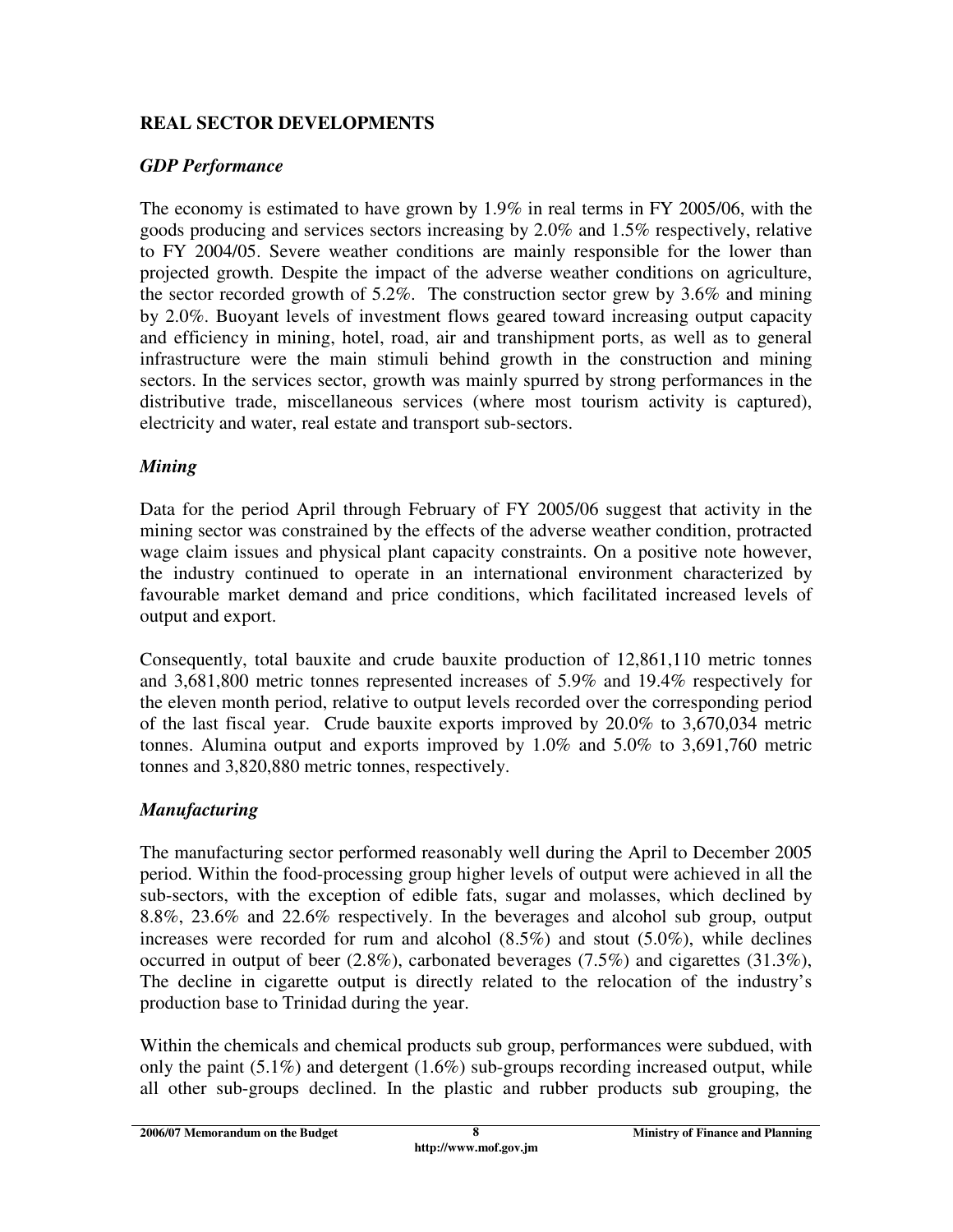## REAL SECTOR DEVELOPMENTS

### *GDP Performance*

The economy is estimated to have grown by 1.9% in real terms in FY 2005/06, with the goods producing and services sectors increasing by 2.0% and 1.5% respectively, relative to FY 2004/05. Severe weather conditions are mainly responsible for the lower than projected growth. Despite the impact of the adverse weather conditions on agriculture, the sector recorded growth of 5.2%. The construction sector grew by 3.6% and mining by 2.0%. Buoyant levels of investment flows geared toward increasing output capacity and efficiency in mining, hotel, road, air and transhipment ports, as well as to general infrastructure were the main stimuli behind growth in the construction and mining sectors. In the services sector, growth was mainly spurred by strong performances in the distributive trade, miscellaneous services (where most tourism activity is captured), electricity and water, real estate and transport sub-sectors.

### *Mining*

Data for the period April through February of FY 2005/06 suggest that activity in the mining sector was constrained by the effects of the adverse weather condition, protracted wage claim issues and physical plant capacity constraints. On a positive note however, the industry continued to operate in an international environment characterized by favourable market demand and price conditions, which facilitated increased levels of output and export.

Consequently, total bauxite and crude bauxite production of 12,861,110 metric tonnes and 3,681,800 metric tonnes represented increases of 5.9% and 19.4% respectively for the eleven month period, relative to output levels recorded over the corresponding period of the last fiscal year. Crude bauxite exports improved by 20.0% to 3,670,034 metric tonnes. Alumina output and exports improved by 1.0% and 5.0% to 3,691,760 metric tonnes and 3,820,880 metric tonnes, respectively.

### *Manufacturing*

The manufacturing sector performed reasonably well during the April to December 2005 period. Within the food-processing group higher levels of output were achieved in all the sub-sectors, with the exception of edible fats, sugar and molasses, which declined by 8.8%, 23.6% and 22.6% respectively. In the beverages and alcohol sub group, output increases were recorded for rum and alcohol (8.5%) and stout (5.0%), while declines occurred in output of beer (2.8%), carbonated beverages (7.5%) and cigarettes (31.3%), The decline in cigarette output is directly related to the relocation of the industry's production base to Trinidad during the year.

Within the chemicals and chemical products sub group, performances were subdued, with only the paint (5.1%) and detergent (1.6%) sub-groups recording increased output, while all other sub-groups declined. In the plastic and rubber products sub grouping, the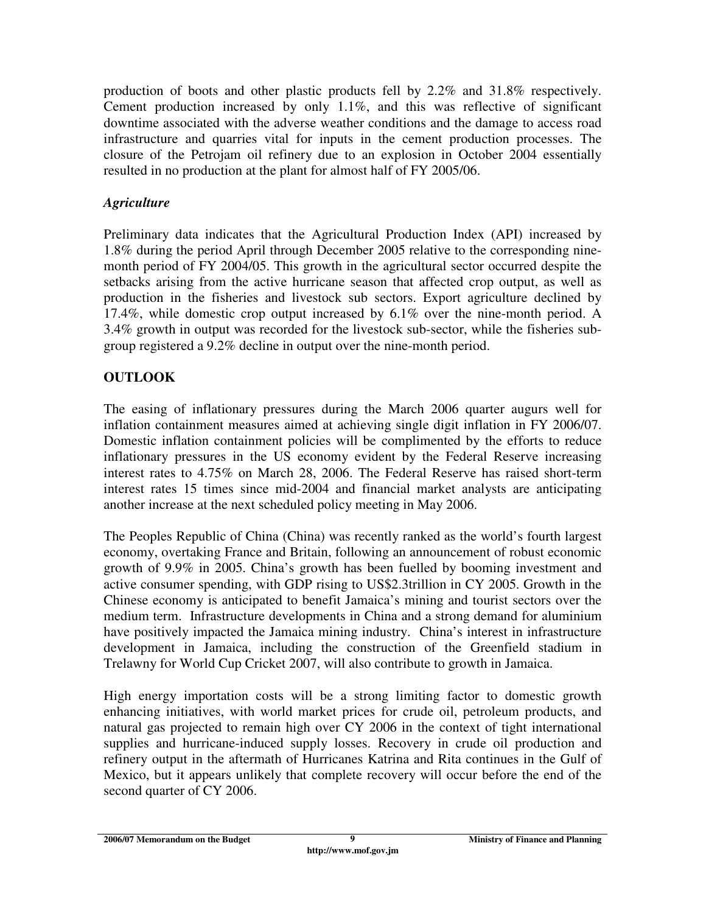production of boots and other plastic products fell by 2.2% and 31.8% respectively. Cement production increased by only 1.1%, and this was reflective of significant downtime associated with the adverse weather conditions and the damage to access road infrastructure and quarries vital for inputs in the cement production processes. The closure of the Petrojam oil refinery due to an explosion in October 2004 essentially resulted in no production at the plant for almost half of FY 2005/06.

### *Agriculture*

Preliminary data indicates that the Agricultural Production Index (API) increased by 1.8% during the period April through December 2005 relative to the corresponding nine-month period of FY 2004/05. This growth in the agricultural sector occurred despite the setbacks arising from the active hurricane season that affected crop output, as well as production in the fisheries and livestock sub sectors. Export agriculture declined by 17.4%, while domestic crop output increased by 6.1% over the nine-month period. A 3.4% growth in output was recorded for the livestock sub-sector, while the fisheries sub-group registered a 9.2% decline in output over the nine-month period.

## OUTLOOK

The easing of inflationary pressures during the March 2006 quarter augurs well for inflation containment measures aimed at achieving single digit inflation in FY 2006/07. Domestic inflation containment policies will be complimented by the efforts to reduce inflationary pressures in the US economy evident by the Federal Reserve increasing interest rates to 4.75% on March 28, 2006. The Federal Reserve has raised short-term interest rates 15 times since mid-2004 and financial market analysts are anticipating another increase at the next scheduled policy meeting in May 2006.

The Peoples Republic of China (China) was recently ranked as the world's fourth largest economy, overtaking France and Britain, following an announcement of robust economic growth of 9.9% in 2005. China's growth has been fuelled by booming investment and active consumer spending, with GDP rising to US$2.3trillion in CY 2005. Growth in the Chinese economy is anticipated to benefit Jamaica's mining and tourist sectors over the medium term. Infrastructure developments in China and a strong demand for aluminium have positively impacted the Jamaica mining industry. China's interest in infrastructure development in Jamaica, including the construction of the Greenfield stadium in Trelawny for World Cup Cricket 2007, will also contribute to growth in Jamaica.

High energy importation costs will be a strong limiting factor to domestic growth enhancing initiatives, with world market prices for crude oil, petroleum products, and natural gas projected to remain high over CY 2006 in the context of tight international supplies and hurricane-induced supply losses. Recovery in crude oil production and refinery output in the aftermath of Hurricanes Katrina and Rita continues in the Gulf of Mexico, but it appears unlikely that complete recovery will occur before the end of the second quarter of CY 2006.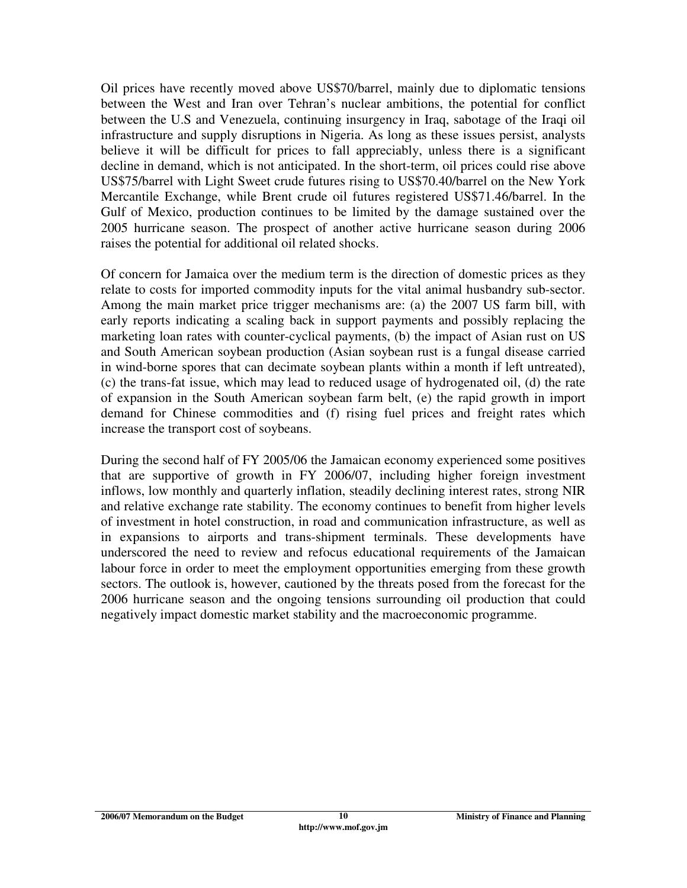Oil prices have recently moved above US$70/barrel, mainly due to diplomatic tensions between the West and Iran over Tehran's nuclear ambitions, the potential for conflict between the U.S and Venezuela, continuing insurgency in Iraq, sabotage of the Iraqi oil infrastructure and supply disruptions in Nigeria. As long as these issues persist, analysts believe it will be difficult for prices to fall appreciably, unless there is a significant decline in demand, which is not anticipated. In the short-term, oil prices could rise above US$75/barrel with Light Sweet crude futures rising to US$70.40/barrel on the New York Mercantile Exchange, while Brent crude oil futures registered US$71.46/barrel. In the Gulf of Mexico, production continues to be limited by the damage sustained over the 2005 hurricane season. The prospect of another active hurricane season during 2006 raises the potential for additional oil related shocks.

Of concern for Jamaica over the medium term is the direction of domestic prices as they relate to costs for imported commodity inputs for the vital animal husbandry sub-sector. Among the main market price trigger mechanisms are: (a) the 2007 US farm bill, with early reports indicating a scaling back in support payments and possibly replacing the marketing loan rates with counter-cyclical payments, (b) the impact of Asian rust on US and South American soybean production (Asian soybean rust is a fungal disease carried in wind-borne spores that can decimate soybean plants within a month if left untreated), (c) the trans-fat issue, which may lead to reduced usage of hydrogenated oil, (d) the rate of expansion in the South American soybean farm belt, (e) the rapid growth in import demand for Chinese commodities and (f) rising fuel prices and freight rates which increase the transport cost of soybeans.

During the second half of FY 2005/06 the Jamaican economy experienced some positives that are supportive of growth in FY 2006/07, including higher foreign investment inflows, low monthly and quarterly inflation, steadily declining interest rates, strong NIR and relative exchange rate stability. The economy continues to benefit from higher levels of investment in hotel construction, in road and communication infrastructure, as well as in expansions to airports and trans-shipment terminals. These developments have underscored the need to review and refocus educational requirements of the Jamaican labour force in order to meet the employment opportunities emerging from these growth sectors. The outlook is, however, cautioned by the threats posed from the forecast for the 2006 hurricane season and the ongoing tensions surrounding oil production that could negatively impact domestic market stability and the macroeconomic programme.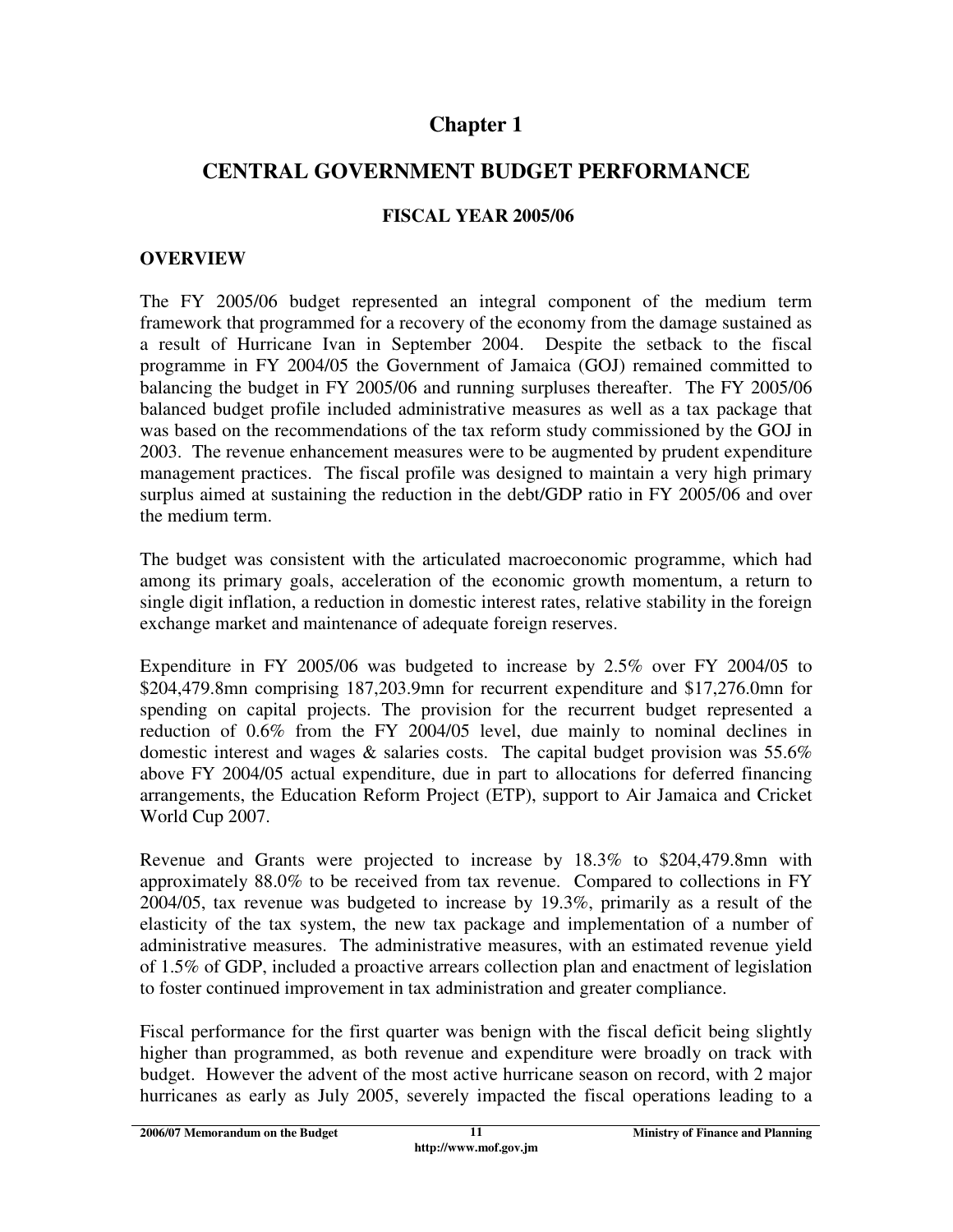# Chapter 1

## CENTRAL GOVERNMENT BUDGET PERFORMANCE

### FISCAL YEAR 2005/06

### OVERVIEW

The FY 2005/06 budget represented an integral component of the medium term framework that programmed for a recovery of the economy from the damage sustained as a result of Hurricane Ivan in September 2004. Despite the setback to the fiscal programme in FY 2004/05 the Government of Jamaica (GOJ) remained committed to balancing the budget in FY 2005/06 and running surpluses thereafter. The FY 2005/06 balanced budget profile included administrative measures as well as a tax package that was based on the recommendations of the tax reform study commissioned by the GOJ in 2003. The revenue enhancement measures were to be augmented by prudent expenditure management practices. The fiscal profile was designed to maintain a very high primary surplus aimed at sustaining the reduction in the debt/GDP ratio in FY 2005/06 and over the medium term.

The budget was consistent with the articulated macroeconomic programme, which had among its primary goals, acceleration of the economic growth momentum, a return to single digit inflation, a reduction in domestic interest rates, relative stability in the foreign exchange market and maintenance of adequate foreign reserves.

Expenditure in FY 2005/06 was budgeted to increase by 2.5% over FY 2004/05 to $204,479.8mn comprising 187,203.9mn for recurrent expenditure and $17,276.0mn for spending on capital projects. The provision for the recurrent budget represented a reduction of 0.6% from the FY 2004/05 level, due mainly to nominal declines in domestic interest and wages & salaries costs. The capital budget provision was 55.6% above FY 2004/05 actual expenditure, due in part to allocations for deferred financing arrangements, the Education Reform Project (ETP), support to Air Jamaica and Cricket World Cup 2007.

Revenue and Grants were projected to increase by 18.3% to $204,479.8mn with approximately 88.0% to be received from tax revenue. Compared to collections in FY 2004/05, tax revenue was budgeted to increase by 19.3%, primarily as a result of the elasticity of the tax system, the new tax package and implementation of a number of administrative measures. The administrative measures, with an estimated revenue yield of 1.5% of GDP, included a proactive arrears collection plan and enactment of legislation to foster continued improvement in tax administration and greater compliance.

Fiscal performance for the first quarter was benign with the fiscal deficit being slightly higher than programmed, as both revenue and expenditure were broadly on track with budget. However the advent of the most active hurricane season on record, with 2 major hurricanes as early as July 2005, severely impacted the fiscal operations leading to a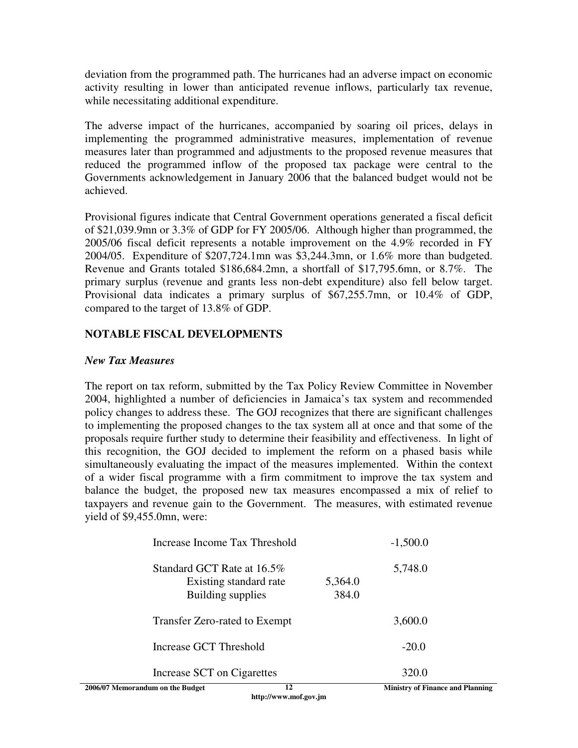deviation from the programmed path. The hurricanes had an adverse impact on economic activity resulting in lower than anticipated revenue inflows, particularly tax revenue, while necessitating additional expenditure.

The adverse impact of the hurricanes, accompanied by soaring oil prices, delays in implementing the programmed administrative measures, implementation of revenue measures later than programmed and adjustments to the proposed revenue measures that reduced the programmed inflow of the proposed tax package were central to the Governments acknowledgement in January 2006 that the balanced budget would not be achieved.

Provisional figures indicate that Central Government operations generated a fiscal deficit of $21,039.9mn or 3.3% of GDP for FY 2005/06. Although higher than programmed, the 2005/06 fiscal deficit represents a notable improvement on the 4.9% recorded in FY 2004/05. Expenditure of $207,724.1mn was $3,244.3mn, or 1.6% more than budgeted. Revenue and Grants totaled $186,684.2mn, a shortfall of $17,795.6mn, or 8.7%. The primary surplus (revenue and grants less non-debt expenditure) also fell below target. Provisional data indicates a primary surplus of $67,255.7mn, or 10.4% of GDP, compared to the target of 13.8% of GDP.

## NOTABLE FISCAL DEVELOPMENTS

### *New Tax Measures*

The report on tax reform, submitted by the Tax Policy Review Committee in November 2004, highlighted a number of deficiencies in Jamaica's tax system and recommended policy changes to address these. The GOJ recognizes that there are significant challenges to implementing the proposed changes to the tax system all at once and that some of the proposals require further study to determine their feasibility and effectiveness. In light of this recognition, the GOJ decided to implement the reform on a phased basis while simultaneously evaluating the impact of the measures implemented. Within the context of a wider fiscal programme with a firm commitment to improve the tax system and balance the budget, the proposed new tax measures encompassed a mix of relief to taxpayers and revenue gain to the Government. The measures, with estimated revenue yield of $9,455.0mn, were:

| | | |
|---|---|---|
| Increase Income Tax Threshold | | -1,500.0 |
| Standard GCT Rate at 16.5% | | 5,748.0 |
| Existing standard rate | 5,364.0 | |
| Building supplies | 384.0 | |
| Transfer Zero-rated to Exempt | | 3,600.0 |
| Increase GCT Threshold | | -20.0 |
| Increase SCT on Cigarettes | | 320.0 |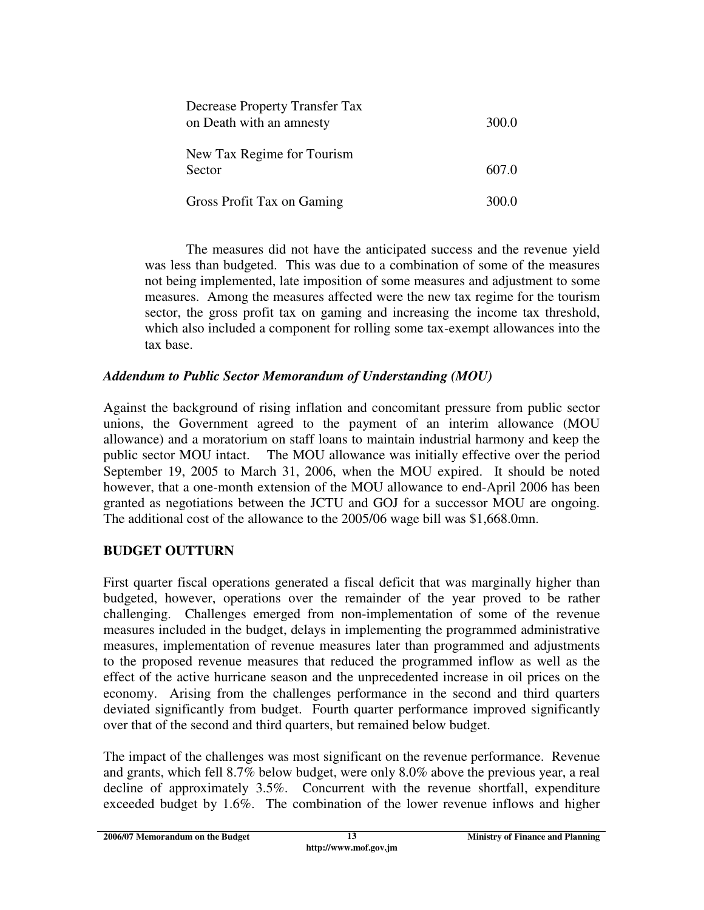| | |
|---|---|
| Decrease Property Transfer Tax on Death with an amnesty | 300.0 |
| New Tax Regime for Tourism Sector | 607.0 |
| Gross Profit Tax on Gaming | 300.0 |

The measures did not have the anticipated success and the revenue yield was less than budgeted. This was due to a combination of some of the measures not being implemented, late imposition of some measures and adjustment to some measures. Among the measures affected were the new tax regime for the tourism sector, the gross profit tax on gaming and increasing the income tax threshold, which also included a component for rolling some tax-exempt allowances into the tax base.

***Addendum to Public Sector Memorandum of Understanding (MOU)***

Against the background of rising inflation and concomitant pressure from public sector unions, the Government agreed to the payment of an interim allowance (MOU allowance) and a moratorium on staff loans to maintain industrial harmony and keep the public sector MOU intact. The MOU allowance was initially effective over the period September 19, 2005 to March 31, 2006, when the MOU expired. It should be noted however, that a one-month extension of the MOU allowance to end-April 2006 has been granted as negotiations between the JCTU and GOJ for a successor MOU are ongoing. The additional cost of the allowance to the 2005/06 wage bill was $1,668.0mn.

**BUDGET OUTTURN**

First quarter fiscal operations generated a fiscal deficit that was marginally higher than budgeted, however, operations over the remainder of the year proved to be rather challenging. Challenges emerged from non-implementation of some of the revenue measures included in the budget, delays in implementing the programmed administrative measures, implementation of revenue measures later than programmed and adjustments to the proposed revenue measures that reduced the programmed inflow as well as the effect of the active hurricane season and the unprecedented increase in oil prices on the economy. Arising from the challenges performance in the second and third quarters deviated significantly from budget. Fourth quarter performance improved significantly over that of the second and third quarters, but remained below budget.

The impact of the challenges was most significant on the revenue performance. Revenue and grants, which fell 8.7% below budget, were only 8.0% above the previous year, a real decline of approximately 3.5%. Concurrent with the revenue shortfall, expenditure exceeded budget by 1.6%. The combination of the lower revenue inflows and higher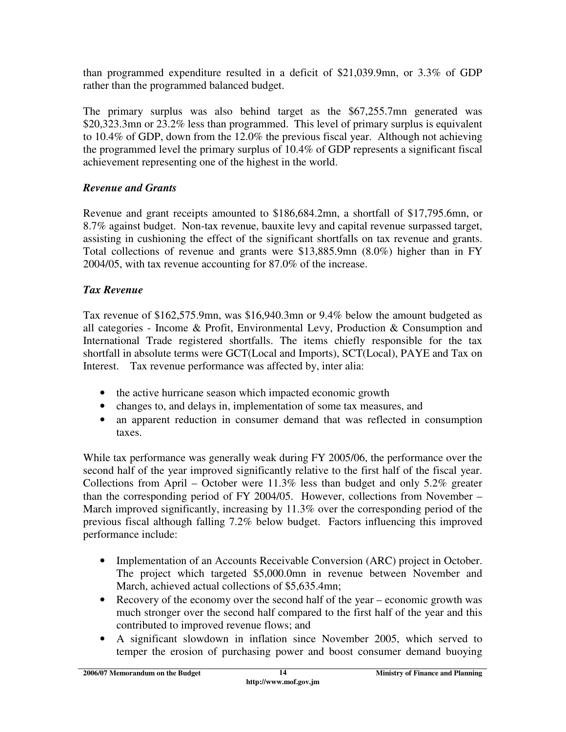than programmed expenditure resulted in a deficit of $21,039.9mn, or 3.3% of GDP rather than the programmed balanced budget.

The primary surplus was also behind target as the $67,255.7mn generated was $20,323.3mn or 23.2% less than programmed. This level of primary surplus is equivalent to 10.4% of GDP, down from the 12.0% the previous fiscal year. Although not achieving the programmed level the primary surplus of 10.4% of GDP represents a significant fiscal achievement representing one of the highest in the world.

### *Revenue and Grants*

Revenue and grant receipts amounted to $186,684.2mn, a shortfall of $17,795.6mn, or 8.7% against budget. Non-tax revenue, bauxite levy and capital revenue surpassed target, assisting in cushioning the effect of the significant shortfalls on tax revenue and grants. Total collections of revenue and grants were $13,885.9mn (8.0%) higher than in FY 2004/05, with tax revenue accounting for 87.0% of the increase.

### *Tax Revenue*

Tax revenue of $162,575.9mn, was $16,940.3mn or 9.4% below the amount budgeted as all categories - Income & Profit, Environmental Levy, Production & Consumption and International Trade registered shortfalls. The items chiefly responsible for the tax shortfall in absolute terms were GCT(Local and Imports), SCT(Local), PAYE and Tax on Interest. Tax revenue performance was affected by, inter alia:

- the active hurricane season which impacted economic growth
- changes to, and delays in, implementation of some tax measures, and
- an apparent reduction in consumer demand that was reflected in consumption taxes.

While tax performance was generally weak during FY 2005/06, the performance over the second half of the year improved significantly relative to the first half of the fiscal year. Collections from April – October were 11.3% less than budget and only 5.2% greater than the corresponding period of FY 2004/05. However, collections from November – March improved significantly, increasing by 11.3% over the corresponding period of the previous fiscal although falling 7.2% below budget. Factors influencing this improved performance include:

- Implementation of an Accounts Receivable Conversion (ARC) project in October. The project which targeted $5,000.0mn in revenue between November and March, achieved actual collections of $5,635.4mn;
- Recovery of the economy over the second half of the year – economic growth was much stronger over the second half compared to the first half of the year and this contributed to improved revenue flows; and
- A significant slowdown in inflation since November 2005, which served to temper the erosion of purchasing power and boost consumer demand buoying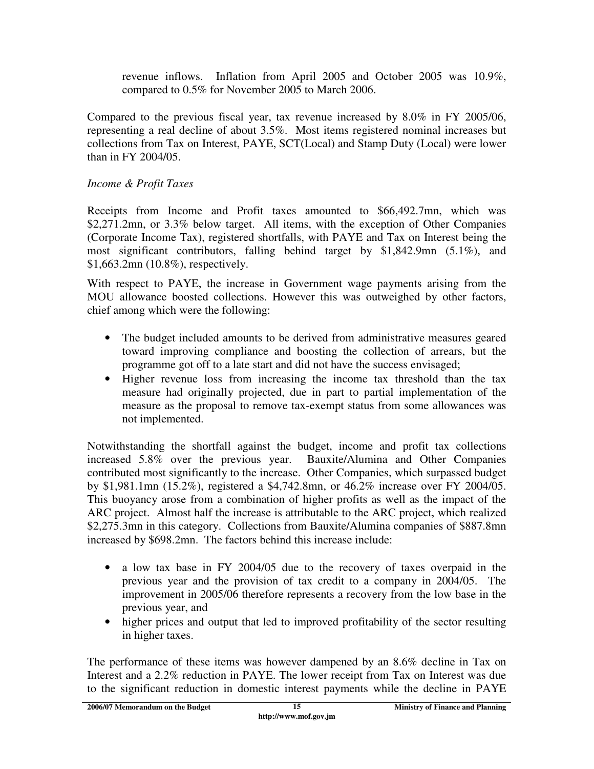revenue inflows. Inflation from April 2005 and October 2005 was 10.9%, compared to 0.5% for November 2005 to March 2006.

Compared to the previous fiscal year, tax revenue increased by 8.0% in FY 2005/06, representing a real decline of about 3.5%. Most items registered nominal increases but collections from Tax on Interest, PAYE, SCT(Local) and Stamp Duty (Local) were lower than in FY 2004/05.

*Income & Profit Taxes*

Receipts from Income and Profit taxes amounted to $66,492.7mn, which was $2,271.2mn, or 3.3% below target. All items, with the exception of Other Companies (Corporate Income Tax), registered shortfalls, with PAYE and Tax on Interest being the most significant contributors, falling behind target by $1,842.9mn (5.1%), and $1,663.2mn (10.8%), respectively.

With respect to PAYE, the increase in Government wage payments arising from the MOU allowance boosted collections. However this was outweighed by other factors, chief among which were the following:

- The budget included amounts to be derived from administrative measures geared toward improving compliance and boosting the collection of arrears, but the programme got off to a late start and did not have the success envisaged;
- Higher revenue loss from increasing the income tax threshold than the tax measure had originally projected, due in part to partial implementation of the measure as the proposal to remove tax-exempt status from some allowances was not implemented.

Notwithstanding the shortfall against the budget, income and profit tax collections increased 5.8% over the previous year. Bauxite/Alumina and Other Companies contributed most significantly to the increase. Other Companies, which surpassed budget by $1,981.1mn (15.2%), registered a $4,742.8mn, or 46.2% increase over FY 2004/05. This buoyancy arose from a combination of higher profits as well as the impact of the ARC project. Almost half the increase is attributable to the ARC project, which realized $2,275.3mn in this category. Collections from Bauxite/Alumina companies of $887.8mn increased by $698.2mn. The factors behind this increase include:

- a low tax base in FY 2004/05 due to the recovery of taxes overpaid in the previous year and the provision of tax credit to a company in 2004/05. The improvement in 2005/06 therefore represents a recovery from the low base in the previous year, and
- higher prices and output that led to improved profitability of the sector resulting in higher taxes.

The performance of these items was however dampened by an 8.6% decline in Tax on Interest and a 2.2% reduction in PAYE. The lower receipt from Tax on Interest was due to the significant reduction in domestic interest payments while the decline in PAYE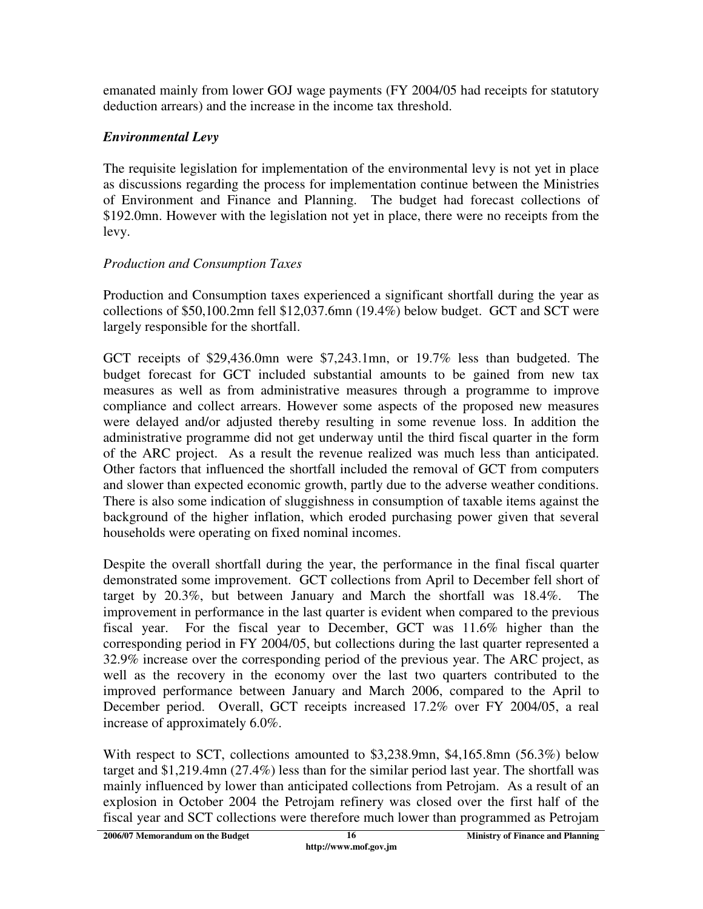emanated mainly from lower GOJ wage payments (FY 2004/05 had receipts for statutory deduction arrears) and the increase in the income tax threshold.

### *Environmental Levy*

The requisite legislation for implementation of the environmental levy is not yet in place as discussions regarding the process for implementation continue between the Ministries of Environment and Finance and Planning. The budget had forecast collections of $192.0mn. However with the legislation not yet in place, there were no receipts from the levy.

### *Production and Consumption Taxes*

Production and Consumption taxes experienced a significant shortfall during the year as collections of $50,100.2mn fell $12,037.6mn (19.4%) below budget. GCT and SCT were largely responsible for the shortfall.

GCT receipts of $29,436.0mn were $7,243.1mn, or 19.7% less than budgeted. The budget forecast for GCT included substantial amounts to be gained from new tax measures as well as from administrative measures through a programme to improve compliance and collect arrears. However some aspects of the proposed new measures were delayed and/or adjusted thereby resulting in some revenue loss. In addition the administrative programme did not get underway until the third fiscal quarter in the form of the ARC project. As a result the revenue realized was much less than anticipated. Other factors that influenced the shortfall included the removal of GCT from computers and slower than expected economic growth, partly due to the adverse weather conditions. There is also some indication of sluggishness in consumption of taxable items against the background of the higher inflation, which eroded purchasing power given that several households were operating on fixed nominal incomes.

Despite the overall shortfall during the year, the performance in the final fiscal quarter demonstrated some improvement. GCT collections from April to December fell short of target by 20.3%, but between January and March the shortfall was 18.4%. The improvement in performance in the last quarter is evident when compared to the previous fiscal year. For the fiscal year to December, GCT was 11.6% higher than the corresponding period in FY 2004/05, but collections during the last quarter represented a 32.9% increase over the corresponding period of the previous year. The ARC project, as well as the recovery in the economy over the last two quarters contributed to the improved performance between January and March 2006, compared to the April to December period. Overall, GCT receipts increased 17.2% over FY 2004/05, a real increase of approximately 6.0%.

With respect to SCT, collections amounted to $3,238.9mn, $4,165.8mn (56.3%) below target and $1,219.4mn (27.4%) less than for the similar period last year. The shortfall was mainly influenced by lower than anticipated collections from Petrojam. As a result of an explosion in October 2004 the Petrojam refinery was closed over the first half of the fiscal year and SCT collections were therefore much lower than programmed as Petrojam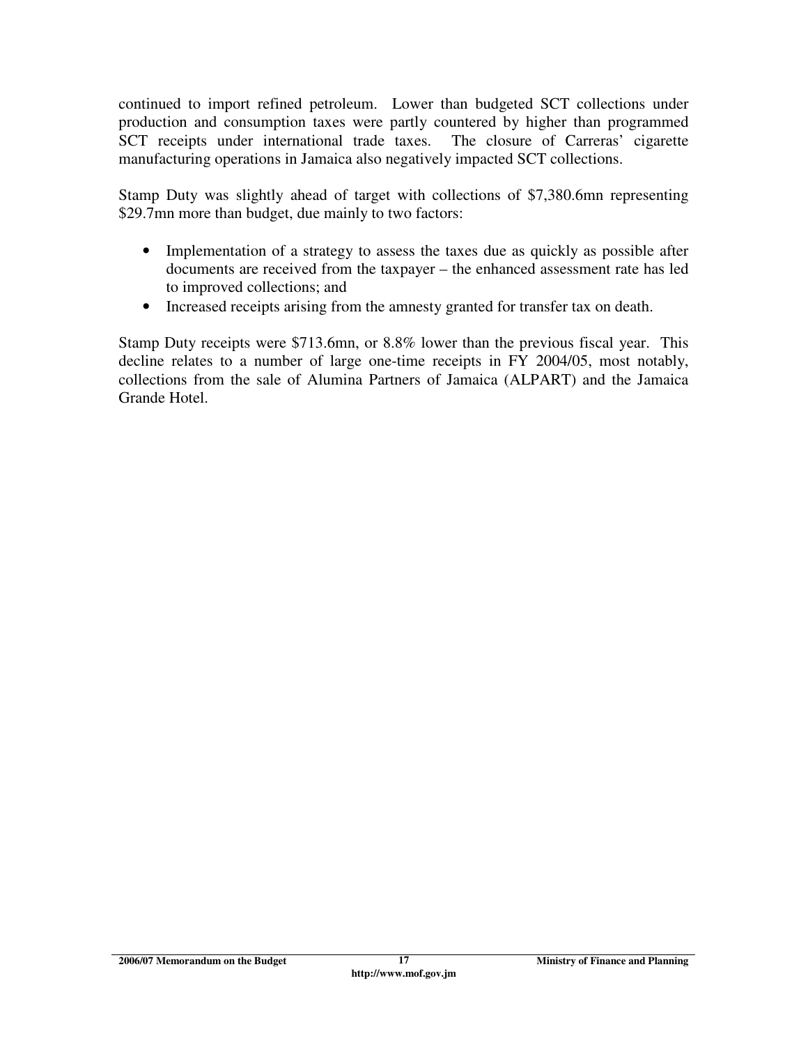continued to import refined petroleum. Lower than budgeted SCT collections under production and consumption taxes were partly countered by higher than programmed SCT receipts under international trade taxes. The closure of Carreras' cigarette manufacturing operations in Jamaica also negatively impacted SCT collections.

Stamp Duty was slightly ahead of target with collections of $7,380.6mn representing $29.7mn more than budget, due mainly to two factors:

- Implementation of a strategy to assess the taxes due as quickly as possible after documents are received from the taxpayer – the enhanced assessment rate has led to improved collections; and
- Increased receipts arising from the amnesty granted for transfer tax on death.

Stamp Duty receipts were $713.6mn, or 8.8% lower than the previous fiscal year. This decline relates to a number of large one-time receipts in FY 2004/05, most notably, collections from the sale of Alumina Partners of Jamaica (ALPART) and the Jamaica Grande Hotel.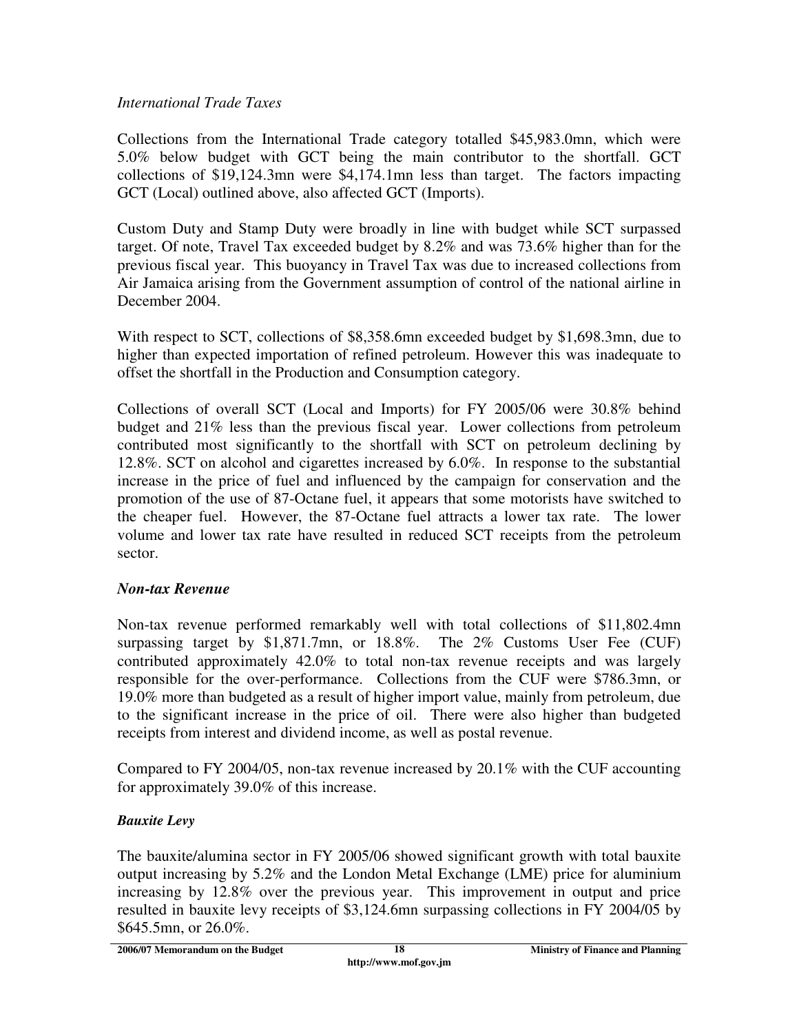*International Trade Taxes*

Collections from the International Trade category totalled $45,983.0mn, which were 5.0% below budget with GCT being the main contributor to the shortfall. GCT collections of $19,124.3mn were $4,174.1mn less than target. The factors impacting GCT (Local) outlined above, also affected GCT (Imports).

Custom Duty and Stamp Duty were broadly in line with budget while SCT surpassed target. Of note, Travel Tax exceeded budget by 8.2% and was 73.6% higher than for the previous fiscal year. This buoyancy in Travel Tax was due to increased collections from Air Jamaica arising from the Government assumption of control of the national airline in December 2004.

With respect to SCT, collections of $8,358.6mn exceeded budget by $1,698.3mn, due to higher than expected importation of refined petroleum. However this was inadequate to offset the shortfall in the Production and Consumption category.

Collections of overall SCT (Local and Imports) for FY 2005/06 were 30.8% behind budget and 21% less than the previous fiscal year. Lower collections from petroleum contributed most significantly to the shortfall with SCT on petroleum declining by 12.8%. SCT on alcohol and cigarettes increased by 6.0%. In response to the substantial increase in the price of fuel and influenced by the campaign for conservation and the promotion of the use of 87-Octane fuel, it appears that some motorists have switched to the cheaper fuel. However, the 87-Octane fuel attracts a lower tax rate. The lower volume and lower tax rate have resulted in reduced SCT receipts from the petroleum sector.

***Non-tax Revenue***

Non-tax revenue performed remarkably well with total collections of $11,802.4mn surpassing target by $1,871.7mn, or 18.8%. The 2% Customs User Fee (CUF) contributed approximately 42.0% to total non-tax revenue receipts and was largely responsible for the over-performance. Collections from the CUF were $786.3mn, or 19.0% more than budgeted as a result of higher import value, mainly from petroleum, due to the significant increase in the price of oil. There were also higher than budgeted receipts from interest and dividend income, as well as postal revenue.

Compared to FY 2004/05, non-tax revenue increased by 20.1% with the CUF accounting for approximately 39.0% of this increase.

***Bauxite Levy***

The bauxite/alumina sector in FY 2005/06 showed significant growth with total bauxite output increasing by 5.2% and the London Metal Exchange (LME) price for aluminium increasing by 12.8% over the previous year. This improvement in output and price resulted in bauxite levy receipts of $3,124.6mn surpassing collections in FY 2004/05 by $645.5mn, or 26.0%.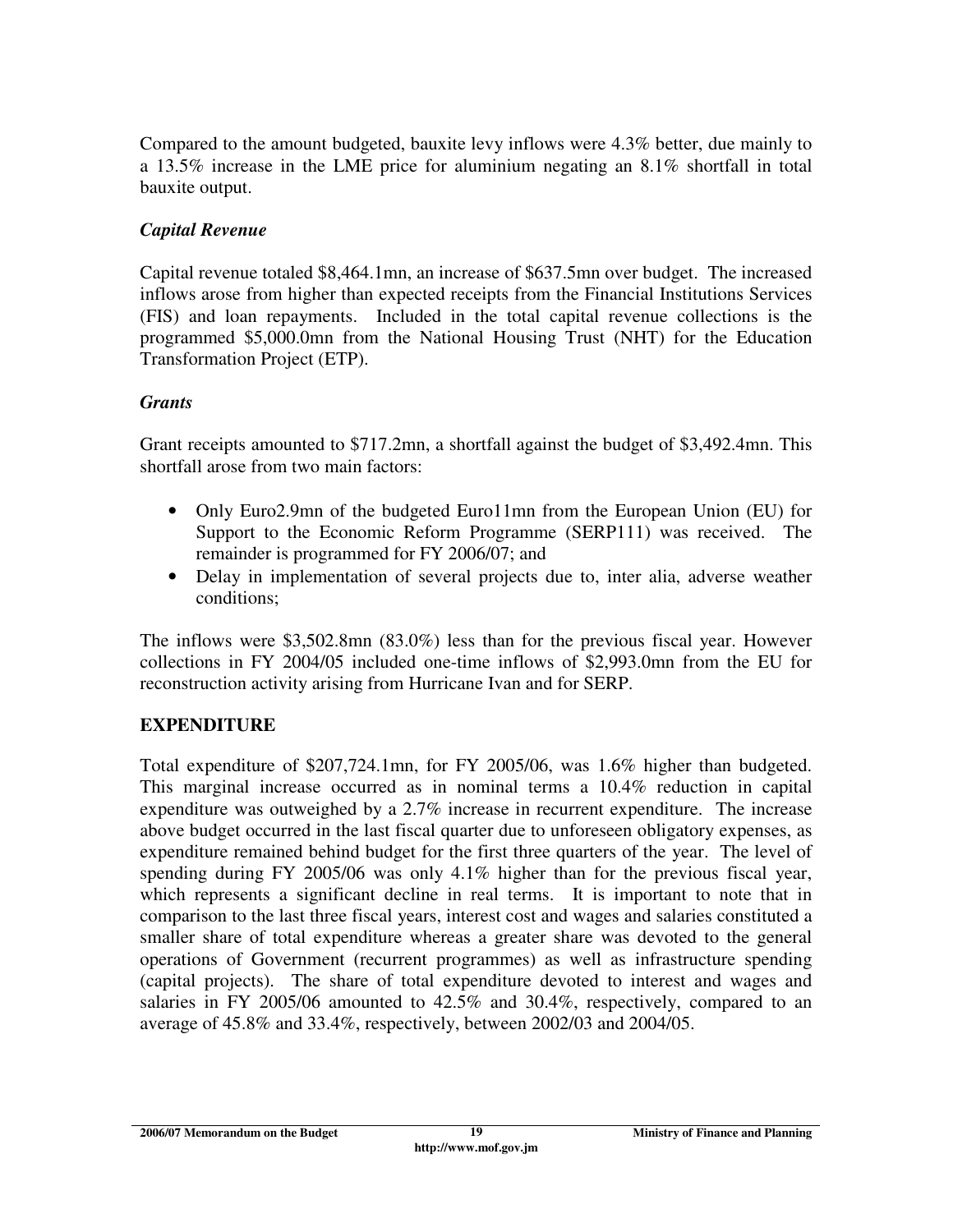Compared to the amount budgeted, bauxite levy inflows were 4.3% better, due mainly to a 13.5% increase in the LME price for aluminium negating an 8.1% shortfall in total bauxite output.

### *Capital Revenue*

Capital revenue totaled $8,464.1mn, an increase of $637.5mn over budget. The increased inflows arose from higher than expected receipts from the Financial Institutions Services (FIS) and loan repayments. Included in the total capital revenue collections is the programmed $5,000.0mn from the National Housing Trust (NHT) for the Education Transformation Project (ETP).

### *Grants*

Grant receipts amounted to $717.2mn, a shortfall against the budget of $3,492.4mn. This shortfall arose from two main factors:

- Only Euro2.9mn of the budgeted Euro11mn from the European Union (EU) for Support to the Economic Reform Programme (SERP111) was received. The remainder is programmed for FY 2006/07; and
- Delay in implementation of several projects due to, inter alia, adverse weather conditions;

The inflows were $3,502.8mn (83.0%) less than for the previous fiscal year. However collections in FY 2004/05 included one-time inflows of $2,993.0mn from the EU for reconstruction activity arising from Hurricane Ivan and for SERP.

## EXPENDITURE

Total expenditure of $207,724.1mn, for FY 2005/06, was 1.6% higher than budgeted. This marginal increase occurred as in nominal terms a 10.4% reduction in capital expenditure was outweighed by a 2.7% increase in recurrent expenditure. The increase above budget occurred in the last fiscal quarter due to unforeseen obligatory expenses, as expenditure remained behind budget for the first three quarters of the year. The level of spending during FY 2005/06 was only 4.1% higher than for the previous fiscal year, which represents a significant decline in real terms. It is important to note that in comparison to the last three fiscal years, interest cost and wages and salaries constituted a smaller share of total expenditure whereas a greater share was devoted to the general operations of Government (recurrent programmes) as well as infrastructure spending (capital projects). The share of total expenditure devoted to interest and wages and salaries in FY 2005/06 amounted to 42.5% and 30.4%, respectively, compared to an average of 45.8% and 33.4%, respectively, between 2002/03 and 2004/05.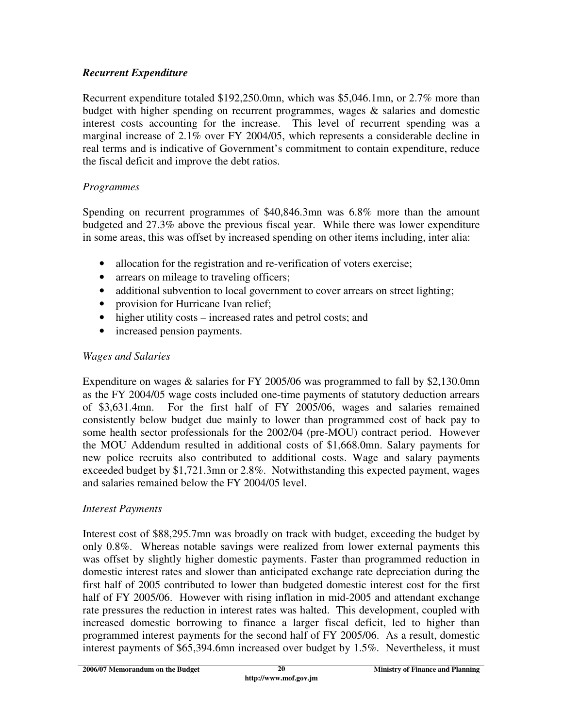### *Recurrent Expenditure*

Recurrent expenditure totaled $192,250.0mn, which was $5,046.1mn, or 2.7% more than budget with higher spending on recurrent programmes, wages & salaries and domestic interest costs accounting for the increase. This level of recurrent spending was a marginal increase of 2.1% over FY 2004/05, which represents a considerable decline in real terms and is indicative of Government's commitment to contain expenditure, reduce the fiscal deficit and improve the debt ratios.

*Programmes*

Spending on recurrent programmes of $40,846.3mn was 6.8% more than the amount budgeted and 27.3% above the previous fiscal year. While there was lower expenditure in some areas, this was offset by increased spending on other items including, inter alia:

- allocation for the registration and re-verification of voters exercise;
- arrears on mileage to traveling officers;
- additional subvention to local government to cover arrears on street lighting;
- provision for Hurricane Ivan relief;
- higher utility costs – increased rates and petrol costs; and
- increased pension payments.

*Wages and Salaries*

Expenditure on wages & salaries for FY 2005/06 was programmed to fall by $2,130.0mn as the FY 2004/05 wage costs included one-time payments of statutory deduction arrears of $3,631.4mn. For the first half of FY 2005/06, wages and salaries remained consistently below budget due mainly to lower than programmed cost of back pay to some health sector professionals for the 2002/04 (pre-MOU) contract period. However the MOU Addendum resulted in additional costs of $1,668.0mn. Salary payments for new police recruits also contributed to additional costs. Wage and salary payments exceeded budget by $1,721.3mn or 2.8%. Notwithstanding this expected payment, wages and salaries remained below the FY 2004/05 level.

*Interest Payments*

Interest cost of $88,295.7mn was broadly on track with budget, exceeding the budget by only 0.8%. Whereas notable savings were realized from lower external payments this was offset by slightly higher domestic payments. Faster than programmed reduction in domestic interest rates and slower than anticipated exchange rate depreciation during the first half of 2005 contributed to lower than budgeted domestic interest cost for the first half of FY 2005/06. However with rising inflation in mid-2005 and attendant exchange rate pressures the reduction in interest rates was halted. This development, coupled with increased domestic borrowing to finance a larger fiscal deficit, led to higher than programmed interest payments for the second half of FY 2005/06. As a result, domestic interest payments of $65,394.6mn increased over budget by 1.5%. Nevertheless, it must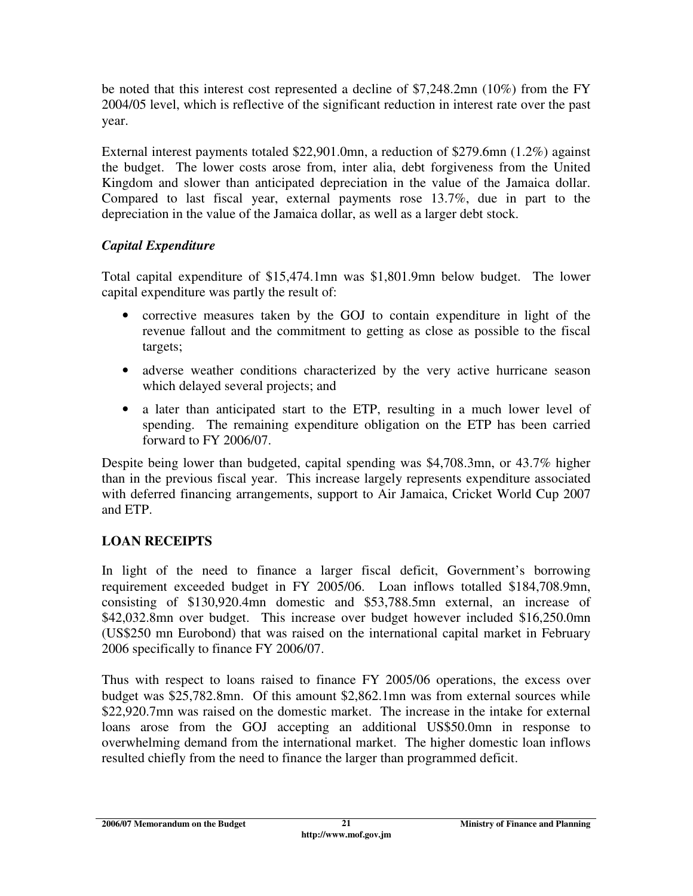be noted that this interest cost represented a decline of $7,248.2mn (10%) from the FY 2004/05 level, which is reflective of the significant reduction in interest rate over the past year.

External interest payments totaled $22,901.0mn, a reduction of $279.6mn (1.2%) against the budget. The lower costs arose from, inter alia, debt forgiveness from the United Kingdom and slower than anticipated depreciation in the value of the Jamaica dollar. Compared to last fiscal year, external payments rose 13.7%, due in part to the depreciation in the value of the Jamaica dollar, as well as a larger debt stock.

### *Capital Expenditure*

Total capital expenditure of $15,474.1mn was $1,801.9mn below budget. The lower capital expenditure was partly the result of:

- corrective measures taken by the GOJ to contain expenditure in light of the revenue fallout and the commitment to getting as close as possible to the fiscal targets;
- adverse weather conditions characterized by the very active hurricane season which delayed several projects; and
- a later than anticipated start to the ETP, resulting in a much lower level of spending. The remaining expenditure obligation on the ETP has been carried forward to FY 2006/07.

Despite being lower than budgeted, capital spending was $4,708.3mn, or 43.7% higher than in the previous fiscal year. This increase largely represents expenditure associated with deferred financing arrangements, support to Air Jamaica, Cricket World Cup 2007 and ETP.

## LOAN RECEIPTS

In light of the need to finance a larger fiscal deficit, Government's borrowing requirement exceeded budget in FY 2005/06. Loan inflows totalled $184,708.9mn, consisting of $130,920.4mn domestic and $53,788.5mn external, an increase of $42,032.8mn over budget. This increase over budget however included $16,250.0mn (US$250 mn Eurobond) that was raised on the international capital market in February 2006 specifically to finance FY 2006/07.

Thus with respect to loans raised to finance FY 2005/06 operations, the excess over budget was $25,782.8mn. Of this amount $2,862.1mn was from external sources while $22,920.7mn was raised on the domestic market. The increase in the intake for external loans arose from the GOJ accepting an additional US$50.0mn in response to overwhelming demand from the international market. The higher domestic loan inflows resulted chiefly from the need to finance the larger than programmed deficit.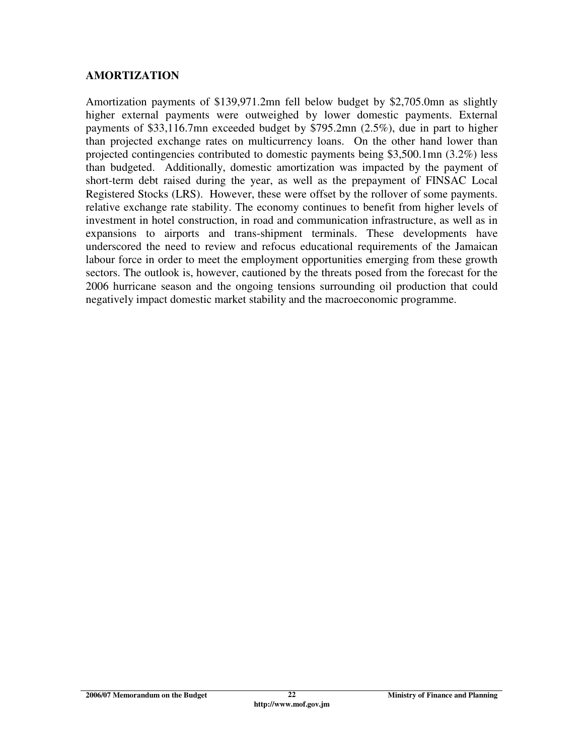## AMORTIZATION

Amortization payments of $139,971.2mn fell below budget by $2,705.0mn as slightly higher external payments were outweighed by lower domestic payments. External payments of $33,116.7mn exceeded budget by $795.2mn (2.5%), due in part to higher than projected exchange rates on multicurrency loans. On the other hand lower than projected contingencies contributed to domestic payments being $3,500.1mn (3.2%) less than budgeted. Additionally, domestic amortization was impacted by the payment of short-term debt raised during the year, as well as the prepayment of FINSAC Local Registered Stocks (LRS). However, these were offset by the rollover of some payments. relative exchange rate stability. The economy continues to benefit from higher levels of investment in hotel construction, in road and communication infrastructure, as well as in expansions to airports and trans-shipment terminals. These developments have underscored the need to review and refocus educational requirements of the Jamaican labour force in order to meet the employment opportunities emerging from these growth sectors. The outlook is, however, cautioned by the threats posed from the forecast for the 2006 hurricane season and the ongoing tensions surrounding oil production that could negatively impact domestic market stability and the macroeconomic programme.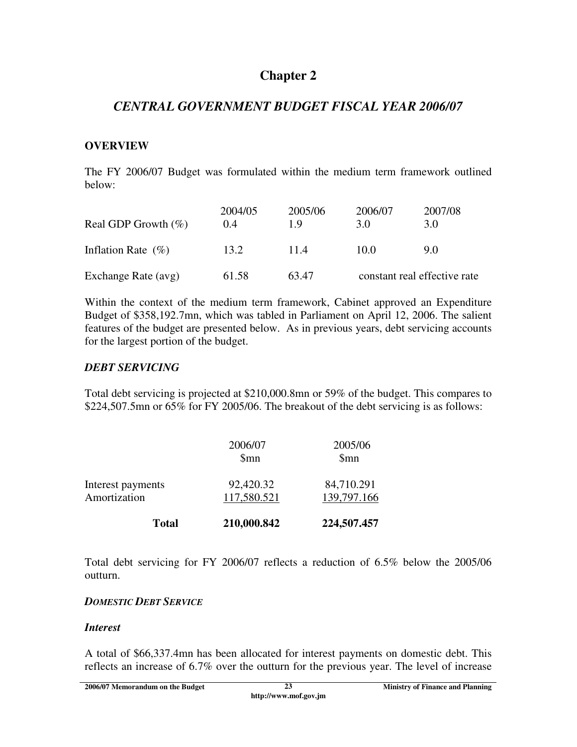# Chapter 2

## *CENTRAL GOVERNMENT BUDGET FISCAL YEAR 2006/07*

### OVERVIEW

The FY 2006/07 Budget was formulated within the medium term framework outlined below:

| | 2004/05 | 2005/06 | 2006/07 | 2007/08 |
|---|---|---|---|---|
| Real GDP Growth (%) | 0.4 | 1.9 | 3.0 | 3.0 |
| Inflation Rate (%) | 13.2 | 11.4 | 10.0 | 9.0 |
| Exchange Rate (avg) | 61.58 | 63.47 | constant real effective rate | |

Within the context of the medium term framework, Cabinet approved an Expenditure Budget of $358,192.7mn, which was tabled in Parliament on April 12, 2006. The salient features of the budget are presented below. As in previous years, debt servicing accounts for the largest portion of the budget.

### *DEBT SERVICING*

Total debt servicing is projected at $210,000.8mn or 59% of the budget. This compares to $224,507.5mn or 65% for FY 2005/06. The breakout of the debt servicing is as follows:

| | 2006/07 $mn | 2005/06 $mn |
|---|---|---|
| Interest payments | 92,420.32 | 84,710.291 |
| Amortization | 117,580.521 | 139,797.166 |
| **Total** | **210,000.842** | **224,507.457** |

Total debt servicing for FY 2006/07 reflects a reduction of 6.5% below the 2005/06 outturn.

#### *DOMESTIC DEBT SERVICE*

#### *Interest*

A total of $66,337.4mn has been allocated for interest payments on domestic debt. This reflects an increase of 6.7% over the outturn for the previous year. The level of increase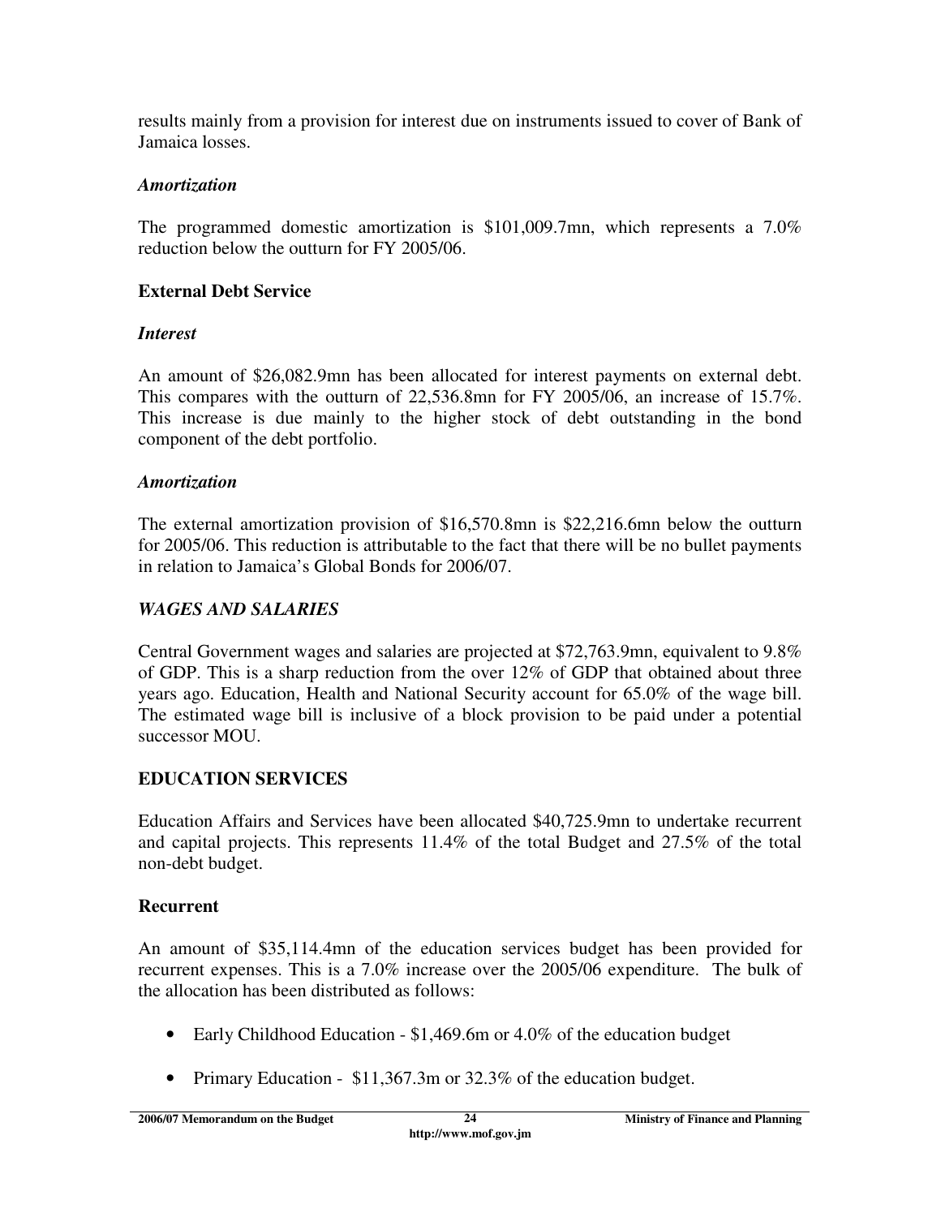results mainly from a provision for interest due on instruments issued to cover of Bank of Jamaica losses.

#### *Amortization*

The programmed domestic amortization is $101,009.7mn, which represents a 7.0% reduction below the outturn for FY 2005/06.

### External Debt Service

#### *Interest*

An amount of $26,082.9mn has been allocated for interest payments on external debt. This compares with the outturn of 22,536.8mn for FY 2005/06, an increase of 15.7%. This increase is due mainly to the higher stock of debt outstanding in the bond component of the debt portfolio.

#### *Amortization*

The external amortization provision of $16,570.8mn is $22,216.6mn below the outturn for 2005/06. This reduction is attributable to the fact that there will be no bullet payments in relation to Jamaica's Global Bonds for 2006/07.

## *WAGES AND SALARIES*

Central Government wages and salaries are projected at $72,763.9mn, equivalent to 9.8% of GDP. This is a sharp reduction from the over 12% of GDP that obtained about three years ago. Education, Health and National Security account for 65.0% of the wage bill. The estimated wage bill is inclusive of a block provision to be paid under a potential successor MOU.

## EDUCATION SERVICES

Education Affairs and Services have been allocated $40,725.9mn to undertake recurrent and capital projects. This represents 11.4% of the total Budget and 27.5% of the total non-debt budget.

### Recurrent

An amount of $35,114.4mn of the education services budget has been provided for recurrent expenses. This is a 7.0% increase over the 2005/06 expenditure. The bulk of the allocation has been distributed as follows:

- Early Childhood Education - $1,469.6m or 4.0% of the education budget
- Primary Education - $11,367.3m or 32.3% of the education budget.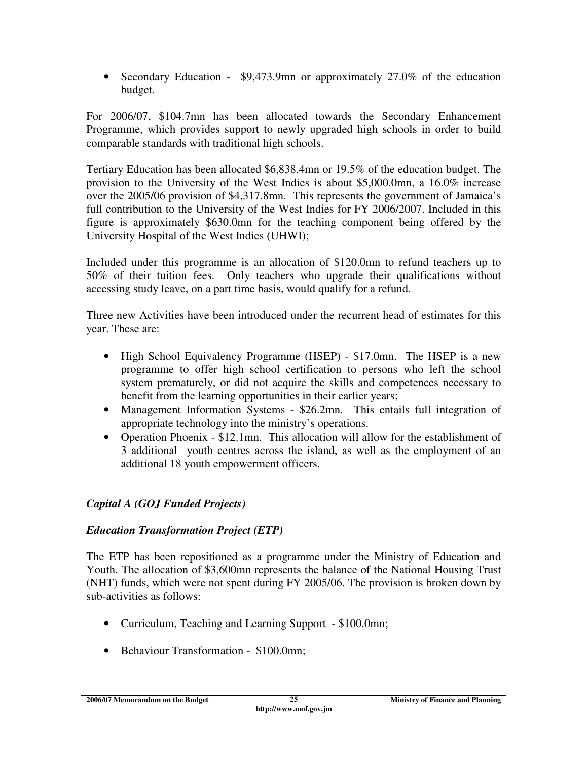- Secondary Education - $9,473.9mn or approximately 27.0% of the education budget.

For 2006/07, $104.7mn has been allocated towards the Secondary Enhancement Programme, which provides support to newly upgraded high schools in order to build comparable standards with traditional high schools.

Tertiary Education has been allocated $6,838.4mn or 19.5% of the education budget. The provision to the University of the West Indies is about $5,000.0mn, a 16.0% increase over the 2005/06 provision of $4,317.8mn. This represents the government of Jamaica's full contribution to the University of the West Indies for FY 2006/2007. Included in this figure is approximately $630.0mn for the teaching component being offered by the University Hospital of the West Indies (UHWI);

Included under this programme is an allocation of $120.0mn to refund teachers up to 50% of their tuition fees. Only teachers who upgrade their qualifications without accessing study leave, on a part time basis, would qualify for a refund.

Three new Activities have been introduced under the recurrent head of estimates for this year. These are:

- High School Equivalency Programme (HSEP) - $17.0mn. The HSEP is a new programme to offer high school certification to persons who left the school system prematurely, or did not acquire the skills and competences necessary to benefit from the learning opportunities in their earlier years;
- Management Information Systems - $26.2mn. This entails full integration of appropriate technology into the ministry's operations.
- Operation Phoenix - $12.1mn. This allocation will allow for the establishment of 3 additional youth centres across the island, as well as the employment of an additional 18 youth empowerment officers.

### *Capital A (GOJ Funded Projects)*

### *Education Transformation Project (ETP)*

The ETP has been repositioned as a programme under the Ministry of Education and Youth. The allocation of $3,600mn represents the balance of the National Housing Trust (NHT) funds, which were not spent during FY 2005/06. The provision is broken down by sub-activities as follows:

- Curriculum, Teaching and Learning Support - $100.0mn;
- Behaviour Transformation - $100.0mn;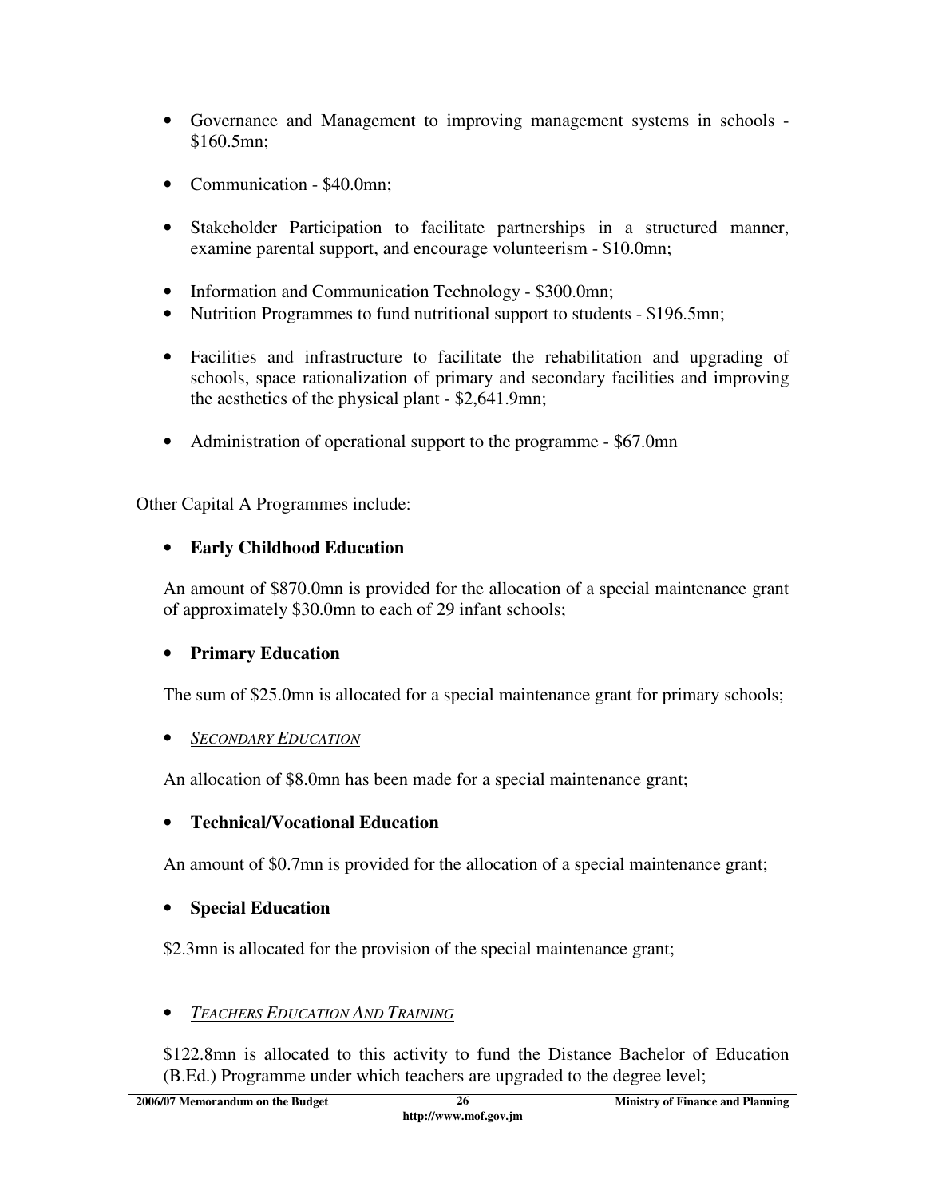- Governance and Management to improving management systems in schools - \$160.5mn;

- Communication - \$40.0mn;

- Stakeholder Participation to facilitate partnerships in a structured manner, examine parental support, and encourage volunteerism - \$10.0mn;

- Information and Communication Technology - \$300.0mn;
- Nutrition Programmes to fund nutritional support to students - \$196.5mn;

- Facilities and infrastructure to facilitate the rehabilitation and upgrading of schools, space rationalization of primary and secondary facilities and improving the aesthetics of the physical plant - \$2,641.9mn;

- Administration of operational support to the programme - \$67.0mn

Other Capital A Programmes include:

- **Early Childhood Education**

  An amount of \$870.0mn is provided for the allocation of a special maintenance grant of approximately \$30.0mn to each of 29 infant schools;

- **Primary Education**

  The sum of \$25.0mn is allocated for a special maintenance grant for primary schools;

- *SECONDARY EDUCATION*

  An allocation of \$8.0mn has been made for a special maintenance grant;

- **Technical/Vocational Education**

  An amount of \$0.7mn is provided for the allocation of a special maintenance grant;

- **Special Education**

  \$2.3mn is allocated for the provision of the special maintenance grant;

- *TEACHERS EDUCATION AND TRAINING*

  \$122.8mn is allocated to this activity to fund the Distance Bachelor of Education (B.Ed.) Programme under which teachers are upgraded to the degree level;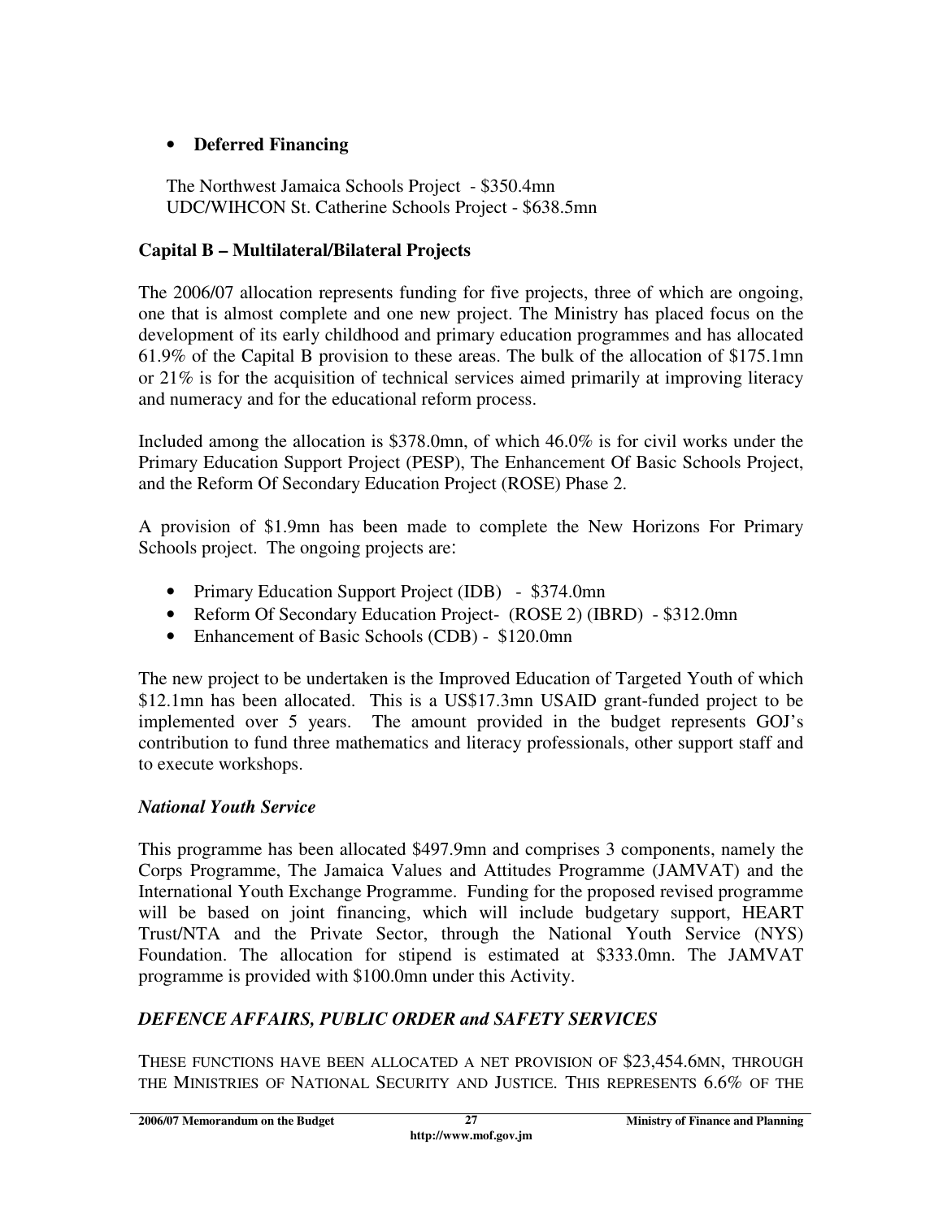- **Deferred Financing**

  The Northwest Jamaica Schools Project - \$350.4mn
  UDC/WIHCON St. Catherine Schools Project - \$638.5mn

**Capital B – Multilateral/Bilateral Projects**

The 2006/07 allocation represents funding for five projects, three of which are ongoing, one that is almost complete and one new project. The Ministry has placed focus on the development of its early childhood and primary education programmes and has allocated 61.9% of the Capital B provision to these areas. The bulk of the allocation of \$175.1mn or 21% is for the acquisition of technical services aimed primarily at improving literacy and numeracy and for the educational reform process.

Included among the allocation is \$378.0mn, of which 46.0% is for civil works under the Primary Education Support Project (PESP), The Enhancement Of Basic Schools Project, and the Reform Of Secondary Education Project (ROSE) Phase 2.

A provision of \$1.9mn has been made to complete the New Horizons For Primary Schools project. The ongoing projects are:

- Primary Education Support Project (IDB) - \$374.0mn
- Reform Of Secondary Education Project- (ROSE 2) (IBRD) - \$312.0mn
- Enhancement of Basic Schools (CDB) - \$120.0mn

The new project to be undertaken is the Improved Education of Targeted Youth of which \$12.1mn has been allocated. This is a US\$17.3mn USAID grant-funded project to be implemented over 5 years. The amount provided in the budget represents GOJ's contribution to fund three mathematics and literacy professionals, other support staff and to execute workshops.

***National Youth Service***

This programme has been allocated \$497.9mn and comprises 3 components, namely the Corps Programme, The Jamaica Values and Attitudes Programme (JAMVAT) and the International Youth Exchange Programme. Funding for the proposed revised programme will be based on joint financing, which will include budgetary support, HEART Trust/NTA and the Private Sector, through the National Youth Service (NYS) Foundation. The allocation for stipend is estimated at \$333.0mn. The JAMVAT programme is provided with \$100.0mn under this Activity.

***DEFENCE AFFAIRS, PUBLIC ORDER and SAFETY SERVICES***

THESE FUNCTIONS HAVE BEEN ALLOCATED A NET PROVISION OF \$23,454.6MN, THROUGH THE MINISTRIES OF NATIONAL SECURITY AND JUSTICE. THIS REPRESENTS 6.6% OF THE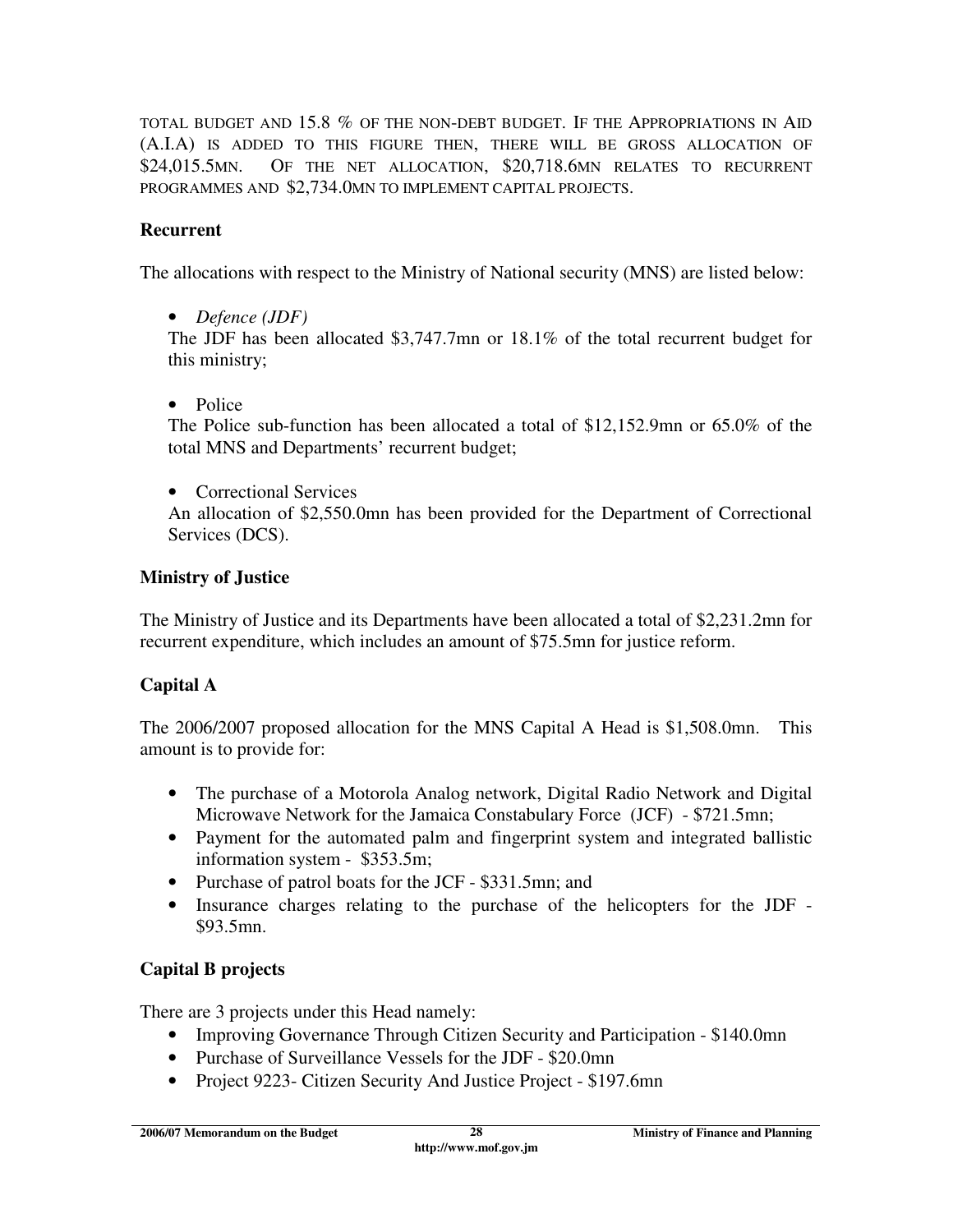TOTAL BUDGET AND 15.8 % OF THE NON-DEBT BUDGET. IF THE APPROPRIATIONS IN AID (A.I.A) IS ADDED TO THIS FIGURE THEN, THERE WILL BE GROSS ALLOCATION OF $24,015.5MN. OF THE NET ALLOCATION, $20,718.6MN RELATES TO RECURRENT PROGRAMMES AND $2,734.0MN TO IMPLEMENT CAPITAL PROJECTS.

**Recurrent**

The allocations with respect to the Ministry of National security (MNS) are listed below:

- *Defence (JDF)*
  The JDF has been allocated $3,747.7mn or 18.1% of the total recurrent budget for this ministry;

- Police
  The Police sub-function has been allocated a total of $12,152.9mn or 65.0% of the total MNS and Departments' recurrent budget;

- Correctional Services
  An allocation of $2,550.0mn has been provided for the Department of Correctional Services (DCS).

**Ministry of Justice**

The Ministry of Justice and its Departments have been allocated a total of $2,231.2mn for recurrent expenditure, which includes an amount of $75.5mn for justice reform.

**Capital A**

The 2006/2007 proposed allocation for the MNS Capital A Head is $1,508.0mn. This amount is to provide for:

- The purchase of a Motorola Analog network, Digital Radio Network and Digital Microwave Network for the Jamaica Constabulary Force (JCF) - $721.5mn;
- Payment for the automated palm and fingerprint system and integrated ballistic information system - $353.5m;
- Purchase of patrol boats for the JCF - $331.5mn; and
- Insurance charges relating to the purchase of the helicopters for the JDF - $93.5mn.

**Capital B projects**

There are 3 projects under this Head namely:

- Improving Governance Through Citizen Security and Participation - $140.0mn
- Purchase of Surveillance Vessels for the JDF - $20.0mn
- Project 9223- Citizen Security And Justice Project - $197.6mn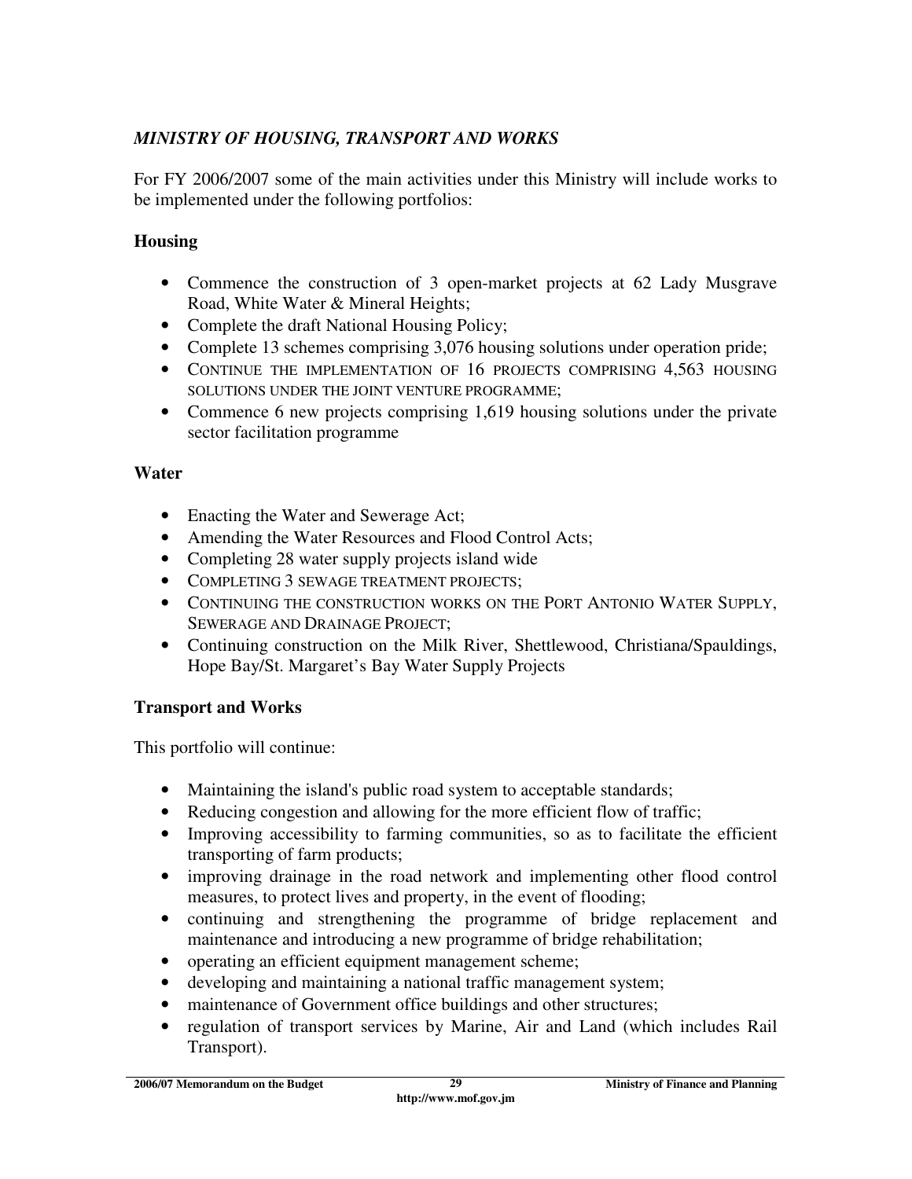## *MINISTRY OF HOUSING, TRANSPORT AND WORKS*

For FY 2006/2007 some of the main activities under this Ministry will include works to be implemented under the following portfolios:

### Housing

- Commence the construction of 3 open-market projects at 62 Lady Musgrave Road, White Water & Mineral Heights;
- Complete the draft National Housing Policy;
- Complete 13 schemes comprising 3,076 housing solutions under operation pride;
- Continue the implementation of 16 projects comprising 4,563 housing solutions under the joint venture programme;
- Commence 6 new projects comprising 1,619 housing solutions under the private sector facilitation programme

### Water

- Enacting the Water and Sewerage Act;
- Amending the Water Resources and Flood Control Acts;
- Completing 28 water supply projects island wide
- Completing 3 sewage treatment projects;
- Continuing the construction works on the Port Antonio Water Supply, Sewerage and Drainage Project;
- Continuing construction on the Milk River, Shettlewood, Christiana/Spauldings, Hope Bay/St. Margaret's Bay Water Supply Projects

### Transport and Works

This portfolio will continue:

- Maintaining the island's public road system to acceptable standards;
- Reducing congestion and allowing for the more efficient flow of traffic;
- Improving accessibility to farming communities, so as to facilitate the efficient transporting of farm products;
- improving drainage in the road network and implementing other flood control measures, to protect lives and property, in the event of flooding;
- continuing and strengthening the programme of bridge replacement and maintenance and introducing a new programme of bridge rehabilitation;
- operating an efficient equipment management scheme;
- developing and maintaining a national traffic management system;
- maintenance of Government office buildings and other structures;
- regulation of transport services by Marine, Air and Land (which includes Rail Transport).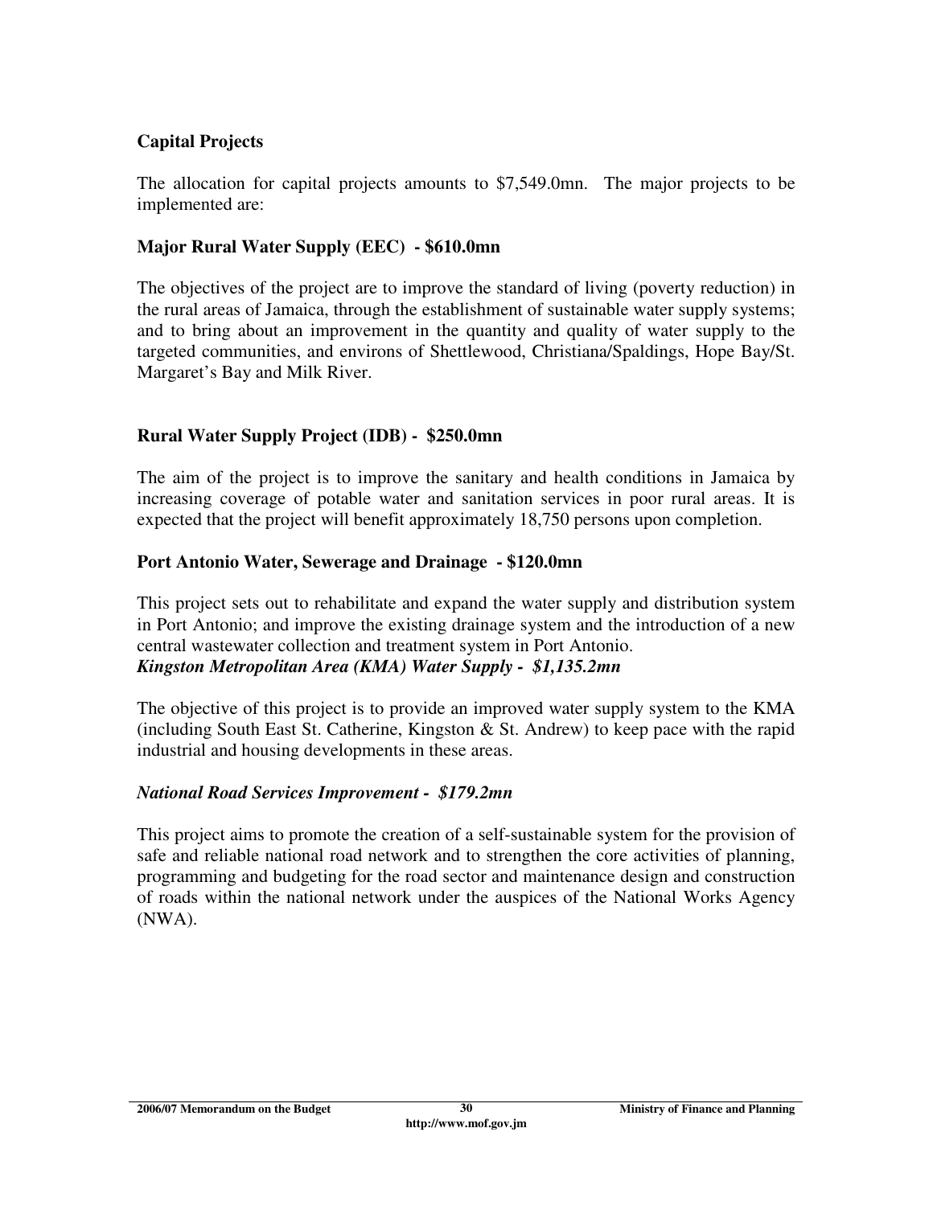### Capital Projects

The allocation for capital projects amounts to $7,549.0mn. The major projects to be implemented are:

**Major Rural Water Supply (EEC) - $610.0mn**

The objectives of the project are to improve the standard of living (poverty reduction) in the rural areas of Jamaica, through the establishment of sustainable water supply systems; and to bring about an improvement in the quantity and quality of water supply to the targeted communities, and environs of Shettlewood, Christiana/Spaldings, Hope Bay/St. Margaret's Bay and Milk River.

**Rural Water Supply Project (IDB) - $250.0mn**

The aim of the project is to improve the sanitary and health conditions in Jamaica by increasing coverage of potable water and sanitation services in poor rural areas. It is expected that the project will benefit approximately 18,750 persons upon completion.

**Port Antonio Water, Sewerage and Drainage - $120.0mn**

This project sets out to rehabilitate and expand the water supply and distribution system in Port Antonio; and improve the existing drainage system and the introduction of a new central wastewater collection and treatment system in Port Antonio.

***Kingston Metropolitan Area (KMA) Water Supply - $1,135.2mn***

The objective of this project is to provide an improved water supply system to the KMA (including South East St. Catherine, Kingston & St. Andrew) to keep pace with the rapid industrial and housing developments in these areas.

***National Road Services Improvement - $179.2mn***

This project aims to promote the creation of a self-sustainable system for the provision of safe and reliable national road network and to strengthen the core activities of planning, programming and budgeting for the road sector and maintenance design and construction of roads within the national network under the auspices of the National Works Agency (NWA).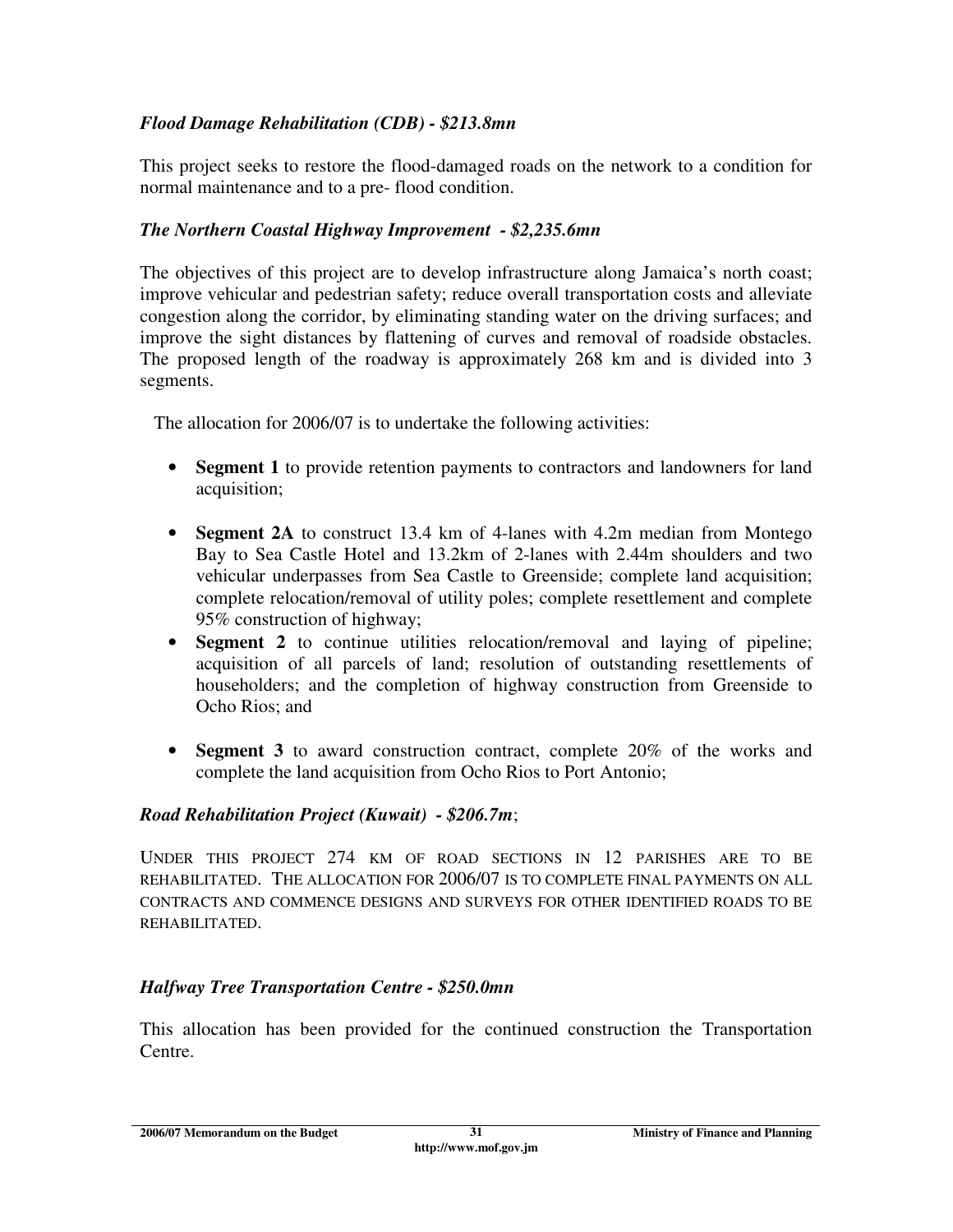***Flood Damage Rehabilitation (CDB) - $213.8mn***

This project seeks to restore the flood-damaged roads on the network to a condition for normal maintenance and to a pre- flood condition.

***The Northern Coastal Highway Improvement - $2,235.6mn***

The objectives of this project are to develop infrastructure along Jamaica's north coast; improve vehicular and pedestrian safety; reduce overall transportation costs and alleviate congestion along the corridor, by eliminating standing water on the driving surfaces; and improve the sight distances by flattening of curves and removal of roadside obstacles. The proposed length of the roadway is approximately 268 km and is divided into 3 segments.

The allocation for 2006/07 is to undertake the following activities:

- **Segment 1** to provide retention payments to contractors and landowners for land acquisition;
- **Segment 2A** to construct 13.4 km of 4-lanes with 4.2m median from Montego Bay to Sea Castle Hotel and 13.2km of 2-lanes with 2.44m shoulders and two vehicular underpasses from Sea Castle to Greenside; complete land acquisition; complete relocation/removal of utility poles; complete resettlement and complete 95% construction of highway;
- **Segment 2** to continue utilities relocation/removal and laying of pipeline; acquisition of all parcels of land; resolution of outstanding resettlements of householders; and the completion of highway construction from Greenside to Ocho Rios; and
- **Segment 3** to award construction contract, complete 20% of the works and complete the land acquisition from Ocho Rios to Port Antonio;

***Road Rehabilitation Project (Kuwait) - $206.7m***;

Under this project 274 km of road sections in 12 parishes are to be rehabilitated. The allocation for 2006/07 is to complete final payments on all contracts and commence designs and surveys for other identified roads to be rehabilitated.

***Halfway Tree Transportation Centre - $250.0mn***

This allocation has been provided for the continued construction the Transportation Centre.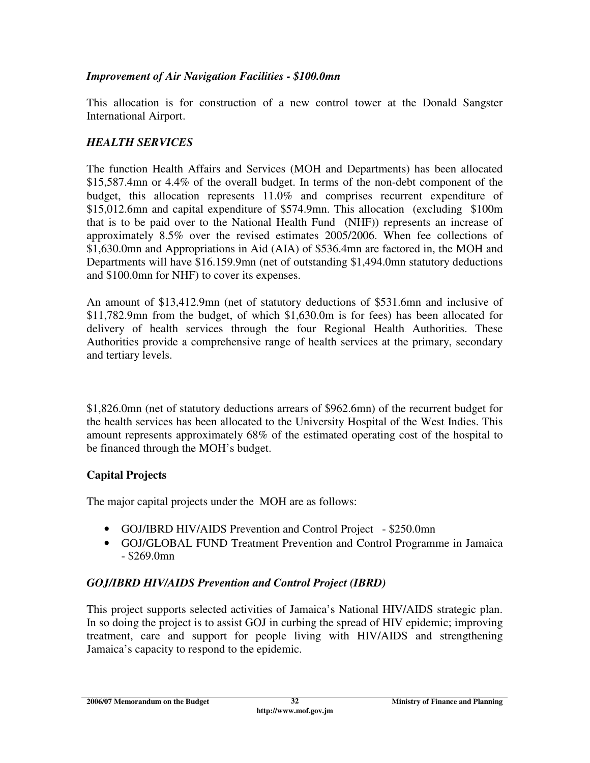### *Improvement of Air Navigation Facilities - $100.0mn*

This allocation is for construction of a new control tower at the Donald Sangster International Airport.

### *HEALTH SERVICES*

The function Health Affairs and Services (MOH and Departments) has been allocated $15,587.4mn or 4.4% of the overall budget. In terms of the non-debt component of the budget, this allocation represents 11.0% and comprises recurrent expenditure of $15,012.6mn and capital expenditure of $574.9mn. This allocation (excluding $100m that is to be paid over to the National Health Fund (NHF)) represents an increase of approximately 8.5% over the revised estimates 2005/2006. When fee collections of $1,630.0mn and Appropriations in Aid (AIA) of $536.4mn are factored in, the MOH and Departments will have $16.159.9mn (net of outstanding $1,494.0mn statutory deductions and $100.0mn for NHF) to cover its expenses.

An amount of $13,412.9mn (net of statutory deductions of $531.6mn and inclusive of $11,782.9mn from the budget, of which $1,630.0m is for fees) has been allocated for delivery of health services through the four Regional Health Authorities. These Authorities provide a comprehensive range of health services at the primary, secondary and tertiary levels.

$1,826.0mn (net of statutory deductions arrears of $962.6mn) of the recurrent budget for the health services has been allocated to the University Hospital of the West Indies. This amount represents approximately 68% of the estimated operating cost of the hospital to be financed through the MOH's budget.

### **Capital Projects**

The major capital projects under the MOH are as follows:

- GOJ/IBRD HIV/AIDS Prevention and Control Project - $250.0mn
- GOJ/GLOBAL FUND Treatment Prevention and Control Programme in Jamaica - $269.0mn

### *GOJ/IBRD HIV/AIDS Prevention and Control Project (IBRD)*

This project supports selected activities of Jamaica's National HIV/AIDS strategic plan. In so doing the project is to assist GOJ in curbing the spread of HIV epidemic; improving treatment, care and support for people living with HIV/AIDS and strengthening Jamaica's capacity to respond to the epidemic.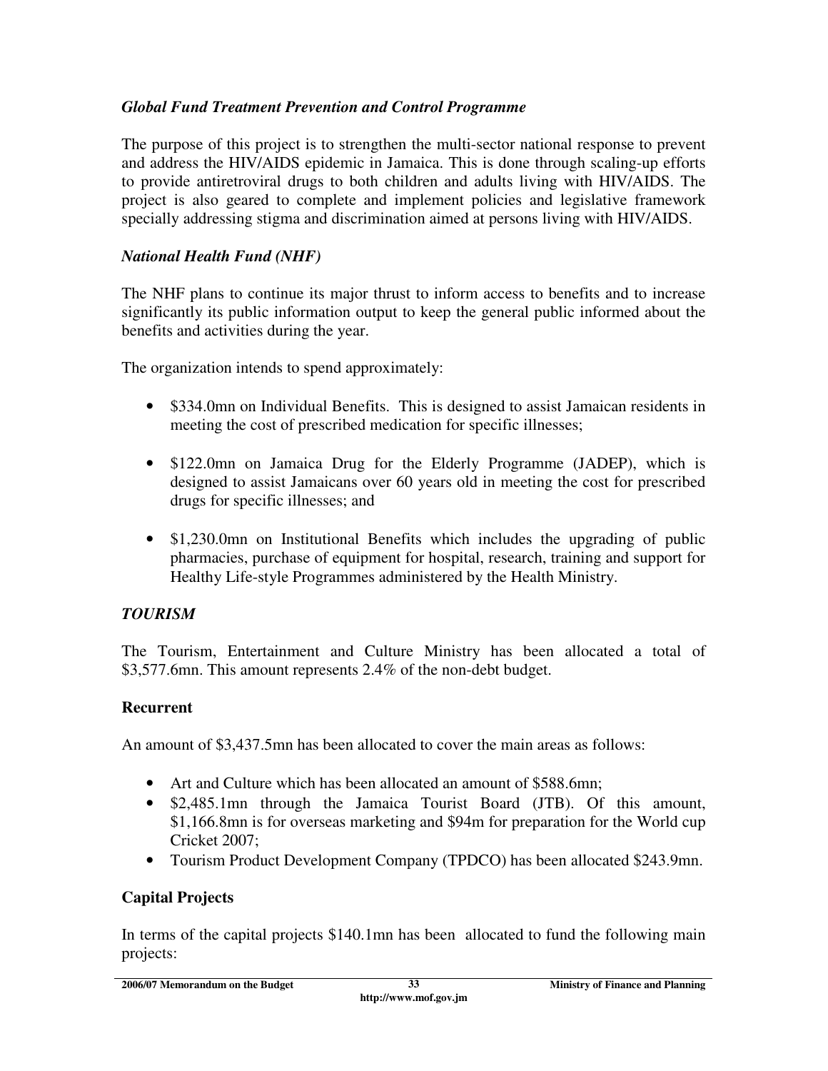### *Global Fund Treatment Prevention and Control Programme*

The purpose of this project is to strengthen the multi-sector national response to prevent and address the HIV/AIDS epidemic in Jamaica. This is done through scaling-up efforts to provide antiretroviral drugs to both children and adults living with HIV/AIDS. The project is also geared to complete and implement policies and legislative framework specially addressing stigma and discrimination aimed at persons living with HIV/AIDS.

### *National Health Fund (NHF)*

The NHF plans to continue its major thrust to inform access to benefits and to increase significantly its public information output to keep the general public informed about the benefits and activities during the year.

The organization intends to spend approximately:

- $334.0mn on Individual Benefits. This is designed to assist Jamaican residents in meeting the cost of prescribed medication for specific illnesses;
- $122.0mn on Jamaica Drug for the Elderly Programme (JADEP), which is designed to assist Jamaicans over 60 years old in meeting the cost for prescribed drugs for specific illnesses; and
- $1,230.0mn on Institutional Benefits which includes the upgrading of public pharmacies, purchase of equipment for hospital, research, training and support for Healthy Life-style Programmes administered by the Health Ministry.

## *TOURISM*

The Tourism, Entertainment and Culture Ministry has been allocated a total of $3,577.6mn. This amount represents 2.4% of the non-debt budget.

### **Recurrent**

An amount of $3,437.5mn has been allocated to cover the main areas as follows:

- Art and Culture which has been allocated an amount of $588.6mn;
- $2,485.1mn through the Jamaica Tourist Board (JTB). Of this amount, $1,166.8mn is for overseas marketing and $94m for preparation for the World cup Cricket 2007;
- Tourism Product Development Company (TPDCO) has been allocated $243.9mn.

### **Capital Projects**

In terms of the capital projects $140.1mn has been allocated to fund the following main projects: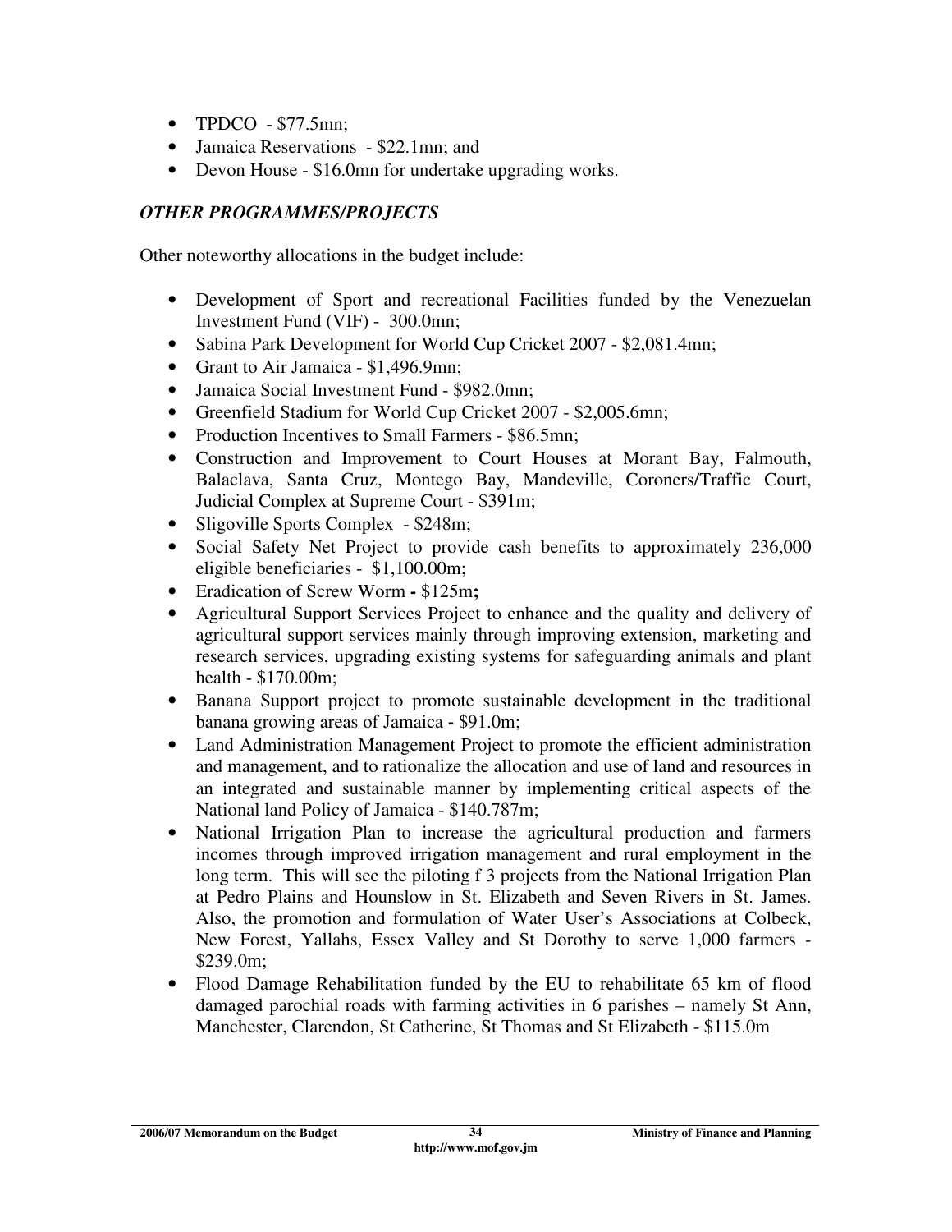- TPDCO - $77.5mn;
- Jamaica Reservations - $22.1mn; and
- Devon House - $16.0mn for undertake upgrading works.

***OTHER PROGRAMMES/PROJECTS***

Other noteworthy allocations in the budget include:

- Development of Sport and recreational Facilities funded by the Venezuelan Investment Fund (VIF) - 300.0mn;
- Sabina Park Development for World Cup Cricket 2007 - $2,081.4mn;
- Grant to Air Jamaica - $1,496.9mn;
- Jamaica Social Investment Fund - $982.0mn;
- Greenfield Stadium for World Cup Cricket 2007 - $2,005.6mn;
- Production Incentives to Small Farmers - $86.5mn;
- Construction and Improvement to Court Houses at Morant Bay, Falmouth, Balaclava, Santa Cruz, Montego Bay, Mandeville, Coroners/Traffic Court, Judicial Complex at Supreme Court - $391m;
- Sligoville Sports Complex - $248m;
- Social Safety Net Project to provide cash benefits to approximately 236,000 eligible beneficiaries - $1,100.00m;
- Eradication of Screw Worm **-** $125m**;**
- Agricultural Support Services Project to enhance and the quality and delivery of agricultural support services mainly through improving extension, marketing and research services, upgrading existing systems for safeguarding animals and plant health - $170.00m;
- Banana Support project to promote sustainable development in the traditional banana growing areas of Jamaica **-** $91.0m;
- Land Administration Management Project to promote the efficient administration and management, and to rationalize the allocation and use of land and resources in an integrated and sustainable manner by implementing critical aspects of the National land Policy of Jamaica - $140.787m;
- National Irrigation Plan to increase the agricultural production and farmers incomes through improved irrigation management and rural employment in the long term. This will see the piloting f 3 projects from the National Irrigation Plan at Pedro Plains and Hounslow in St. Elizabeth and Seven Rivers in St. James. Also, the promotion and formulation of Water User's Associations at Colbeck, New Forest, Yallahs, Essex Valley and St Dorothy to serve 1,000 farmers - $239.0m;
- Flood Damage Rehabilitation funded by the EU to rehabilitate 65 km of flood damaged parochial roads with farming activities in 6 parishes – namely St Ann, Manchester, Clarendon, St Catherine, St Thomas and St Elizabeth - $115.0m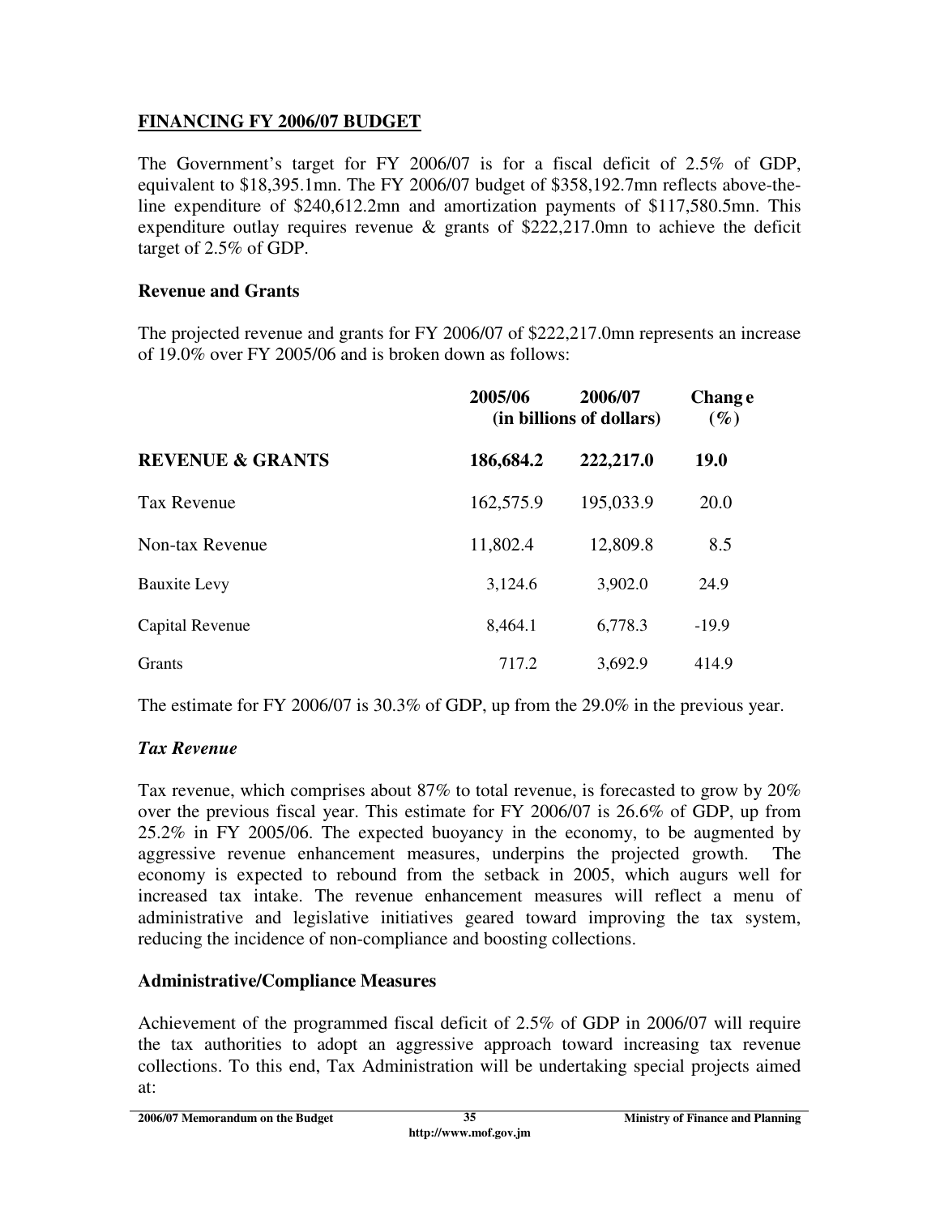## FINANCING FY 2006/07 BUDGET

The Government's target for FY 2006/07 is for a fiscal deficit of 2.5% of GDP, equivalent to $18,395.1mn. The FY 2006/07 budget of $358,192.7mn reflects above-the-line expenditure of $240,612.2mn and amortization payments of $117,580.5mn. This expenditure outlay requires revenue & grants of $222,217.0mn to achieve the deficit target of 2.5% of GDP.

### Revenue and Grants

The projected revenue and grants for FY 2006/07 of $222,217.0mn represents an increase of 19.0% over FY 2005/06 and is broken down as follows:

| | 2005/06 | 2006/07 | Change (%) |
|---|---|---|---|
| | (in billions of dollars) | | |
| **REVENUE & GRANTS** | **186,684.2** | **222,217.0** | **19.0** |
| Tax Revenue | 162,575.9 | 195,033.9 | 20.0 |
| Non-tax Revenue | 11,802.4 | 12,809.8 | 8.5 |
| Bauxite Levy | 3,124.6 | 3,902.0 | 24.9 |
| Capital Revenue | 8,464.1 | 6,778.3 | -19.9 |
| Grants | 717.2 | 3,692.9 | 414.9 |

The estimate for FY 2006/07 is 30.3% of GDP, up from the 29.0% in the previous year.

### *Tax Revenue*

Tax revenue, which comprises about 87% to total revenue, is forecasted to grow by 20% over the previous fiscal year. This estimate for FY 2006/07 is 26.6% of GDP, up from 25.2% in FY 2005/06. The expected buoyancy in the economy, to be augmented by aggressive revenue enhancement measures, underpins the projected growth. The economy is expected to rebound from the setback in 2005, which augurs well for increased tax intake. The revenue enhancement measures will reflect a menu of administrative and legislative initiatives geared toward improving the tax system, reducing the incidence of non-compliance and boosting collections.

### Administrative/Compliance Measures

Achievement of the programmed fiscal deficit of 2.5% of GDP in 2006/07 will require the tax authorities to adopt an aggressive approach toward increasing tax revenue collections. To this end, Tax Administration will be undertaking special projects aimed at: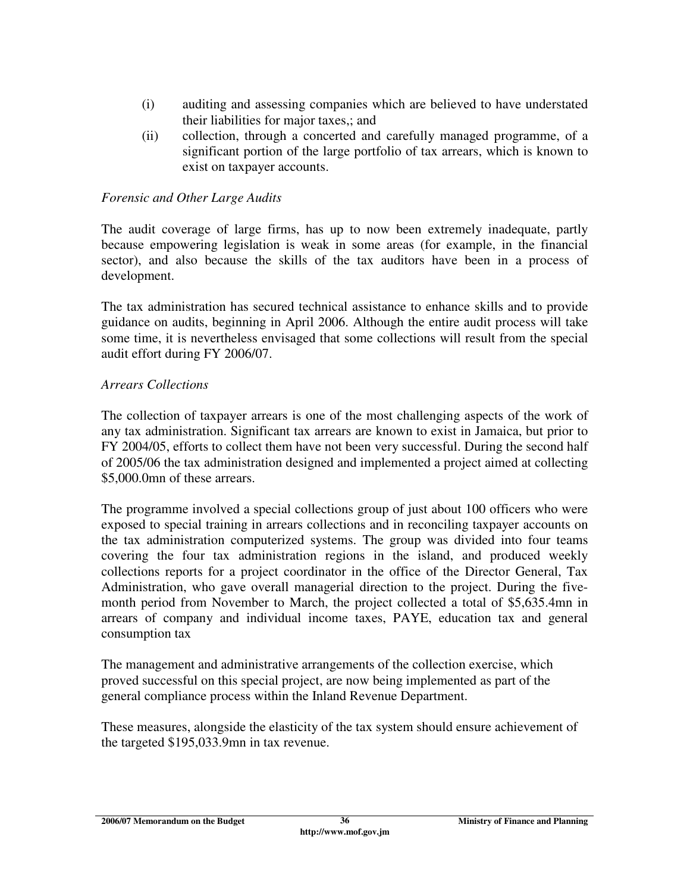(i) auditing and assessing companies which are believed to have understated their liabilities for major taxes,; and

(ii) collection, through a concerted and carefully managed programme, of a significant portion of the large portfolio of tax arrears, which is known to exist on taxpayer accounts.

*Forensic and Other Large Audits*

The audit coverage of large firms, has up to now been extremely inadequate, partly because empowering legislation is weak in some areas (for example, in the financial sector), and also because the skills of the tax auditors have been in a process of development.

The tax administration has secured technical assistance to enhance skills and to provide guidance on audits, beginning in April 2006. Although the entire audit process will take some time, it is nevertheless envisaged that some collections will result from the special audit effort during FY 2006/07.

*Arrears Collections*

The collection of taxpayer arrears is one of the most challenging aspects of the work of any tax administration. Significant tax arrears are known to exist in Jamaica, but prior to FY 2004/05, efforts to collect them have not been very successful. During the second half of 2005/06 the tax administration designed and implemented a project aimed at collecting $5,000.0mn of these arrears.

The programme involved a special collections group of just about 100 officers who were exposed to special training in arrears collections and in reconciling taxpayer accounts on the tax administration computerized systems. The group was divided into four teams covering the four tax administration regions in the island, and produced weekly collections reports for a project coordinator in the office of the Director General, Tax Administration, who gave overall managerial direction to the project. During the five-month period from November to March, the project collected a total of $5,635.4mn in arrears of company and individual income taxes, PAYE, education tax and general consumption tax

The management and administrative arrangements of the collection exercise, which proved successful on this special project, are now being implemented as part of the general compliance process within the Inland Revenue Department.

These measures, alongside the elasticity of the tax system should ensure achievement of the targeted $195,033.9mn in tax revenue.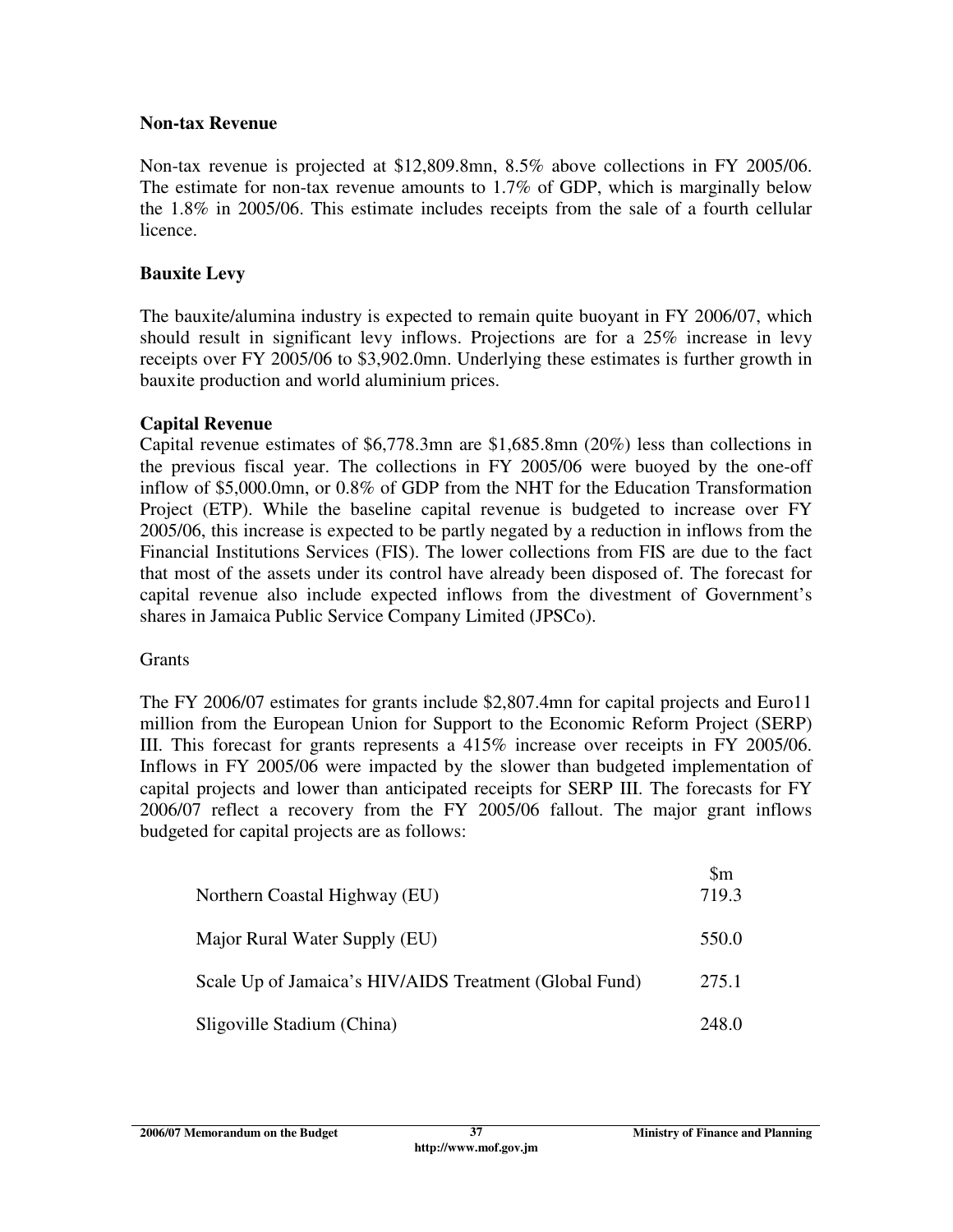### Non-tax Revenue

Non-tax revenue is projected at $12,809.8mn, 8.5% above collections in FY 2005/06. The estimate for non-tax revenue amounts to 1.7% of GDP, which is marginally below the 1.8% in 2005/06. This estimate includes receipts from the sale of a fourth cellular licence.

### Bauxite Levy

The bauxite/alumina industry is expected to remain quite buoyant in FY 2006/07, which should result in significant levy inflows. Projections are for a 25% increase in levy receipts over FY 2005/06 to $3,902.0mn. Underlying these estimates is further growth in bauxite production and world aluminium prices.

### Capital Revenue

Capital revenue estimates of $6,778.3mn are $1,685.8mn (20%) less than collections in the previous fiscal year. The collections in FY 2005/06 were buoyed by the one-off inflow of $5,000.0mn, or 0.8% of GDP from the NHT for the Education Transformation Project (ETP). While the baseline capital revenue is budgeted to increase over FY 2005/06, this increase is expected to be partly negated by a reduction in inflows from the Financial Institutions Services (FIS). The lower collections from FIS are due to the fact that most of the assets under its control have already been disposed of. The forecast for capital revenue also include expected inflows from the divestment of Government's shares in Jamaica Public Service Company Limited (JPSCo).

Grants

The FY 2006/07 estimates for grants include $2,807.4mn for capital projects and Euro11 million from the European Union for Support to the Economic Reform Project (SERP) III. This forecast for grants represents a 415% increase over receipts in FY 2005/06. Inflows in FY 2005/06 were impacted by the slower than budgeted implementation of capital projects and lower than anticipated receipts for SERP III. The forecasts for FY 2006/07 reflect a recovery from the FY 2005/06 fallout. The major grant inflows budgeted for capital projects are as follows:

| | $m |
|---|---|
| Northern Coastal Highway (EU) | 719.3 |
| Major Rural Water Supply (EU) | 550.0 |
| Scale Up of Jamaica's HIV/AIDS Treatment (Global Fund) | 275.1 |
| Sligoville Stadium (China) | 248.0 |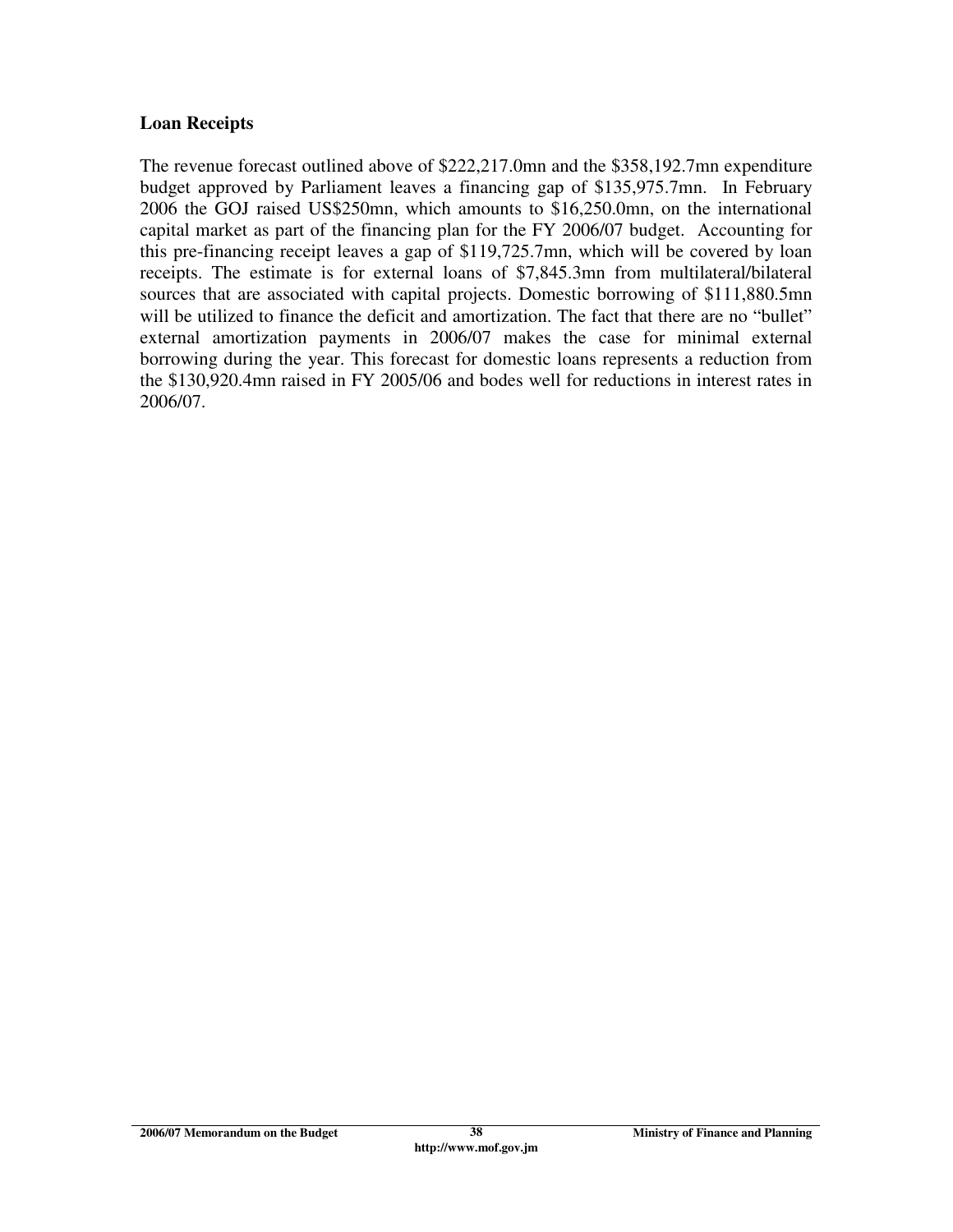## Loan Receipts

The revenue forecast outlined above of $222,217.0mn and the $358,192.7mn expenditure budget approved by Parliament leaves a financing gap of $135,975.7mn. In February 2006 the GOJ raised US$250mn, which amounts to $16,250.0mn, on the international capital market as part of the financing plan for the FY 2006/07 budget. Accounting for this pre-financing receipt leaves a gap of $119,725.7mn, which will be covered by loan receipts. The estimate is for external loans of $7,845.3mn from multilateral/bilateral sources that are associated with capital projects. Domestic borrowing of $111,880.5mn will be utilized to finance the deficit and amortization. The fact that there are no "bullet" external amortization payments in 2006/07 makes the case for minimal external borrowing during the year. This forecast for domestic loans represents a reduction from the $130,920.4mn raised in FY 2005/06 and bodes well for reductions in interest rates in 2006/07.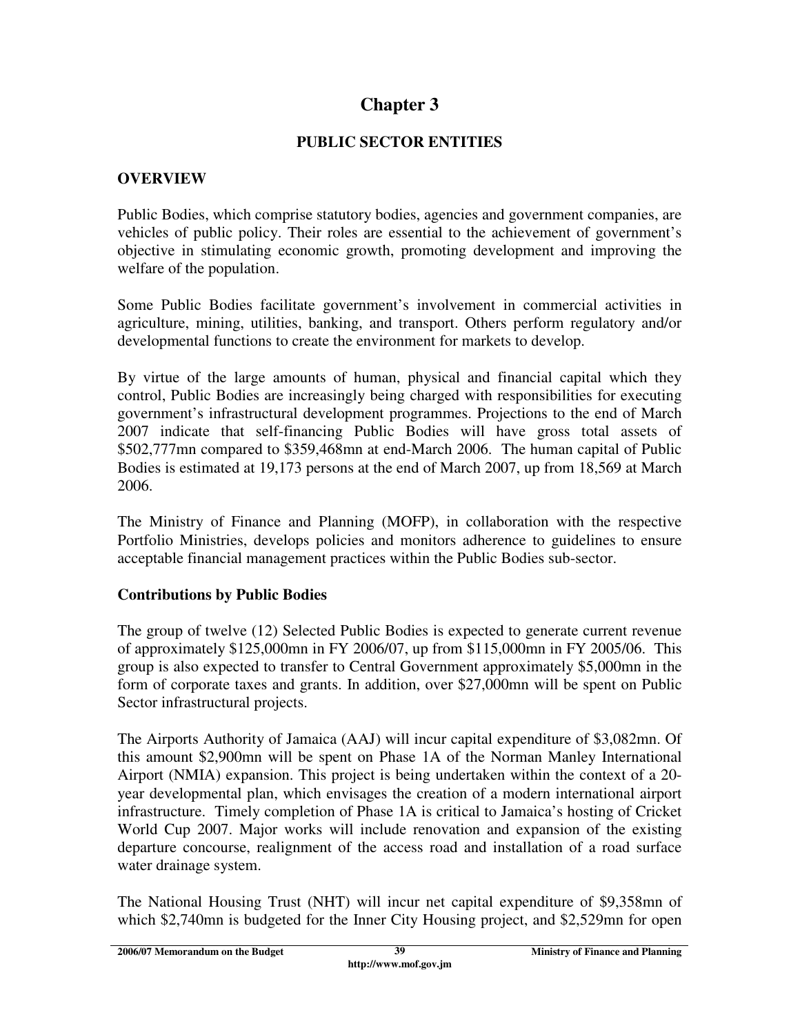# Chapter 3

## PUBLIC SECTOR ENTITIES

### OVERVIEW

Public Bodies, which comprise statutory bodies, agencies and government companies, are vehicles of public policy. Their roles are essential to the achievement of government's objective in stimulating economic growth, promoting development and improving the welfare of the population.

Some Public Bodies facilitate government's involvement in commercial activities in agriculture, mining, utilities, banking, and transport. Others perform regulatory and/or developmental functions to create the environment for markets to develop.

By virtue of the large amounts of human, physical and financial capital which they control, Public Bodies are increasingly being charged with responsibilities for executing government's infrastructural development programmes. Projections to the end of March 2007 indicate that self-financing Public Bodies will have gross total assets of $502,777mn compared to $359,468mn at end-March 2006. The human capital of Public Bodies is estimated at 19,173 persons at the end of March 2007, up from 18,569 at March 2006.

The Ministry of Finance and Planning (MOFP), in collaboration with the respective Portfolio Ministries, develops policies and monitors adherence to guidelines to ensure acceptable financial management practices within the Public Bodies sub-sector.

### Contributions by Public Bodies

The group of twelve (12) Selected Public Bodies is expected to generate current revenue of approximately $125,000mn in FY 2006/07, up from $115,000mn in FY 2005/06. This group is also expected to transfer to Central Government approximately $5,000mn in the form of corporate taxes and grants. In addition, over $27,000mn will be spent on Public Sector infrastructural projects.

The Airports Authority of Jamaica (AAJ) will incur capital expenditure of $3,082mn. Of this amount $2,900mn will be spent on Phase 1A of the Norman Manley International Airport (NMIA) expansion. This project is being undertaken within the context of a 20-year developmental plan, which envisages the creation of a modern international airport infrastructure. Timely completion of Phase 1A is critical to Jamaica's hosting of Cricket World Cup 2007. Major works will include renovation and expansion of the existing departure concourse, realignment of the access road and installation of a road surface water drainage system.

The National Housing Trust (NHT) will incur net capital expenditure of $9,358mn of which $2,740mn is budgeted for the Inner City Housing project, and $2,529mn for open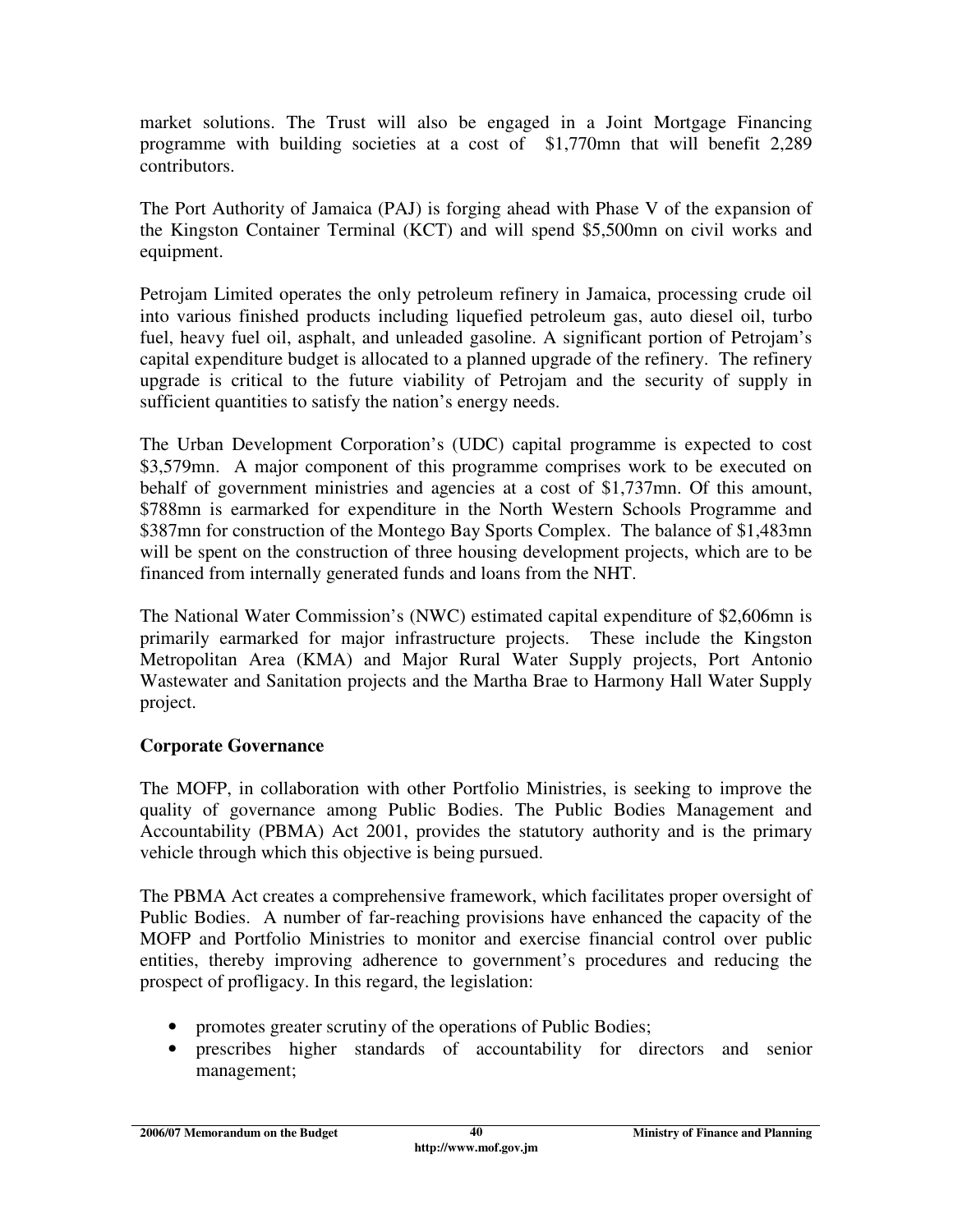market solutions. The Trust will also be engaged in a Joint Mortgage Financing programme with building societies at a cost of $1,770mn that will benefit 2,289 contributors.

The Port Authority of Jamaica (PAJ) is forging ahead with Phase V of the expansion of the Kingston Container Terminal (KCT) and will spend $5,500mn on civil works and equipment.

Petrojam Limited operates the only petroleum refinery in Jamaica, processing crude oil into various finished products including liquefied petroleum gas, auto diesel oil, turbo fuel, heavy fuel oil, asphalt, and unleaded gasoline. A significant portion of Petrojam's capital expenditure budget is allocated to a planned upgrade of the refinery. The refinery upgrade is critical to the future viability of Petrojam and the security of supply in sufficient quantities to satisfy the nation's energy needs.

The Urban Development Corporation's (UDC) capital programme is expected to cost $3,579mn. A major component of this programme comprises work to be executed on behalf of government ministries and agencies at a cost of $1,737mn. Of this amount, $788mn is earmarked for expenditure in the North Western Schools Programme and $387mn for construction of the Montego Bay Sports Complex. The balance of $1,483mn will be spent on the construction of three housing development projects, which are to be financed from internally generated funds and loans from the NHT.

The National Water Commission's (NWC) estimated capital expenditure of $2,606mn is primarily earmarked for major infrastructure projects. These include the Kingston Metropolitan Area (KMA) and Major Rural Water Supply projects, Port Antonio Wastewater and Sanitation projects and the Martha Brae to Harmony Hall Water Supply project.

## Corporate Governance

The MOFP, in collaboration with other Portfolio Ministries, is seeking to improve the quality of governance among Public Bodies. The Public Bodies Management and Accountability (PBMA) Act 2001, provides the statutory authority and is the primary vehicle through which this objective is being pursued.

The PBMA Act creates a comprehensive framework, which facilitates proper oversight of Public Bodies. A number of far-reaching provisions have enhanced the capacity of the MOFP and Portfolio Ministries to monitor and exercise financial control over public entities, thereby improving adherence to government's procedures and reducing the prospect of profligacy. In this regard, the legislation:

- promotes greater scrutiny of the operations of Public Bodies;
- prescribes higher standards of accountability for directors and senior management;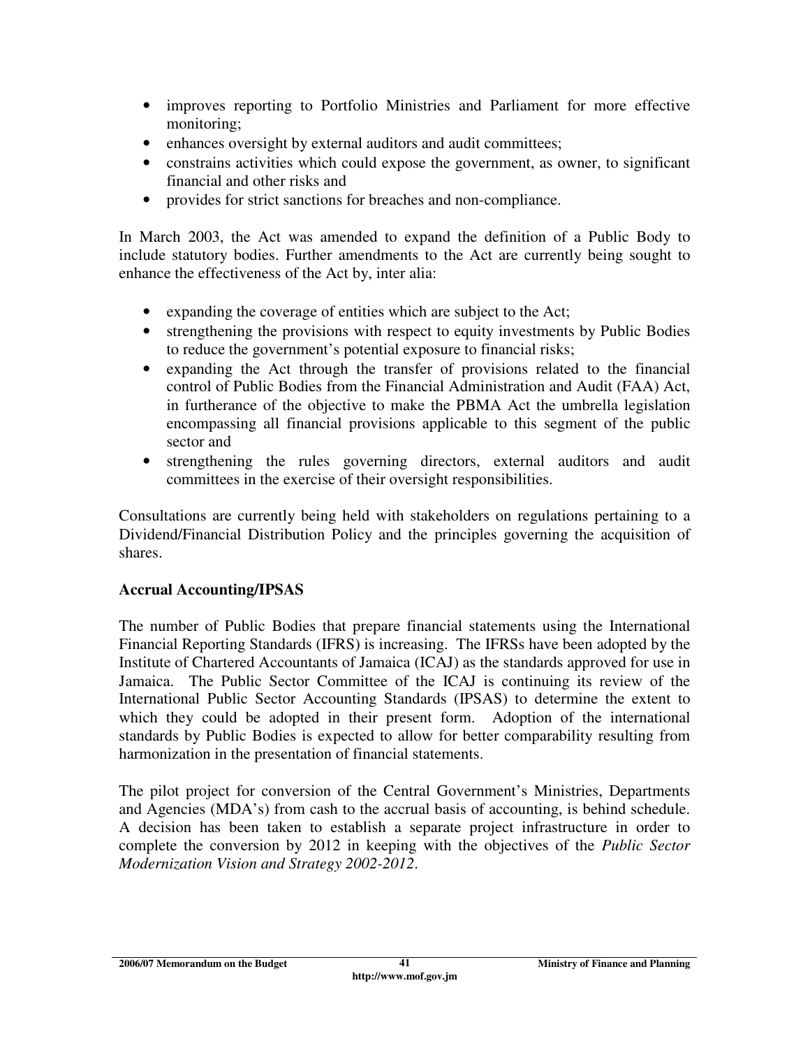- improves reporting to Portfolio Ministries and Parliament for more effective monitoring;
- enhances oversight by external auditors and audit committees;
- constrains activities which could expose the government, as owner, to significant financial and other risks and
- provides for strict sanctions for breaches and non-compliance.

In March 2003, the Act was amended to expand the definition of a Public Body to include statutory bodies. Further amendments to the Act are currently being sought to enhance the effectiveness of the Act by, inter alia:

- expanding the coverage of entities which are subject to the Act;
- strengthening the provisions with respect to equity investments by Public Bodies to reduce the government's potential exposure to financial risks;
- expanding the Act through the transfer of provisions related to the financial control of Public Bodies from the Financial Administration and Audit (FAA) Act, in furtherance of the objective to make the PBMA Act the umbrella legislation encompassing all financial provisions applicable to this segment of the public sector and
- strengthening the rules governing directors, external auditors and audit committees in the exercise of their oversight responsibilities.

Consultations are currently being held with stakeholders on regulations pertaining to a Dividend/Financial Distribution Policy and the principles governing the acquisition of shares.

**Accrual Accounting/IPSAS**

The number of Public Bodies that prepare financial statements using the International Financial Reporting Standards (IFRS) is increasing. The IFRSs have been adopted by the Institute of Chartered Accountants of Jamaica (ICAJ) as the standards approved for use in Jamaica. The Public Sector Committee of the ICAJ is continuing its review of the International Public Sector Accounting Standards (IPSAS) to determine the extent to which they could be adopted in their present form. Adoption of the international standards by Public Bodies is expected to allow for better comparability resulting from harmonization in the presentation of financial statements.

The pilot project for conversion of the Central Government's Ministries, Departments and Agencies (MDA's) from cash to the accrual basis of accounting, is behind schedule. A decision has been taken to establish a separate project infrastructure in order to complete the conversion by 2012 in keeping with the objectives of the *Public Sector Modernization Vision and Strategy 2002-2012*.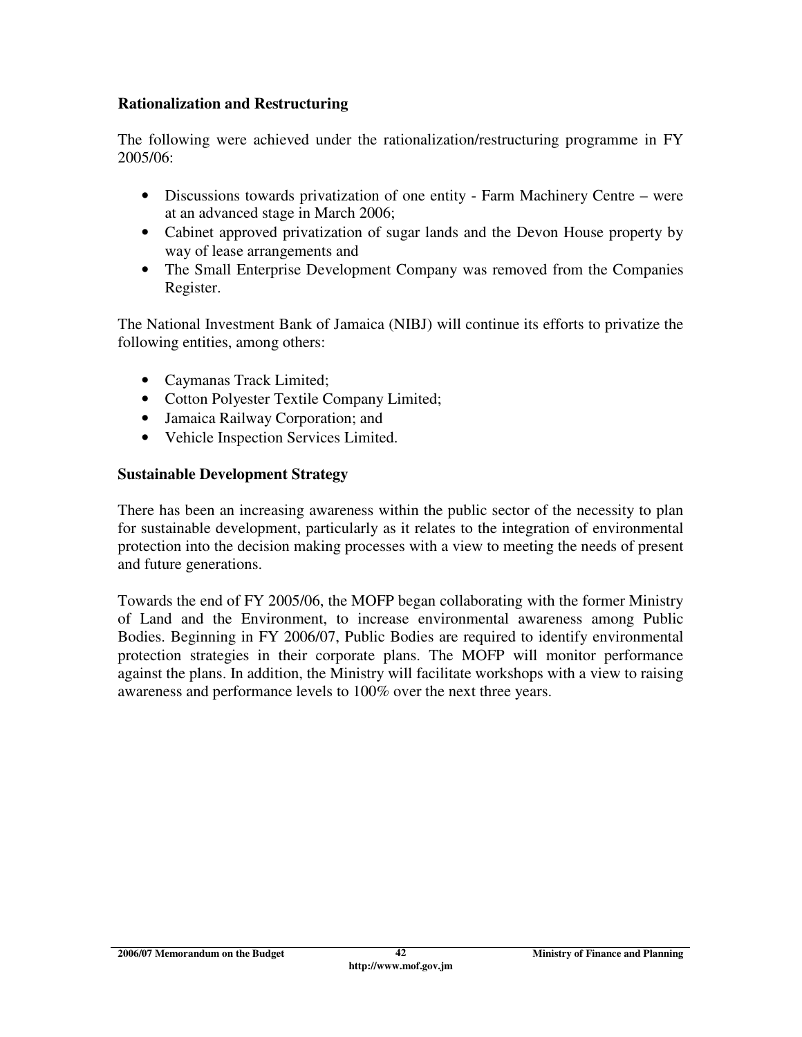### Rationalization and Restructuring

The following were achieved under the rationalization/restructuring programme in FY 2005/06:

- Discussions towards privatization of one entity - Farm Machinery Centre – were at an advanced stage in March 2006;
- Cabinet approved privatization of sugar lands and the Devon House property by way of lease arrangements and
- The Small Enterprise Development Company was removed from the Companies Register.

The National Investment Bank of Jamaica (NIBJ) will continue its efforts to privatize the following entities, among others:

- Caymanas Track Limited;
- Cotton Polyester Textile Company Limited;
- Jamaica Railway Corporation; and
- Vehicle Inspection Services Limited.

### Sustainable Development Strategy

There has been an increasing awareness within the public sector of the necessity to plan for sustainable development, particularly as it relates to the integration of environmental protection into the decision making processes with a view to meeting the needs of present and future generations.

Towards the end of FY 2005/06, the MOFP began collaborating with the former Ministry of Land and the Environment, to increase environmental awareness among Public Bodies. Beginning in FY 2006/07, Public Bodies are required to identify environmental protection strategies in their corporate plans. The MOFP will monitor performance against the plans. In addition, the Ministry will facilitate workshops with a view to raising awareness and performance levels to 100% over the next three years.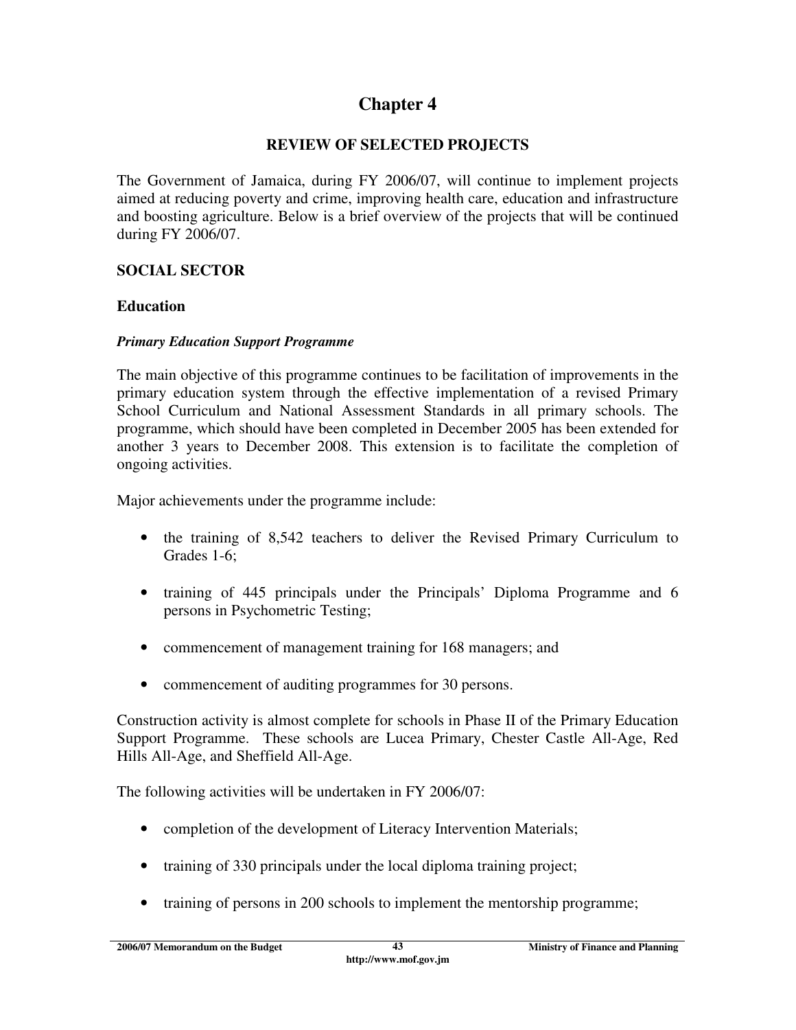# Chapter 4

## REVIEW OF SELECTED PROJECTS

The Government of Jamaica, during FY 2006/07, will continue to implement projects aimed at reducing poverty and crime, improving health care, education and infrastructure and boosting agriculture. Below is a brief overview of the projects that will be continued during FY 2006/07.

### SOCIAL SECTOR

#### Education

***Primary Education Support Programme***

The main objective of this programme continues to be facilitation of improvements in the primary education system through the effective implementation of a revised Primary School Curriculum and National Assessment Standards in all primary schools. The programme, which should have been completed in December 2005 has been extended for another 3 years to December 2008. This extension is to facilitate the completion of ongoing activities.

Major achievements under the programme include:

- the training of 8,542 teachers to deliver the Revised Primary Curriculum to Grades 1-6;
- training of 445 principals under the Principals' Diploma Programme and 6 persons in Psychometric Testing;
- commencement of management training for 168 managers; and
- commencement of auditing programmes for 30 persons.

Construction activity is almost complete for schools in Phase II of the Primary Education Support Programme. These schools are Lucea Primary, Chester Castle All-Age, Red Hills All-Age, and Sheffield All-Age.

The following activities will be undertaken in FY 2006/07:

- completion of the development of Literacy Intervention Materials;
- training of 330 principals under the local diploma training project;
- training of persons in 200 schools to implement the mentorship programme;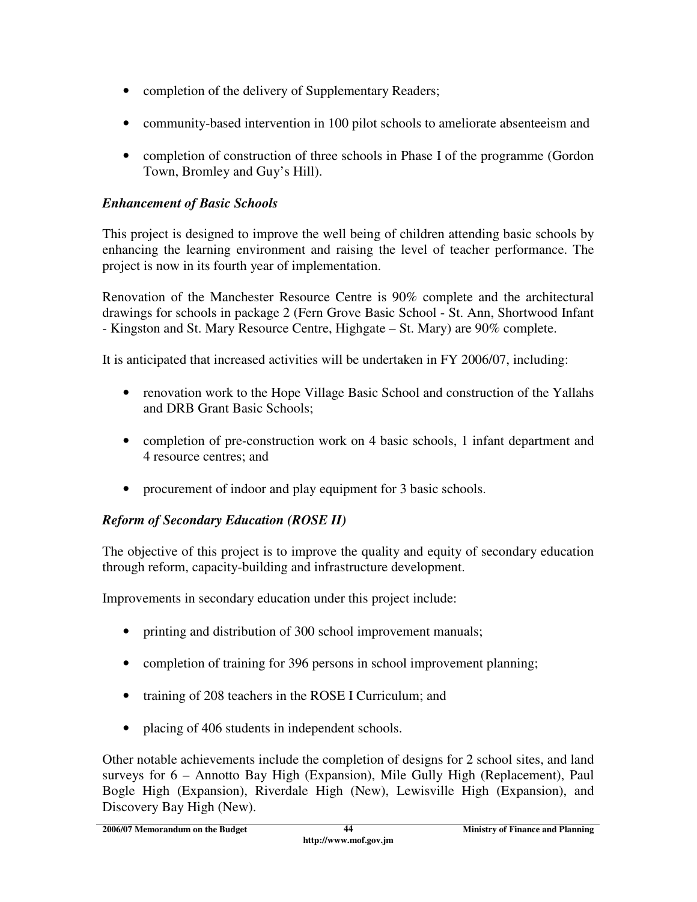- completion of the delivery of Supplementary Readers;
- community-based intervention in 100 pilot schools to ameliorate absenteeism and
- completion of construction of three schools in Phase I of the programme (Gordon Town, Bromley and Guy's Hill).

***Enhancement of Basic Schools***

This project is designed to improve the well being of children attending basic schools by enhancing the learning environment and raising the level of teacher performance. The project is now in its fourth year of implementation.

Renovation of the Manchester Resource Centre is 90% complete and the architectural drawings for schools in package 2 (Fern Grove Basic School - St. Ann, Shortwood Infant - Kingston and St. Mary Resource Centre, Highgate – St. Mary) are 90% complete.

It is anticipated that increased activities will be undertaken in FY 2006/07, including:

- renovation work to the Hope Village Basic School and construction of the Yallahs and DRB Grant Basic Schools;
- completion of pre-construction work on 4 basic schools, 1 infant department and 4 resource centres; and
- procurement of indoor and play equipment for 3 basic schools.

***Reform of Secondary Education (ROSE II)***

The objective of this project is to improve the quality and equity of secondary education through reform, capacity-building and infrastructure development.

Improvements in secondary education under this project include:

- printing and distribution of 300 school improvement manuals;
- completion of training for 396 persons in school improvement planning;
- training of 208 teachers in the ROSE I Curriculum; and
- placing of 406 students in independent schools.

Other notable achievements include the completion of designs for 2 school sites, and land surveys for 6 – Annotto Bay High (Expansion), Mile Gully High (Replacement), Paul Bogle High (Expansion), Riverdale High (New), Lewisville High (Expansion), and Discovery Bay High (New).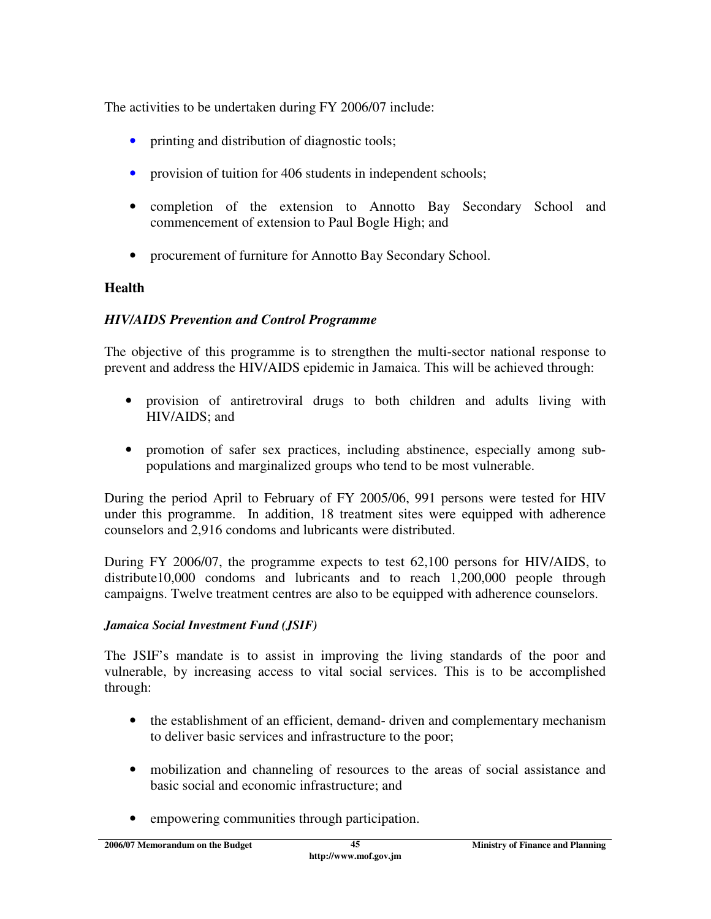The activities to be undertaken during FY 2006/07 include:

- printing and distribution of diagnostic tools;
- provision of tuition for 406 students in independent schools;
- completion of the extension to Annotto Bay Secondary School and commencement of extension to Paul Bogle High; and
- procurement of furniture for Annotto Bay Secondary School.

## Health

### *HIV/AIDS Prevention and Control Programme*

The objective of this programme is to strengthen the multi-sector national response to prevent and address the HIV/AIDS epidemic in Jamaica. This will be achieved through:

- provision of antiretroviral drugs to both children and adults living with HIV/AIDS; and
- promotion of safer sex practices, including abstinence, especially among sub-populations and marginalized groups who tend to be most vulnerable.

During the period April to February of FY 2005/06, 991 persons were tested for HIV under this programme. In addition, 18 treatment sites were equipped with adherence counselors and 2,916 condoms and lubricants were distributed.

During FY 2006/07, the programme expects to test 62,100 persons for HIV/AIDS, to distribute10,000 condoms and lubricants and to reach 1,200,000 people through campaigns. Twelve treatment centres are also to be equipped with adherence counselors.

### *Jamaica Social Investment Fund (JSIF)*

The JSIF's mandate is to assist in improving the living standards of the poor and vulnerable, by increasing access to vital social services. This is to be accomplished through:

- the establishment of an efficient, demand- driven and complementary mechanism to deliver basic services and infrastructure to the poor;
- mobilization and channeling of resources to the areas of social assistance and basic social and economic infrastructure; and
- empowering communities through participation.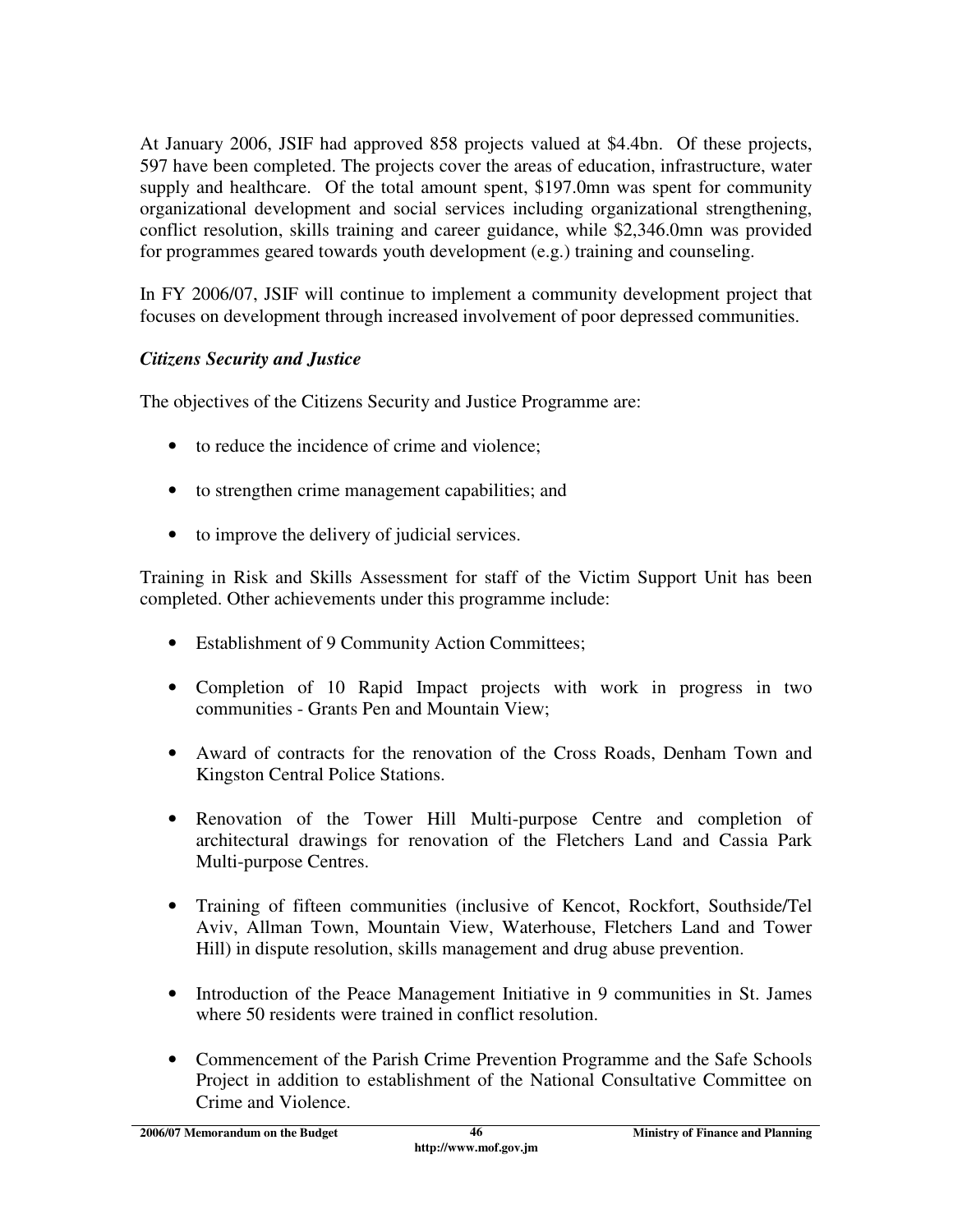At January 2006, JSIF had approved 858 projects valued at $4.4bn. Of these projects, 597 have been completed. The projects cover the areas of education, infrastructure, water supply and healthcare. Of the total amount spent, $197.0mn was spent for community organizational development and social services including organizational strengthening, conflict resolution, skills training and career guidance, while $2,346.0mn was provided for programmes geared towards youth development (e.g.) training and counseling.

In FY 2006/07, JSIF will continue to implement a community development project that focuses on development through increased involvement of poor depressed communities.

***Citizens Security and Justice***

The objectives of the Citizens Security and Justice Programme are:

- to reduce the incidence of crime and violence;
- to strengthen crime management capabilities; and
- to improve the delivery of judicial services.

Training in Risk and Skills Assessment for staff of the Victim Support Unit has been completed. Other achievements under this programme include:

- Establishment of 9 Community Action Committees;
- Completion of 10 Rapid Impact projects with work in progress in two communities - Grants Pen and Mountain View;
- Award of contracts for the renovation of the Cross Roads, Denham Town and Kingston Central Police Stations.
- Renovation of the Tower Hill Multi-purpose Centre and completion of architectural drawings for renovation of the Fletchers Land and Cassia Park Multi-purpose Centres.
- Training of fifteen communities (inclusive of Kencot, Rockfort, Southside/Tel Aviv, Allman Town, Mountain View, Waterhouse, Fletchers Land and Tower Hill) in dispute resolution, skills management and drug abuse prevention.
- Introduction of the Peace Management Initiative in 9 communities in St. James where 50 residents were trained in conflict resolution.
- Commencement of the Parish Crime Prevention Programme and the Safe Schools Project in addition to establishment of the National Consultative Committee on Crime and Violence.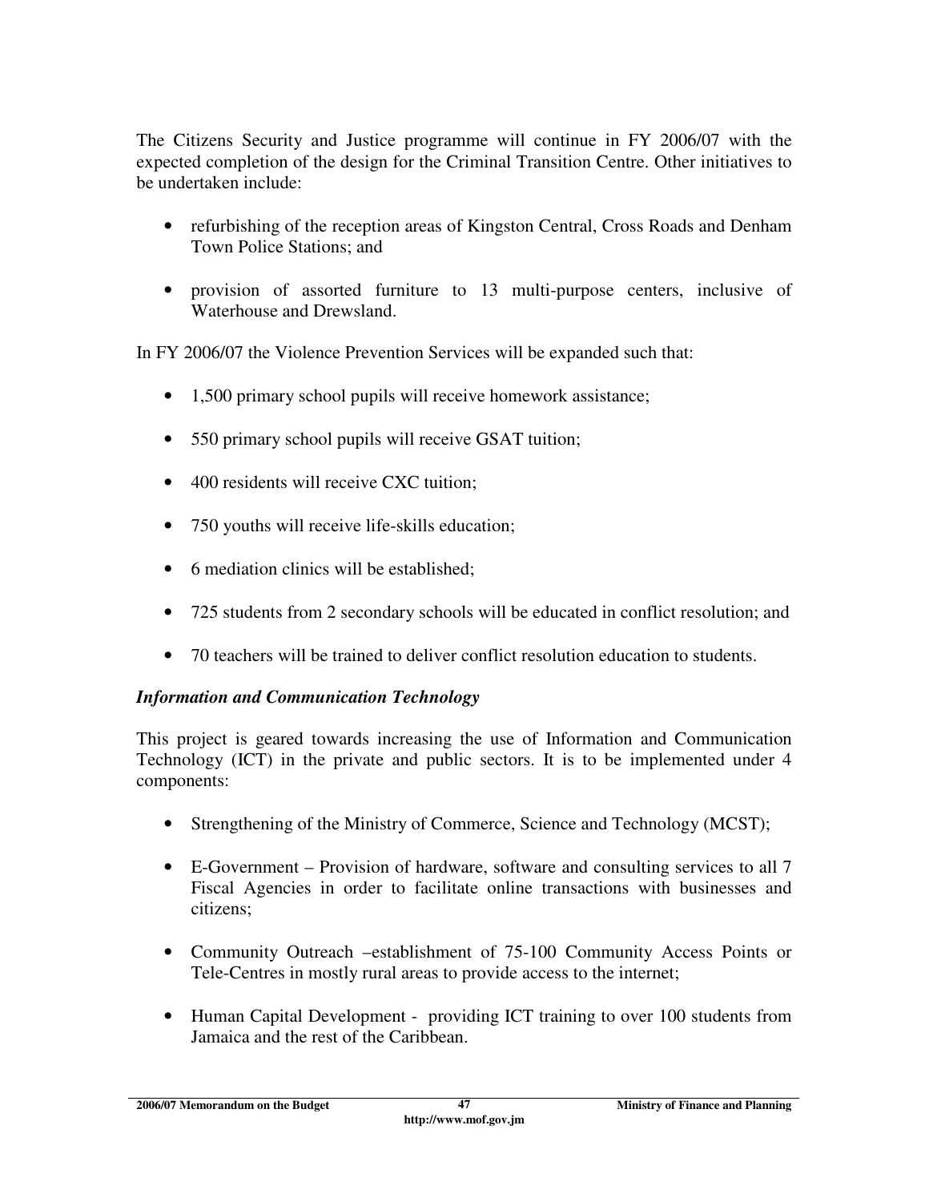The Citizens Security and Justice programme will continue in FY 2006/07 with the expected completion of the design for the Criminal Transition Centre. Other initiatives to be undertaken include:

- refurbishing of the reception areas of Kingston Central, Cross Roads and Denham Town Police Stations; and
- provision of assorted furniture to 13 multi-purpose centers, inclusive of Waterhouse and Drewsland.

In FY 2006/07 the Violence Prevention Services will be expanded such that:

- 1,500 primary school pupils will receive homework assistance;
- 550 primary school pupils will receive GSAT tuition;
- 400 residents will receive CXC tuition;
- 750 youths will receive life-skills education;
- 6 mediation clinics will be established;
- 725 students from 2 secondary schools will be educated in conflict resolution; and
- 70 teachers will be trained to deliver conflict resolution education to students.

***Information and Communication Technology***

This project is geared towards increasing the use of Information and Communication Technology (ICT) in the private and public sectors. It is to be implemented under 4 components:

- Strengthening of the Ministry of Commerce, Science and Technology (MCST);
- E-Government – Provision of hardware, software and consulting services to all 7 Fiscal Agencies in order to facilitate online transactions with businesses and citizens;
- Community Outreach –establishment of 75-100 Community Access Points or Tele-Centres in mostly rural areas to provide access to the internet;
- Human Capital Development - providing ICT training to over 100 students from Jamaica and the rest of the Caribbean.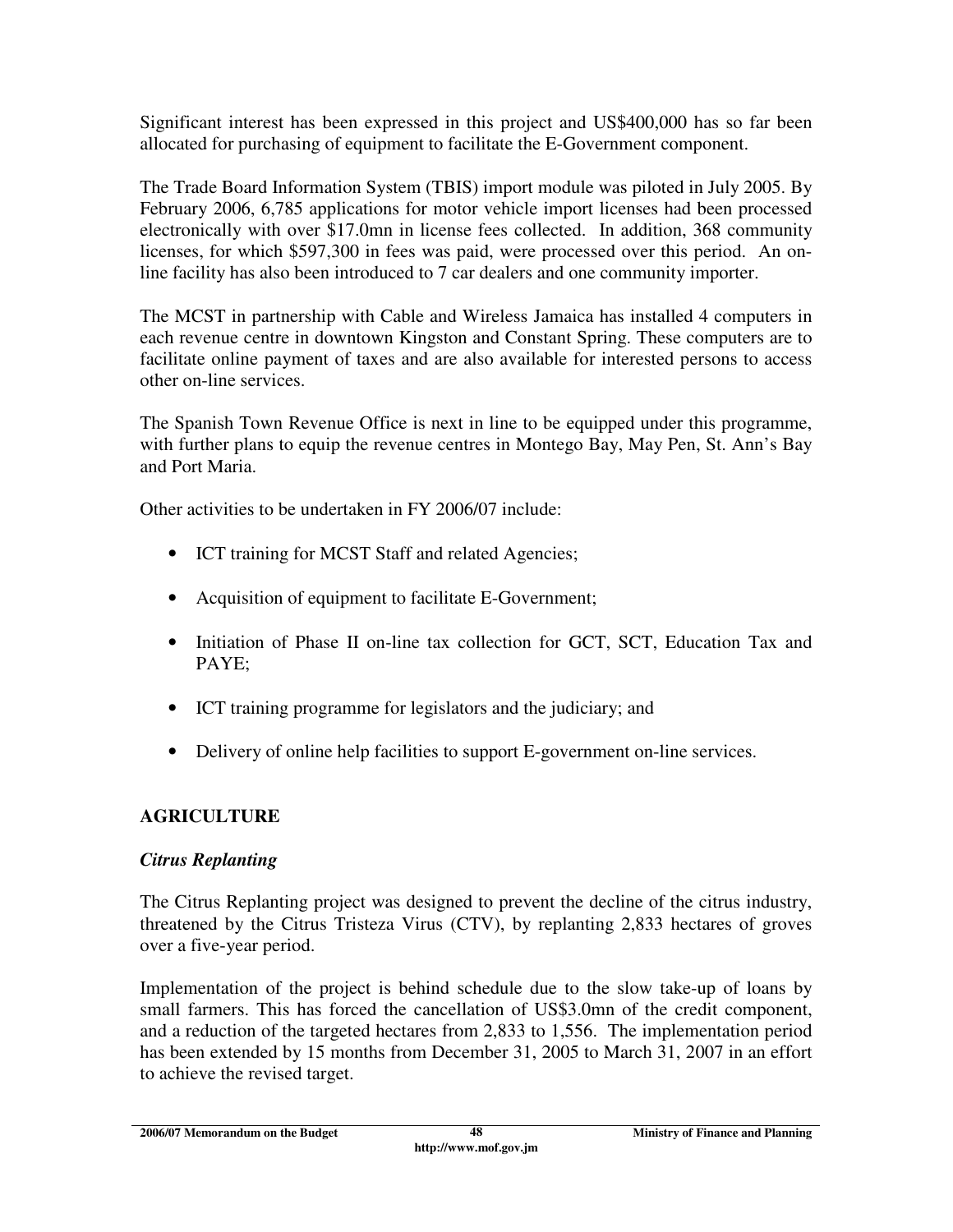Significant interest has been expressed in this project and US$400,000 has so far been allocated for purchasing of equipment to facilitate the E-Government component.

The Trade Board Information System (TBIS) import module was piloted in July 2005. By February 2006, 6,785 applications for motor vehicle import licenses had been processed electronically with over $17.0mn in license fees collected. In addition, 368 community licenses, for which $597,300 in fees was paid, were processed over this period. An on-line facility has also been introduced to 7 car dealers and one community importer.

The MCST in partnership with Cable and Wireless Jamaica has installed 4 computers in each revenue centre in downtown Kingston and Constant Spring. These computers are to facilitate online payment of taxes and are also available for interested persons to access other on-line services.

The Spanish Town Revenue Office is next in line to be equipped under this programme, with further plans to equip the revenue centres in Montego Bay, May Pen, St. Ann's Bay and Port Maria.

Other activities to be undertaken in FY 2006/07 include:

- ICT training for MCST Staff and related Agencies;
- Acquisition of equipment to facilitate E-Government;
- Initiation of Phase II on-line tax collection for GCT, SCT, Education Tax and PAYE;
- ICT training programme for legislators and the judiciary; and
- Delivery of online help facilities to support E-government on-line services.

## AGRICULTURE

### *Citrus Replanting*

The Citrus Replanting project was designed to prevent the decline of the citrus industry, threatened by the Citrus Tristeza Virus (CTV), by replanting 2,833 hectares of groves over a five-year period.

Implementation of the project is behind schedule due to the slow take-up of loans by small farmers. This has forced the cancellation of US$3.0mn of the credit component, and a reduction of the targeted hectares from 2,833 to 1,556. The implementation period has been extended by 15 months from December 31, 2005 to March 31, 2007 in an effort to achieve the revised target.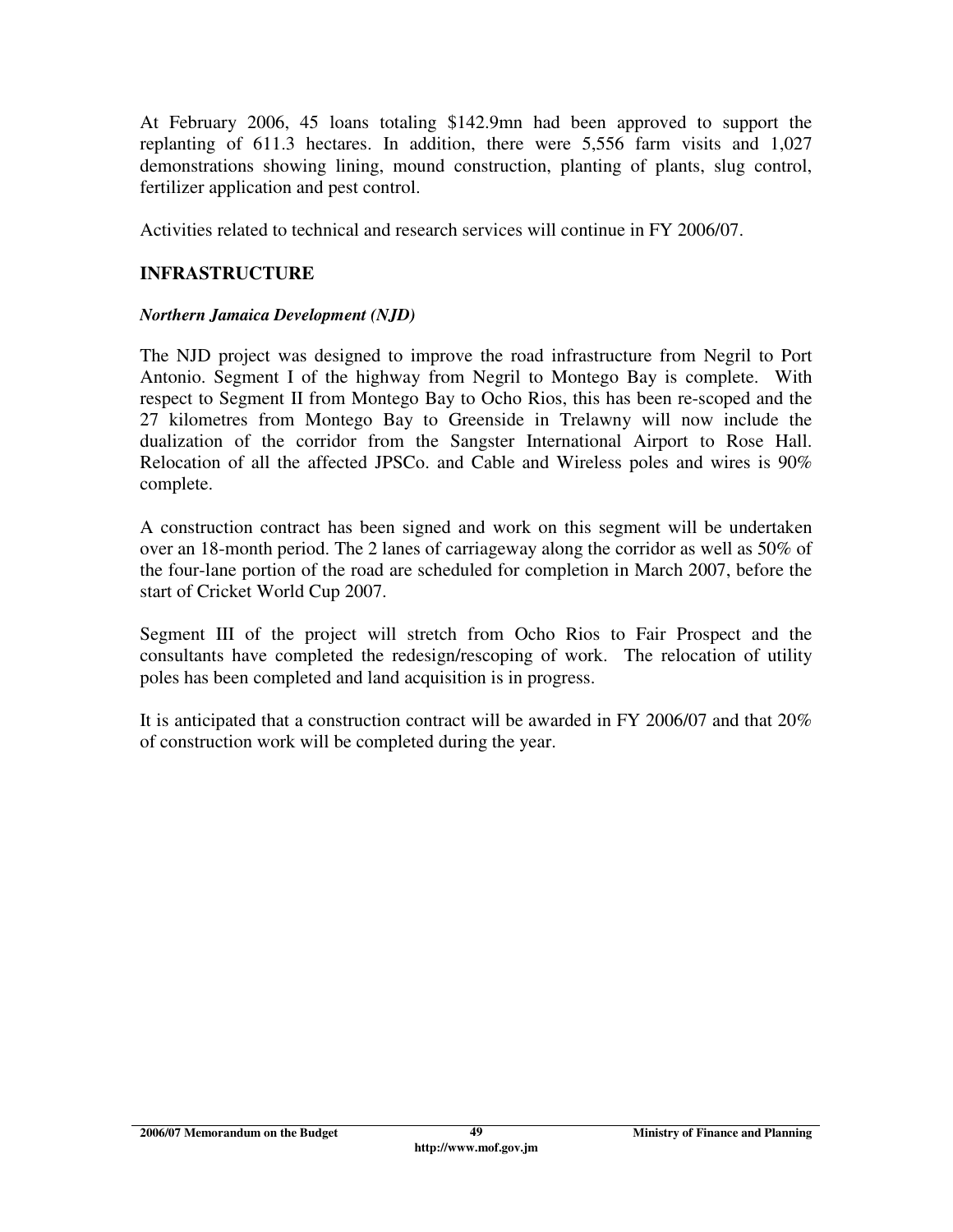At February 2006, 45 loans totaling $142.9mn had been approved to support the replanting of 611.3 hectares. In addition, there were 5,556 farm visits and 1,027 demonstrations showing lining, mound construction, planting of plants, slug control, fertilizer application and pest control.

Activities related to technical and research services will continue in FY 2006/07.

## INFRASTRUCTURE

### *Northern Jamaica Development (NJD)*

The NJD project was designed to improve the road infrastructure from Negril to Port Antonio. Segment I of the highway from Negril to Montego Bay is complete. With respect to Segment II from Montego Bay to Ocho Rios, this has been re-scoped and the 27 kilometres from Montego Bay to Greenside in Trelawny will now include the dualization of the corridor from the Sangster International Airport to Rose Hall. Relocation of all the affected JPSCo. and Cable and Wireless poles and wires is 90% complete.

A construction contract has been signed and work on this segment will be undertaken over an 18-month period. The 2 lanes of carriageway along the corridor as well as 50% of the four-lane portion of the road are scheduled for completion in March 2007, before the start of Cricket World Cup 2007.

Segment III of the project will stretch from Ocho Rios to Fair Prospect and the consultants have completed the redesign/rescoping of work. The relocation of utility poles has been completed and land acquisition is in progress.

It is anticipated that a construction contract will be awarded in FY 2006/07 and that 20% of construction work will be completed during the year.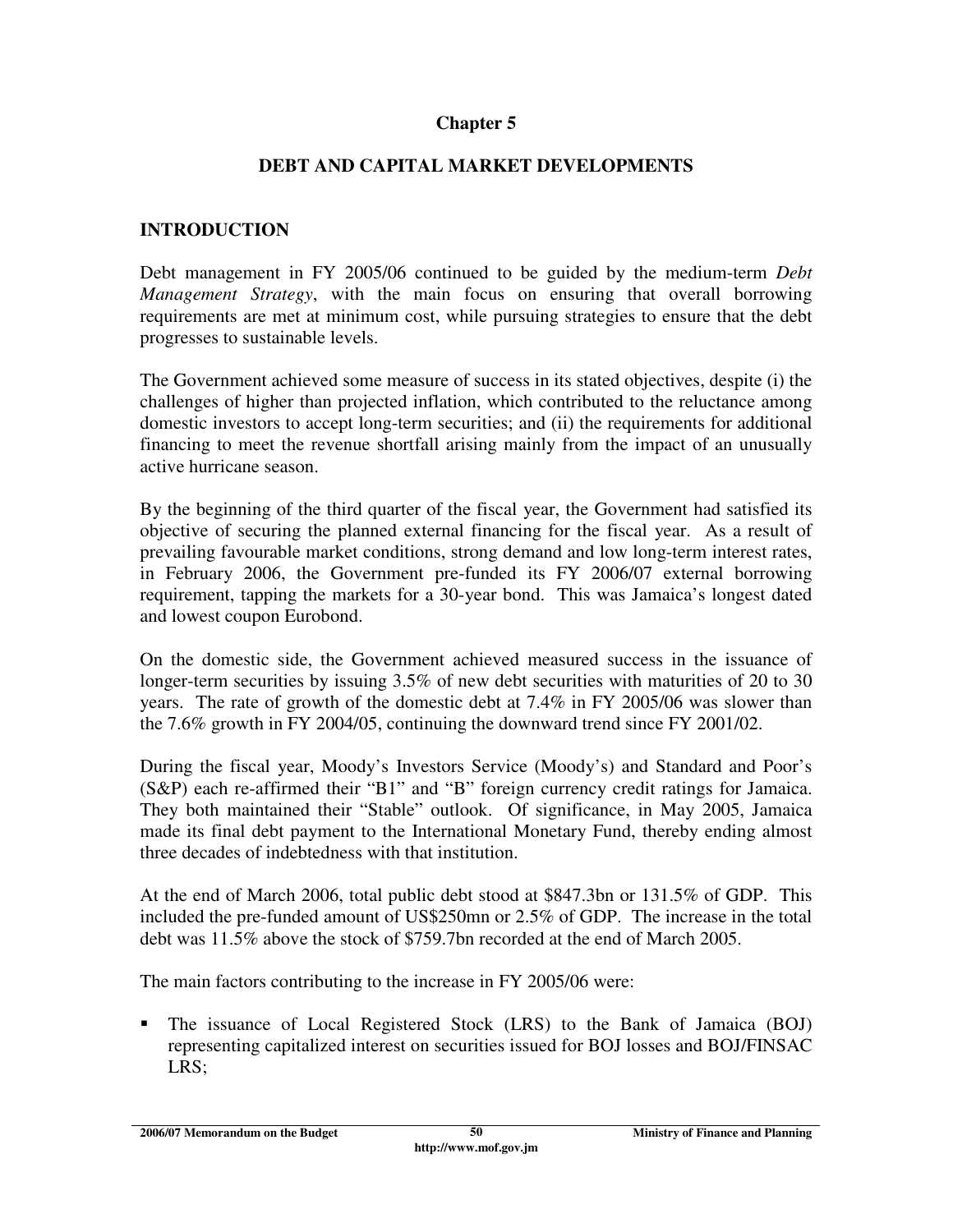# Chapter 5

## DEBT AND CAPITAL MARKET DEVELOPMENTS

### INTRODUCTION

Debt management in FY 2005/06 continued to be guided by the medium-term *Debt Management Strategy*, with the main focus on ensuring that overall borrowing requirements are met at minimum cost, while pursuing strategies to ensure that the debt progresses to sustainable levels.

The Government achieved some measure of success in its stated objectives, despite (i) the challenges of higher than projected inflation, which contributed to the reluctance among domestic investors to accept long-term securities; and (ii) the requirements for additional financing to meet the revenue shortfall arising mainly from the impact of an unusually active hurricane season.

By the beginning of the third quarter of the fiscal year, the Government had satisfied its objective of securing the planned external financing for the fiscal year. As a result of prevailing favourable market conditions, strong demand and low long-term interest rates, in February 2006, the Government pre-funded its FY 2006/07 external borrowing requirement, tapping the markets for a 30-year bond. This was Jamaica's longest dated and lowest coupon Eurobond.

On the domestic side, the Government achieved measured success in the issuance of longer-term securities by issuing 3.5% of new debt securities with maturities of 20 to 30 years. The rate of growth of the domestic debt at 7.4% in FY 2005/06 was slower than the 7.6% growth in FY 2004/05, continuing the downward trend since FY 2001/02.

During the fiscal year, Moody's Investors Service (Moody's) and Standard and Poor's (S&P) each re-affirmed their "B1" and "B" foreign currency credit ratings for Jamaica. They both maintained their "Stable" outlook. Of significance, in May 2005, Jamaica made its final debt payment to the International Monetary Fund, thereby ending almost three decades of indebtedness with that institution.

At the end of March 2006, total public debt stood at \$847.3bn or 131.5% of GDP. This included the pre-funded amount of US\$250mn or 2.5% of GDP. The increase in the total debt was 11.5% above the stock of \$759.7bn recorded at the end of March 2005.

The main factors contributing to the increase in FY 2005/06 were:

- The issuance of Local Registered Stock (LRS) to the Bank of Jamaica (BOJ) representing capitalized interest on securities issued for BOJ losses and BOJ/FINSAC LRS;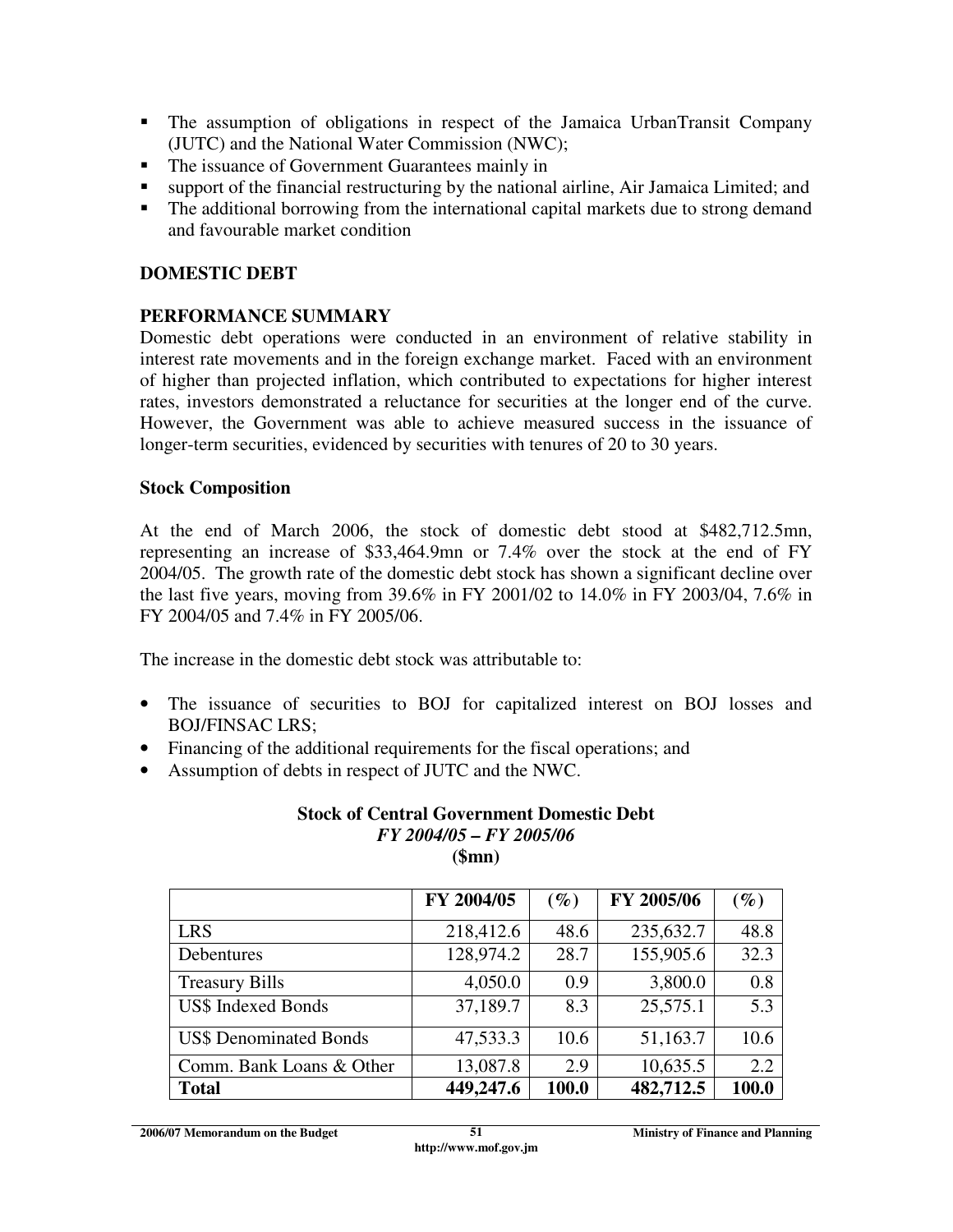- The assumption of obligations in respect of the Jamaica UrbanTransit Company (JUTC) and the National Water Commission (NWC);
- The issuance of Government Guarantees mainly in
- support of the financial restructuring by the national airline, Air Jamaica Limited; and
- The additional borrowing from the international capital markets due to strong demand and favourable market condition

## DOMESTIC DEBT

### PERFORMANCE SUMMARY

Domestic debt operations were conducted in an environment of relative stability in interest rate movements and in the foreign exchange market. Faced with an environment of higher than projected inflation, which contributed to expectations for higher interest rates, investors demonstrated a reluctance for securities at the longer end of the curve. However, the Government was able to achieve measured success in the issuance of longer-term securities, evidenced by securities with tenures of 20 to 30 years.

### Stock Composition

At the end of March 2006, the stock of domestic debt stood at $482,712.5mn, representing an increase of $33,464.9mn or 7.4% over the stock at the end of FY 2004/05. The growth rate of the domestic debt stock has shown a significant decline over the last five years, moving from 39.6% in FY 2001/02 to 14.0% in FY 2003/04, 7.6% in FY 2004/05 and 7.4% in FY 2005/06.

The increase in the domestic debt stock was attributable to:

- The issuance of securities to BOJ for capitalized interest on BOJ losses and BOJ/FINSAC LRS;
- Financing of the additional requirements for the fiscal operations; and
- Assumption of debts in respect of JUTC and the NWC.

**Stock of Central Government Domestic Debt**
***FY 2004/05 – FY 2005/06***
**($mn)**

| | FY 2004/05 | (%) | FY 2005/06 | (%) |
|---|---|---|---|---|
| LRS | 218,412.6 | 48.6 | 235,632.7 | 48.8 |
| Debentures | 128,974.2 | 28.7 | 155,905.6 | 32.3 |
| Treasury Bills | 4,050.0 | 0.9 | 3,800.0 | 0.8 |
| US$ Indexed Bonds | 37,189.7 | 8.3 | 25,575.1 | 5.3 |
| US$ Denominated Bonds | 47,533.3 | 10.6 | 51,163.7 | 10.6 |
| Comm. Bank Loans & Other | 13,087.8 | 2.9 | 10,635.5 | 2.2 |
| **Total** | **449,247.6** | **100.0** | **482,712.5** | **100.0** |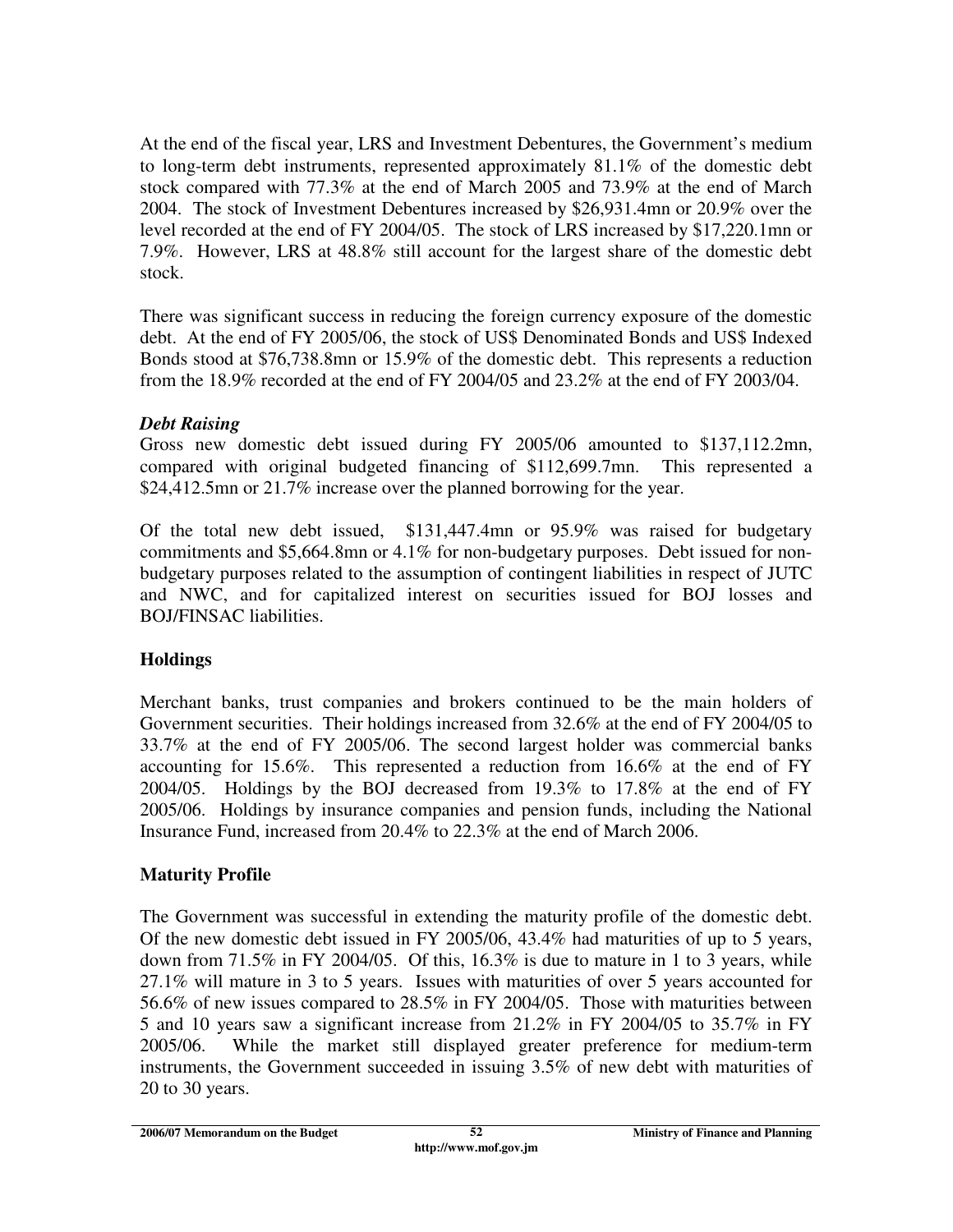At the end of the fiscal year, LRS and Investment Debentures, the Government's medium to long-term debt instruments, represented approximately 81.1% of the domestic debt stock compared with 77.3% at the end of March 2005 and 73.9% at the end of March 2004. The stock of Investment Debentures increased by $26,931.4mn or 20.9% over the level recorded at the end of FY 2004/05. The stock of LRS increased by $17,220.1mn or 7.9%. However, LRS at 48.8% still account for the largest share of the domestic debt stock.

There was significant success in reducing the foreign currency exposure of the domestic debt. At the end of FY 2005/06, the stock of US$ Denominated Bonds and US$ Indexed Bonds stood at $76,738.8mn or 15.9% of the domestic debt. This represents a reduction from the 18.9% recorded at the end of FY 2004/05 and 23.2% at the end of FY 2003/04.

***Debt Raising***

Gross new domestic debt issued during FY 2005/06 amounted to $137,112.2mn, compared with original budgeted financing of $112,699.7mn. This represented a $24,412.5mn or 21.7% increase over the planned borrowing for the year.

Of the total new debt issued, $131,447.4mn or 95.9% was raised for budgetary commitments and $5,664.8mn or 4.1% for non-budgetary purposes. Debt issued for non-budgetary purposes related to the assumption of contingent liabilities in respect of JUTC and NWC, and for capitalized interest on securities issued for BOJ losses and BOJ/FINSAC liabilities.

## Holdings

Merchant banks, trust companies and brokers continued to be the main holders of Government securities. Their holdings increased from 32.6% at the end of FY 2004/05 to 33.7% at the end of FY 2005/06. The second largest holder was commercial banks accounting for 15.6%. This represented a reduction from 16.6% at the end of FY 2004/05. Holdings by the BOJ decreased from 19.3% to 17.8% at the end of FY 2005/06. Holdings by insurance companies and pension funds, including the National Insurance Fund, increased from 20.4% to 22.3% at the end of March 2006.

## Maturity Profile

The Government was successful in extending the maturity profile of the domestic debt. Of the new domestic debt issued in FY 2005/06, 43.4% had maturities of up to 5 years, down from 71.5% in FY 2004/05. Of this, 16.3% is due to mature in 1 to 3 years, while 27.1% will mature in 3 to 5 years. Issues with maturities of over 5 years accounted for 56.6% of new issues compared to 28.5% in FY 2004/05. Those with maturities between 5 and 10 years saw a significant increase from 21.2% in FY 2004/05 to 35.7% in FY 2005/06. While the market still displayed greater preference for medium-term instruments, the Government succeeded in issuing 3.5% of new debt with maturities of 20 to 30 years.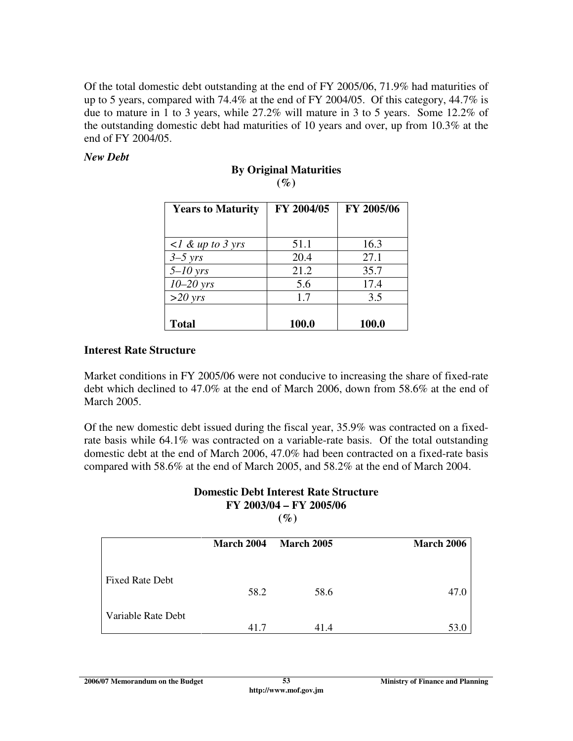Of the total domestic debt outstanding at the end of FY 2005/06, 71.9% had maturities of up to 5 years, compared with 74.4% at the end of FY 2004/05. Of this category, 44.7% is due to mature in 1 to 3 years, while 27.2% will mature in 3 to 5 years. Some 12.2% of the outstanding domestic debt had maturities of 10 years and over, up from 10.3% at the end of FY 2004/05.

***New Debt***

**By Original Maturities**
**(%)**

| **Years to Maturity** | **FY 2004/05** | **FY 2005/06** |
|---|---|---|
| *<1 & up to 3 yrs* | 51.1 | 16.3 |
| *3–5 yrs* | 20.4 | 27.1 |
| *5–10 yrs* | 21.2 | 35.7 |
| *10–20 yrs* | 5.6 | 17.4 |
| *>20 yrs* | 1.7 | 3.5 |
| **Total** | **100.0** | **100.0** |

## Interest Rate Structure

Market conditions in FY 2005/06 were not conducive to increasing the share of fixed-rate debt which declined to 47.0% at the end of March 2006, down from 58.6% at the end of March 2005.

Of the new domestic debt issued during the fiscal year, 35.9% was contracted on a fixed-rate basis while 64.1% was contracted on a variable-rate basis. Of the total outstanding domestic debt at the end of March 2006, 47.0% had been contracted on a fixed-rate basis compared with 58.6% at the end of March 2005, and 58.2% at the end of March 2004.

**Domestic Debt Interest Rate Structure**
**FY 2003/04 – FY 2005/06**
**(%)**

| | **March 2004** | **March 2005** | **March 2006** |
|---|---|---|---|
| Fixed Rate Debt | 58.2 | 58.6 | 47.0 |
| Variable Rate Debt | 41.7 | 41.4 | 53.0 |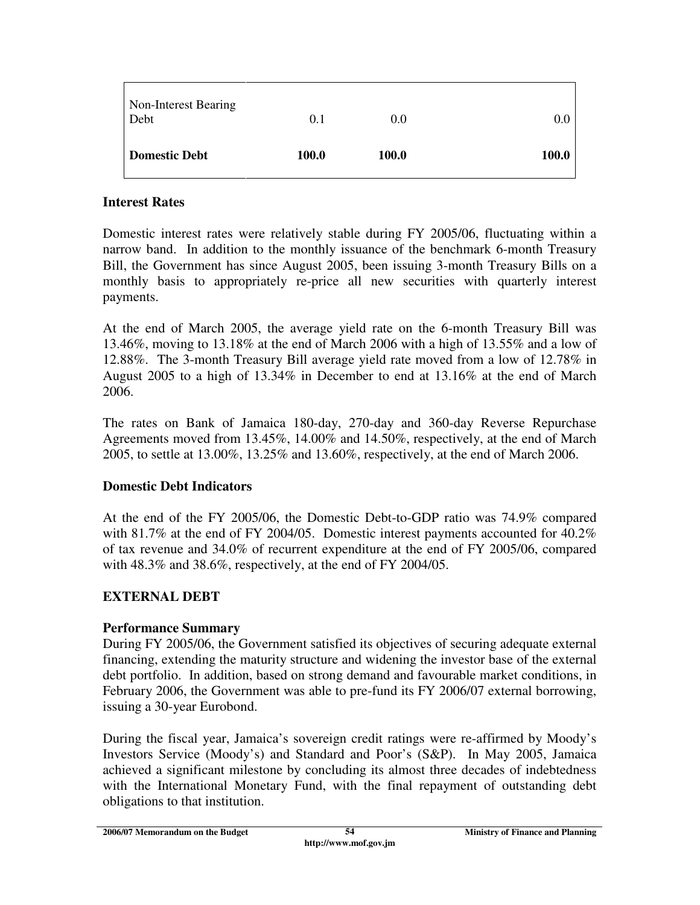| | | | |
|---|---|---|---|
| Non-Interest Bearing Debt | 0.1 | 0.0 | 0.0 |
| **Domestic Debt** | **100.0** | **100.0** | **100.0** |

### Interest Rates

Domestic interest rates were relatively stable during FY 2005/06, fluctuating within a narrow band. In addition to the monthly issuance of the benchmark 6-month Treasury Bill, the Government has since August 2005, been issuing 3-month Treasury Bills on a monthly basis to appropriately re-price all new securities with quarterly interest payments.

At the end of March 2005, the average yield rate on the 6-month Treasury Bill was 13.46%, moving to 13.18% at the end of March 2006 with a high of 13.55% and a low of 12.88%. The 3-month Treasury Bill average yield rate moved from a low of 12.78% in August 2005 to a high of 13.34% in December to end at 13.16% at the end of March 2006.

The rates on Bank of Jamaica 180-day, 270-day and 360-day Reverse Repurchase Agreements moved from 13.45%, 14.00% and 14.50%, respectively, at the end of March 2005, to settle at 13.00%, 13.25% and 13.60%, respectively, at the end of March 2006.

### Domestic Debt Indicators

At the end of the FY 2005/06, the Domestic Debt-to-GDP ratio was 74.9% compared with 81.7% at the end of FY 2004/05. Domestic interest payments accounted for 40.2% of tax revenue and 34.0% of recurrent expenditure at the end of FY 2005/06, compared with 48.3% and 38.6%, respectively, at the end of FY 2004/05.

## EXTERNAL DEBT

### Performance Summary

During FY 2005/06, the Government satisfied its objectives of securing adequate external financing, extending the maturity structure and widening the investor base of the external debt portfolio. In addition, based on strong demand and favourable market conditions, in February 2006, the Government was able to pre-fund its FY 2006/07 external borrowing, issuing a 30-year Eurobond.

During the fiscal year, Jamaica's sovereign credit ratings were re-affirmed by Moody's Investors Service (Moody's) and Standard and Poor's (S&P). In May 2005, Jamaica achieved a significant milestone by concluding its almost three decades of indebtedness with the International Monetary Fund, with the final repayment of outstanding debt obligations to that institution.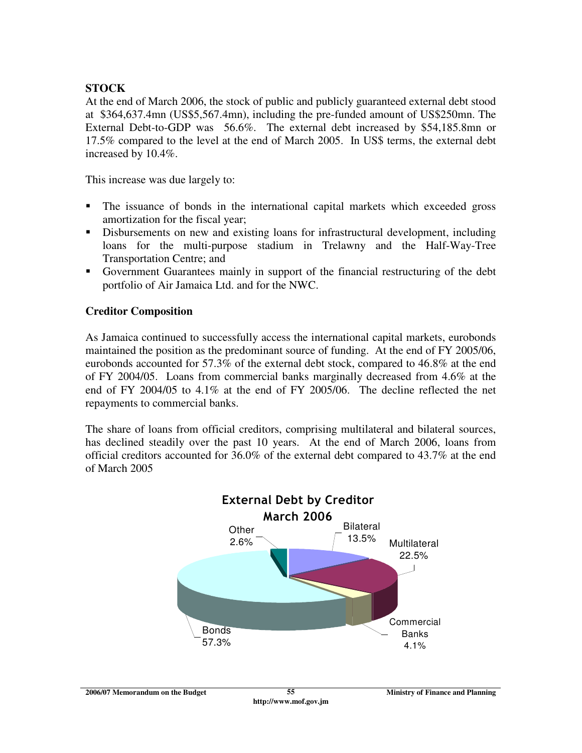**STOCK**

At the end of March 2006, the stock of public and publicly guaranteed external debt stood at $364,637.4mn (US$5,567.4mn), including the pre-funded amount of US$250mn. The External Debt-to-GDP was 56.6%. The external debt increased by $54,185.8mn or 17.5% compared to the level at the end of March 2005. In US$ terms, the external debt increased by 10.4%.

This increase was due largely to:

- The issuance of bonds in the international capital markets which exceeded gross amortization for the fiscal year;
- Disbursements on new and existing loans for infrastructural development, including loans for the multi-purpose stadium in Trelawny and the Half-Way-Tree Transportation Centre; and
- Government Guarantees mainly in support of the financial restructuring of the debt portfolio of Air Jamaica Ltd. and for the NWC.

**Creditor Composition**

As Jamaica continued to successfully access the international capital markets, eurobonds maintained the position as the predominant source of funding. At the end of FY 2005/06, eurobonds accounted for 57.3% of the external debt stock, compared to 46.8% at the end of FY 2004/05. Loans from commercial banks marginally decreased from 4.6% at the end of FY 2004/05 to 4.1% at the end of FY 2005/06. The decline reflected the net repayments to commercial banks.

The share of loans from official creditors, comprising multilateral and bilateral sources, has declined steadily over the past 10 years. At the end of March 2006, loans from official creditors accounted for 36.0% of the external debt compared to 43.7% at the end of March 2005

**External Debt by Creditor March 2006**

| Creditor | Share |
|---|---|
| Bilateral | 13.5% |
| Multilateral | 22.5% |
| Commercial Banks | 4.1% |
| Bonds | 57.3% |
| Other | 2.6% |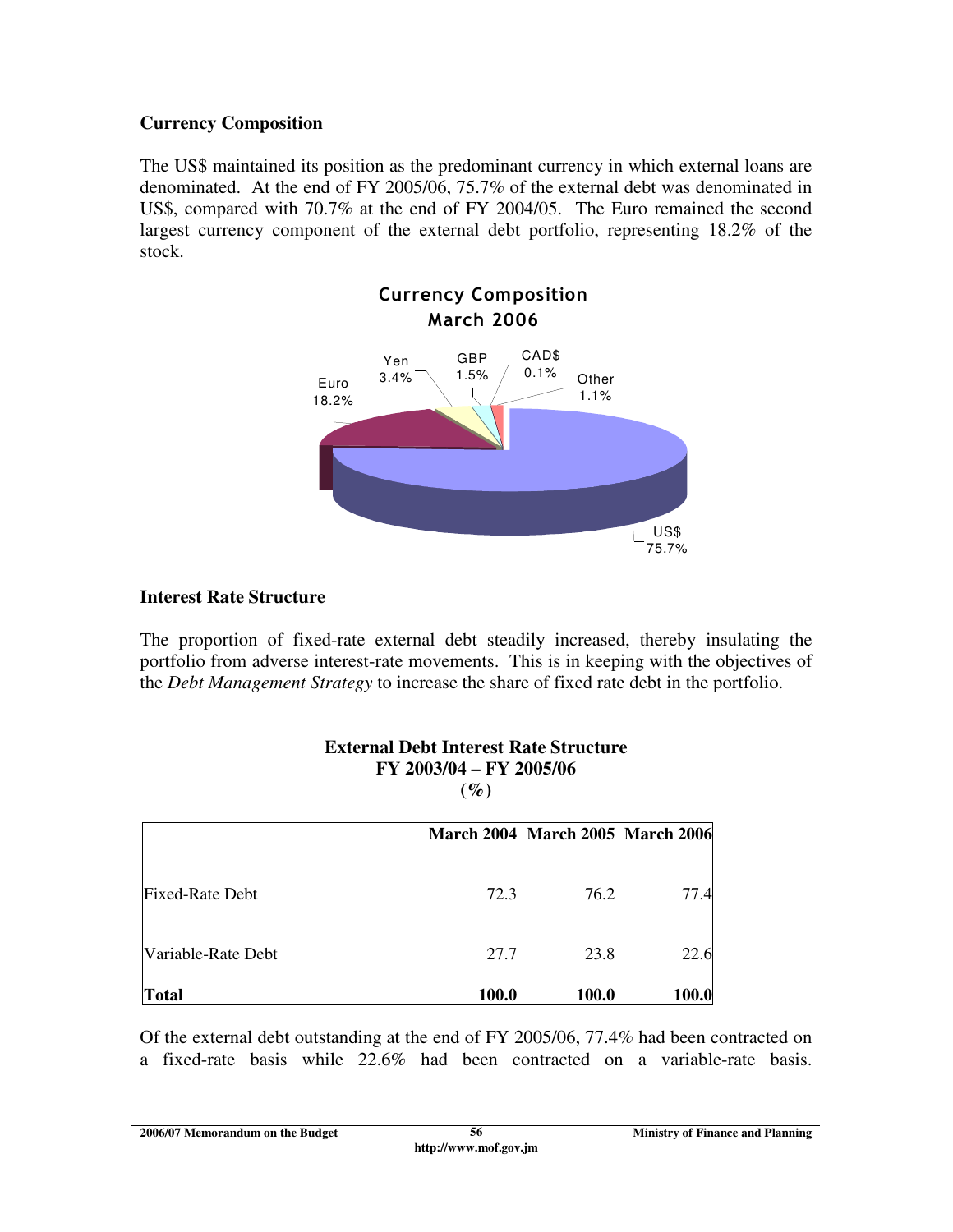### Currency Composition

The US$ maintained its position as the predominant currency in which external loans are denominated. At the end of FY 2005/06, 75.7% of the external debt was denominated in US$, compared with 70.7% at the end of FY 2004/05. The Euro remained the second largest currency component of the external debt portfolio, representing 18.2% of the stock.

**Currency Composition**
**March 2006**

| Currency | Share |
|---|---|
| US$ | 75.7% |
| Euro | 18.2% |
| Yen | 3.4% |
| GBP | 1.5% |
| CAD$ | 0.1% |
| Other | 1.1% |

### Interest Rate Structure

The proportion of fixed-rate external debt steadily increased, thereby insulating the portfolio from adverse interest-rate movements. This is in keeping with the objectives of the *Debt Management Strategy* to increase the share of fixed rate debt in the portfolio.

**External Debt Interest Rate Structure**
**FY 2003/04 – FY 2005/06**
**(%)**

| | March 2004 | March 2005 | March 2006 |
|---|---|---|---|
| Fixed-Rate Debt | 72.3 | 76.2 | 77.4 |
| Variable-Rate Debt | 27.7 | 23.8 | 22.6 |
| **Total** | **100.0** | **100.0** | **100.0** |

Of the external debt outstanding at the end of FY 2005/06, 77.4% had been contracted on a fixed-rate basis while 22.6% had been contracted on a variable-rate basis.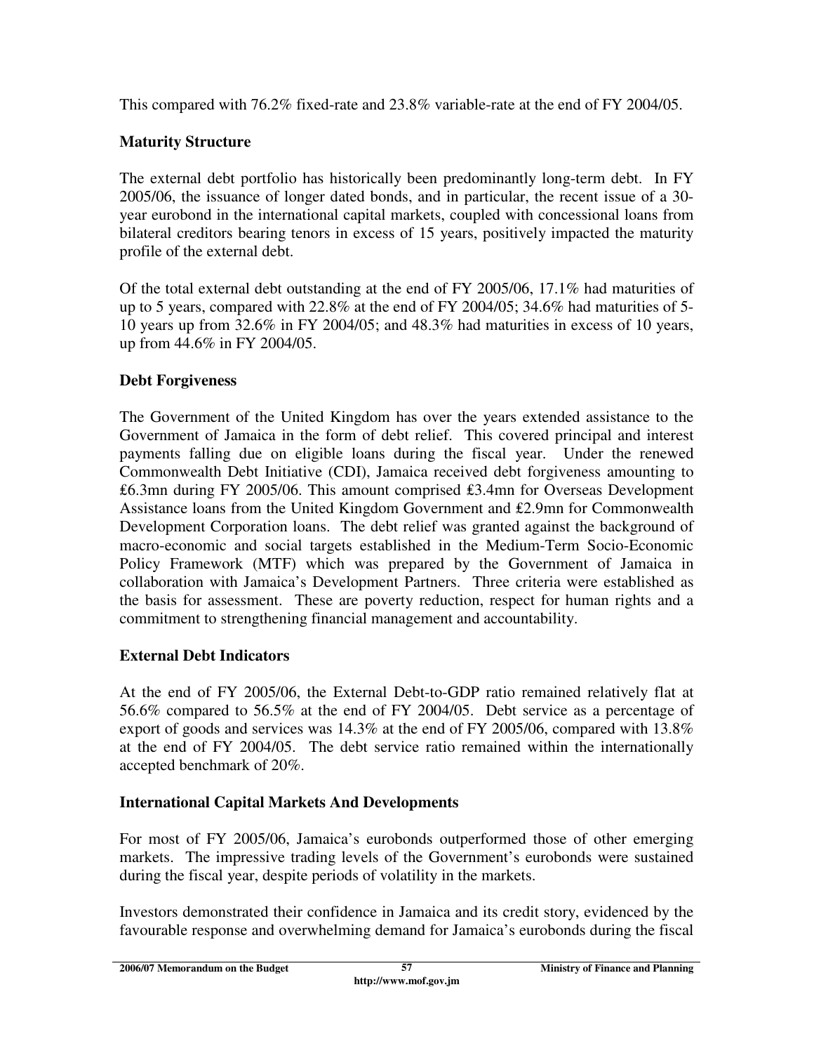This compared with 76.2% fixed-rate and 23.8% variable-rate at the end of FY 2004/05.

## Maturity Structure

The external debt portfolio has historically been predominantly long-term debt. In FY 2005/06, the issuance of longer dated bonds, and in particular, the recent issue of a 30-year eurobond in the international capital markets, coupled with concessional loans from bilateral creditors bearing tenors in excess of 15 years, positively impacted the maturity profile of the external debt.

Of the total external debt outstanding at the end of FY 2005/06, 17.1% had maturities of up to 5 years, compared with 22.8% at the end of FY 2004/05; 34.6% had maturities of 5-10 years up from 32.6% in FY 2004/05; and 48.3% had maturities in excess of 10 years, up from 44.6% in FY 2004/05.

## Debt Forgiveness

The Government of the United Kingdom has over the years extended assistance to the Government of Jamaica in the form of debt relief. This covered principal and interest payments falling due on eligible loans during the fiscal year. Under the renewed Commonwealth Debt Initiative (CDI), Jamaica received debt forgiveness amounting to £6.3mn during FY 2005/06. This amount comprised £3.4mn for Overseas Development Assistance loans from the United Kingdom Government and £2.9mn for Commonwealth Development Corporation loans. The debt relief was granted against the background of macro-economic and social targets established in the Medium-Term Socio-Economic Policy Framework (MTF) which was prepared by the Government of Jamaica in collaboration with Jamaica's Development Partners. Three criteria were established as the basis for assessment. These are poverty reduction, respect for human rights and a commitment to strengthening financial management and accountability.

## External Debt Indicators

At the end of FY 2005/06, the External Debt-to-GDP ratio remained relatively flat at 56.6% compared to 56.5% at the end of FY 2004/05. Debt service as a percentage of export of goods and services was 14.3% at the end of FY 2005/06, compared with 13.8% at the end of FY 2004/05. The debt service ratio remained within the internationally accepted benchmark of 20%.

## International Capital Markets And Developments

For most of FY 2005/06, Jamaica's eurobonds outperformed those of other emerging markets. The impressive trading levels of the Government's eurobonds were sustained during the fiscal year, despite periods of volatility in the markets.

Investors demonstrated their confidence in Jamaica and its credit story, evidenced by the favourable response and overwhelming demand for Jamaica's eurobonds during the fiscal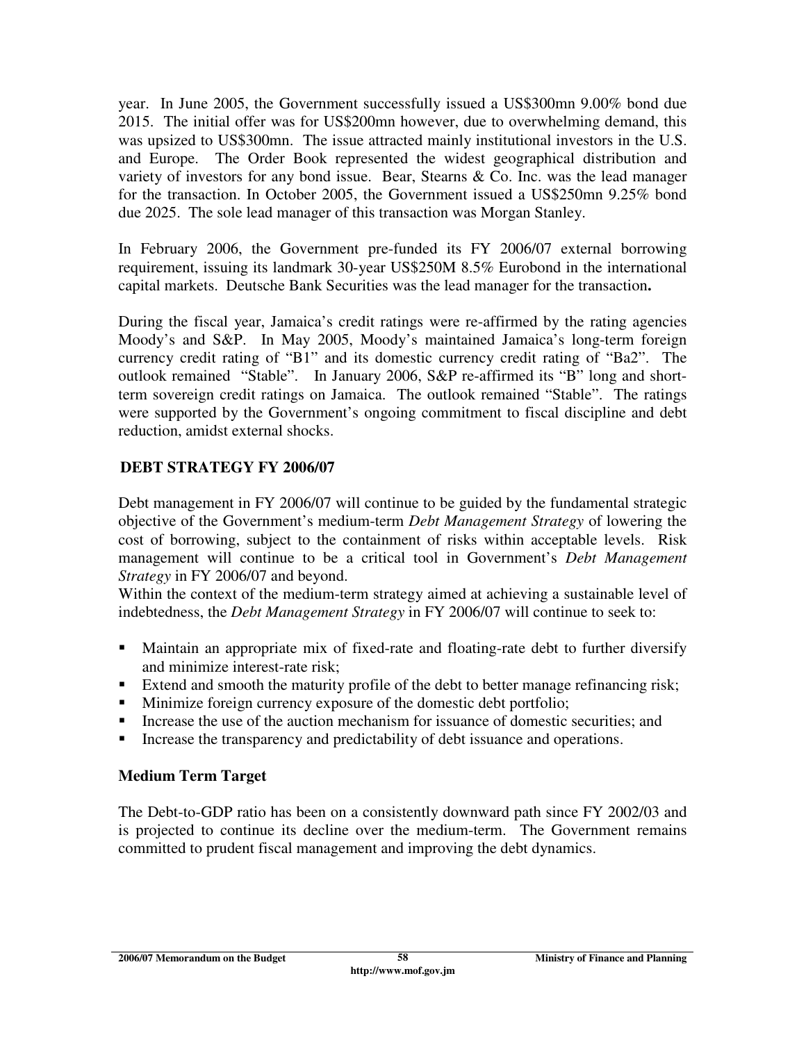year. In June 2005, the Government successfully issued a US$300mn 9.00% bond due 2015. The initial offer was for US$200mn however, due to overwhelming demand, this was upsized to US$300mn. The issue attracted mainly institutional investors in the U.S. and Europe. The Order Book represented the widest geographical distribution and variety of investors for any bond issue. Bear, Stearns & Co. Inc. was the lead manager for the transaction. In October 2005, the Government issued a US$250mn 9.25% bond due 2025. The sole lead manager of this transaction was Morgan Stanley.

In February 2006, the Government pre-funded its FY 2006/07 external borrowing requirement, issuing its landmark 30-year US$250M 8.5% Eurobond in the international capital markets. Deutsche Bank Securities was the lead manager for the transaction.

During the fiscal year, Jamaica's credit ratings were re-affirmed by the rating agencies Moody's and S&P. In May 2005, Moody's maintained Jamaica's long-term foreign currency credit rating of "B1" and its domestic currency credit rating of "Ba2". The outlook remained "Stable". In January 2006, S&P re-affirmed its "B" long and short-term sovereign credit ratings on Jamaica. The outlook remained "Stable". The ratings were supported by the Government's ongoing commitment to fiscal discipline and debt reduction, amidst external shocks.

## DEBT STRATEGY FY 2006/07

Debt management in FY 2006/07 will continue to be guided by the fundamental strategic objective of the Government's medium-term *Debt Management Strategy* of lowering the cost of borrowing, subject to the containment of risks within acceptable levels. Risk management will continue to be a critical tool in Government's *Debt Management Strategy* in FY 2006/07 and beyond.

Within the context of the medium-term strategy aimed at achieving a sustainable level of indebtedness, the *Debt Management Strategy* in FY 2006/07 will continue to seek to:

- Maintain an appropriate mix of fixed-rate and floating-rate debt to further diversify and minimize interest-rate risk;
- Extend and smooth the maturity profile of the debt to better manage refinancing risk;
- Minimize foreign currency exposure of the domestic debt portfolio;
- Increase the use of the auction mechanism for issuance of domestic securities; and
- Increase the transparency and predictability of debt issuance and operations.

### Medium Term Target

The Debt-to-GDP ratio has been on a consistently downward path since FY 2002/03 and is projected to continue its decline over the medium-term. The Government remains committed to prudent fiscal management and improving the debt dynamics.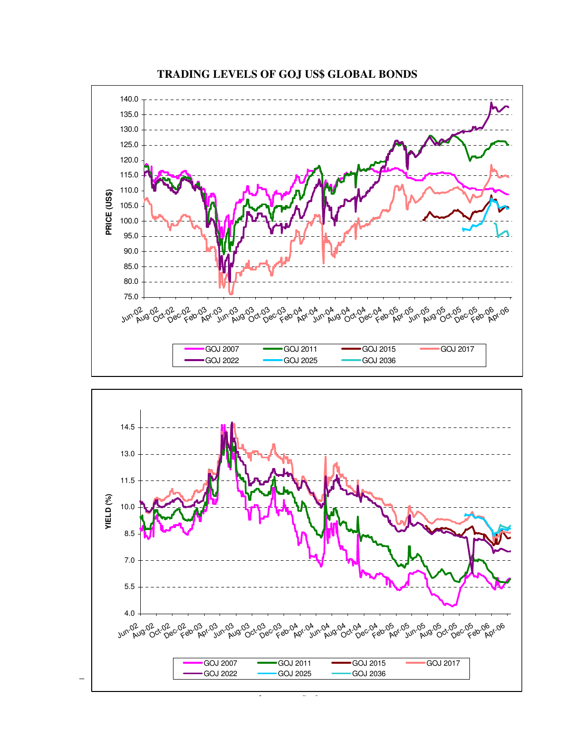**TRADING LEVELS OF GOJ US$ GLOBAL BONDS**

PRICE (US$)

140.0
135.0
130.0
125.0
120.0
115.0
110.0
105.0
100.0
95.0
90.0
85.0
80.0
75.0

Jun-02 Aug-02 Oct-02 Dec-02 Feb-03 Apr-03 Jun-03 Aug-03 Oct-03 Dec-03 Feb-04 Apr-04 Jun-04 Aug-04 Oct-04 Dec-04 Feb-05 Apr-05 Jun-05 Aug-05 Oct-05 Dec-05 Feb-06 Apr-06

GOJ 2007 GOJ 2011 GOJ 2015 GOJ 2017 GOJ 2022 GOJ 2025 GOJ 2036

YIELD (%)

14.5
13.0
11.5
10.0
8.5
7.0
5.5
4.0

Jun-02 Aug-02 Oct-02 Dec-02 Feb-03 Apr-03 Jun-03 Aug-03 Oct-03 Dec-03 Feb-04 Apr-04 Jun-04 Aug-04 Oct-04 Dec-04 Feb-05 Apr-05 Jun-05 Aug-05 Oct-05 Dec-05 Feb-06 Apr-06

GOJ 2007 GOJ 2011 GOJ 2015 GOJ 2017 GOJ 2022 GOJ 2025 GOJ 2036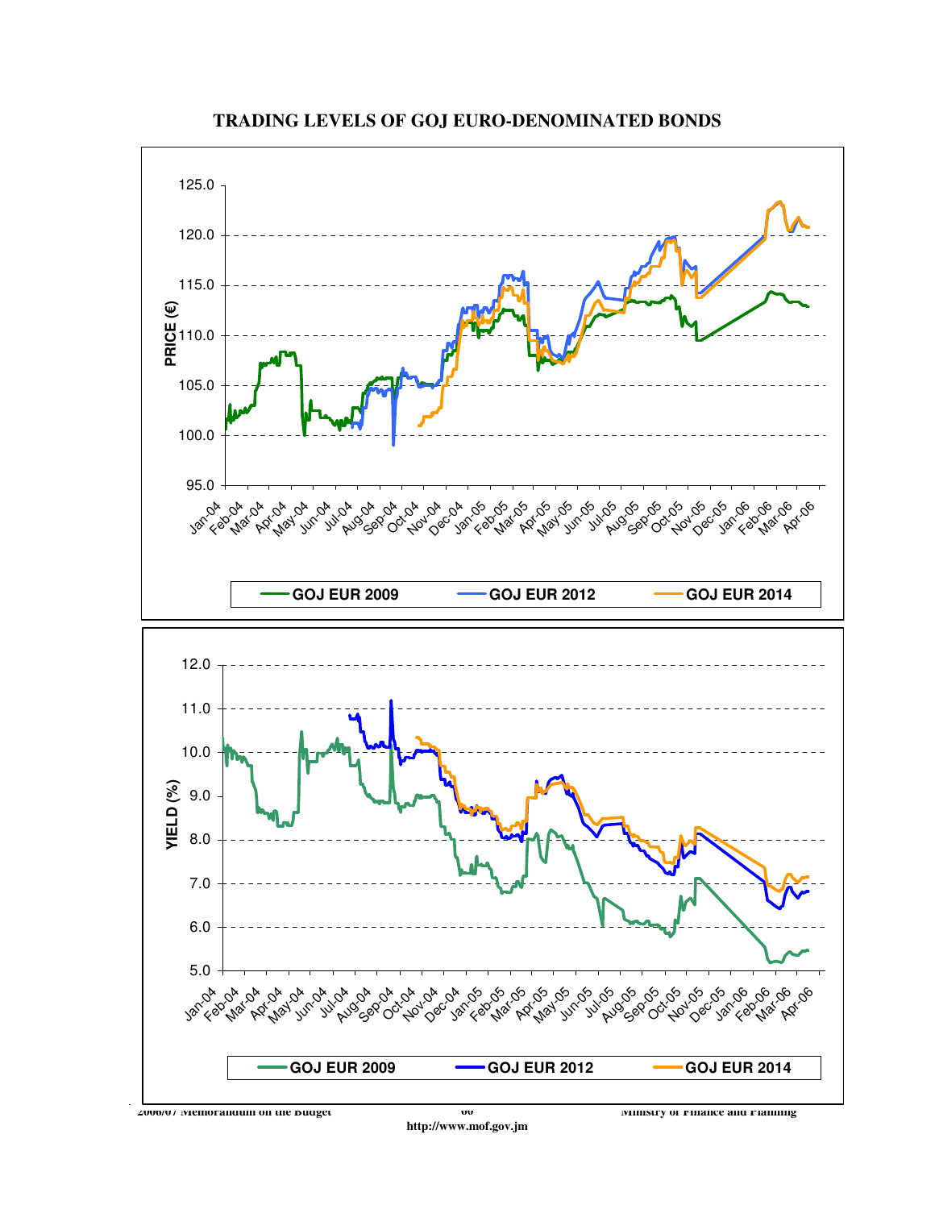# TRADING LEVELS OF GOJ EURO-DENOMINATED BONDS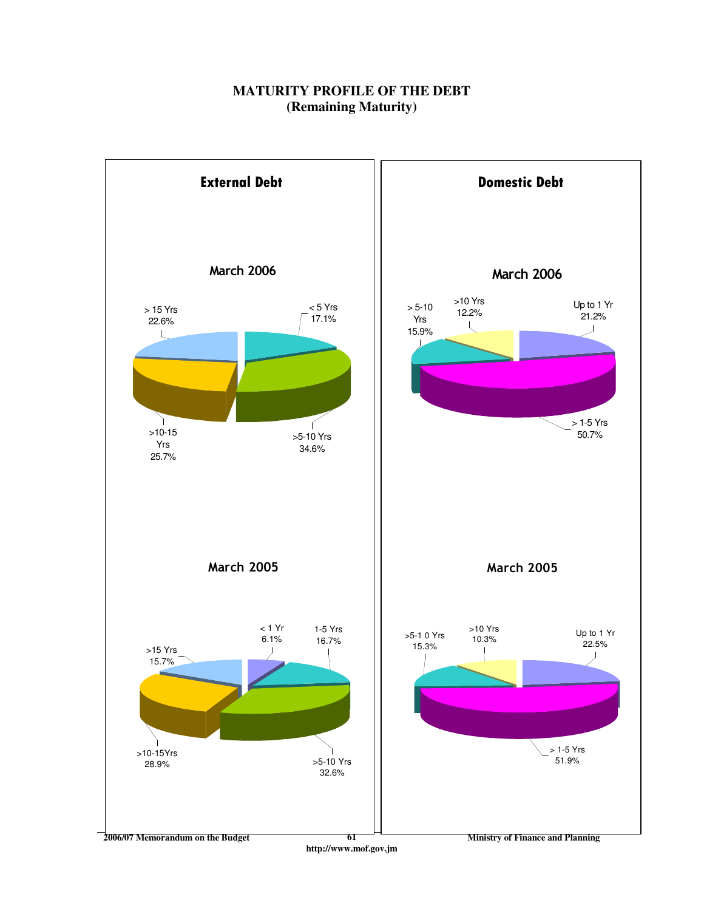# MATURITY PROFILE OF THE DEBT
## (Remaining Maturity)

### External Debt

**March 2006**

| Maturity | Share |
| --- | --- |
| < 5 Yrs | 17.1% |
| >5-10 Yrs | 34.6% |
| >10-15 Yrs | 25.7% |
| > 15 Yrs | 22.6% |

**March 2005**

| Maturity | Share |
| --- | --- |
| < 1 Yr | 6.1% |
| 1-5 Yrs | 16.7% |
| >5-10 Yrs | 32.6% |
| >10-15Yrs | 28.9% |
| >15 Yrs | 15.7% |

### Domestic Debt

**March 2006**

| Maturity | Share |
| --- | --- |
| Up to 1 Yr | 21.2% |
| > 1-5 Yrs | 50.7% |
| > 5-10 Yrs | 15.9% |
| >10 Yrs | 12.2% |

**March 2005**

| Maturity | Share |
| --- | --- |
| Up to 1 Yr | 22.5% |
| > 1-5 Yrs | 51.9% |
| >5-1 0 Yrs | 15.3% |
| >10 Yrs | 10.3% |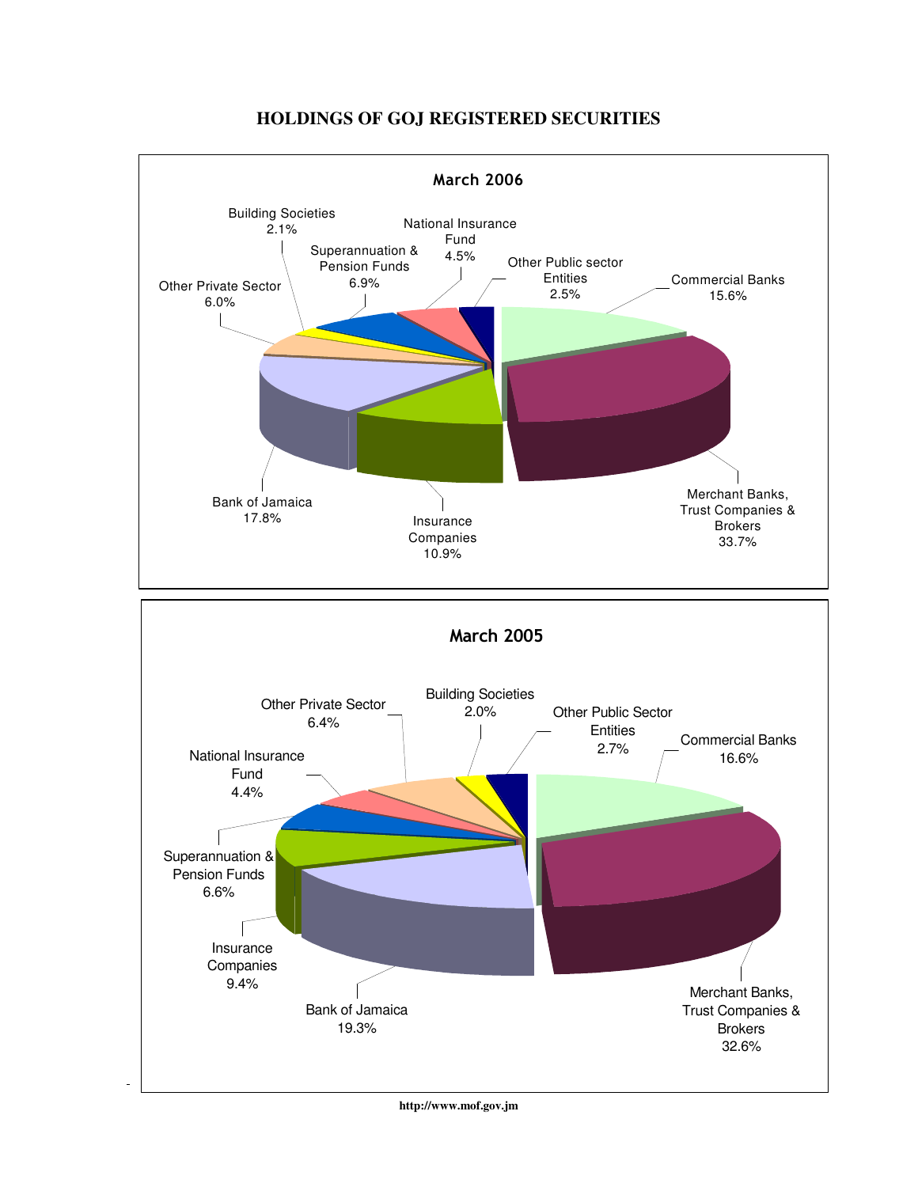# HOLDINGS OF GOJ REGISTERED SECURITIES

## March 2006

| Holder | Share |
|---|---|
| Commercial Banks | 15.6% |
| Merchant Banks, Trust Companies & Brokers | 33.7% |
| Insurance Companies | 10.9% |
| Bank of Jamaica | 17.8% |
| Other Private Sector | 6.0% |
| Building Societies | 2.1% |
| Superannuation & Pension Funds | 6.9% |
| National Insurance Fund | 4.5% |
| Other Public sector Entities | 2.5% |

## March 2005

| Holder | Share |
|---|---|
| Commercial Banks | 16.6% |
| Merchant Banks, Trust Companies & Brokers | 32.6% |
| Bank of Jamaica | 19.3% |
| Insurance Companies | 9.4% |
| Superannuation & Pension Funds | 6.6% |
| National Insurance Fund | 4.4% |
| Other Private Sector | 6.4% |
| Building Societies | 2.0% |
| Other Public Sector Entities | 2.7% |

http://www.mof.gov.jm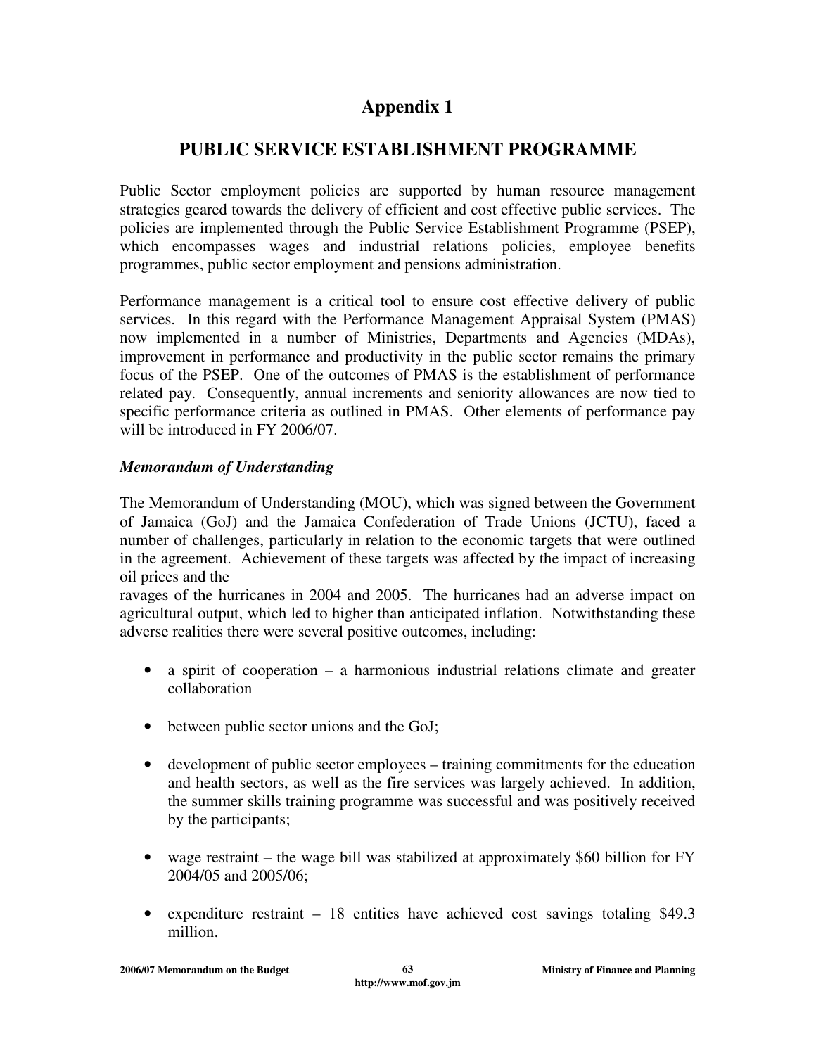# Appendix 1

## PUBLIC SERVICE ESTABLISHMENT PROGRAMME

Public Sector employment policies are supported by human resource management strategies geared towards the delivery of efficient and cost effective public services. The policies are implemented through the Public Service Establishment Programme (PSEP), which encompasses wages and industrial relations policies, employee benefits programmes, public sector employment and pensions administration.

Performance management is a critical tool to ensure cost effective delivery of public services. In this regard with the Performance Management Appraisal System (PMAS) now implemented in a number of Ministries, Departments and Agencies (MDAs), improvement in performance and productivity in the public sector remains the primary focus of the PSEP. One of the outcomes of PMAS is the establishment of performance related pay. Consequently, annual increments and seniority allowances are now tied to specific performance criteria as outlined in PMAS. Other elements of performance pay will be introduced in FY 2006/07.

*Memorandum of Understanding*

The Memorandum of Understanding (MOU), which was signed between the Government of Jamaica (GoJ) and the Jamaica Confederation of Trade Unions (JCTU), faced a number of challenges, particularly in relation to the economic targets that were outlined in the agreement. Achievement of these targets was affected by the impact of increasing oil prices and the ravages of the hurricanes in 2004 and 2005. The hurricanes had an adverse impact on agricultural output, which led to higher than anticipated inflation. Notwithstanding these adverse realities there were several positive outcomes, including:

- a spirit of cooperation – a harmonious industrial relations climate and greater collaboration
- between public sector unions and the GoJ;
- development of public sector employees – training commitments for the education and health sectors, as well as the fire services was largely achieved. In addition, the summer skills training programme was successful and was positively received by the participants;
- wage restraint – the wage bill was stabilized at approximately $60 billion for FY 2004/05 and 2005/06;
- expenditure restraint – 18 entities have achieved cost savings totaling $49.3 million.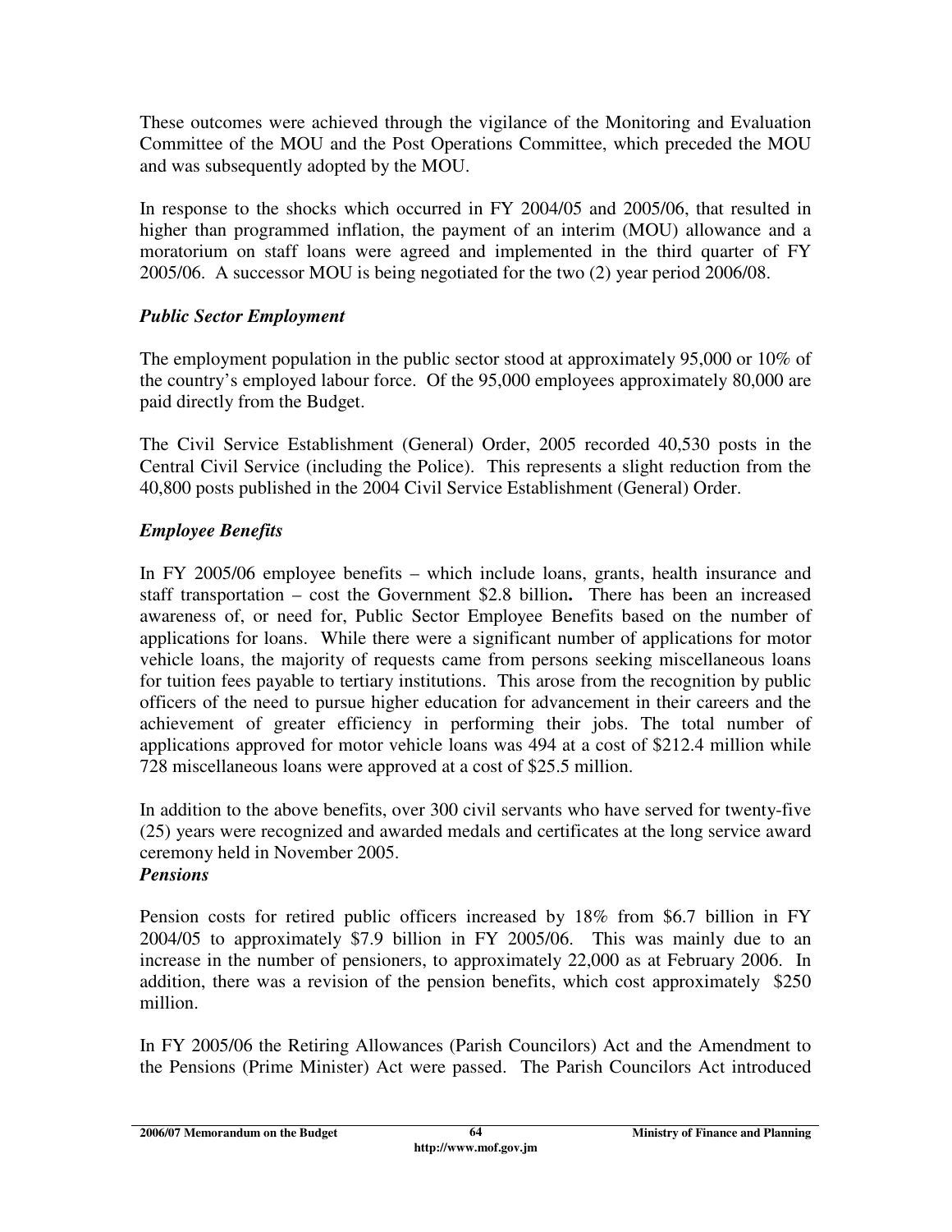These outcomes were achieved through the vigilance of the Monitoring and Evaluation Committee of the MOU and the Post Operations Committee, which preceded the MOU and was subsequently adopted by the MOU.

In response to the shocks which occurred in FY 2004/05 and 2005/06, that resulted in higher than programmed inflation, the payment of an interim (MOU) allowance and a moratorium on staff loans were agreed and implemented in the third quarter of FY 2005/06. A successor MOU is being negotiated for the two (2) year period 2006/08.

### *Public Sector Employment*

The employment population in the public sector stood at approximately 95,000 or 10% of the country's employed labour force. Of the 95,000 employees approximately 80,000 are paid directly from the Budget.

The Civil Service Establishment (General) Order, 2005 recorded 40,530 posts in the Central Civil Service (including the Police). This represents a slight reduction from the 40,800 posts published in the 2004 Civil Service Establishment (General) Order.

### *Employee Benefits*

In FY 2005/06 employee benefits – which include loans, grants, health insurance and staff transportation – cost the Government $2.8 billion**.** There has been an increased awareness of, or need for, Public Sector Employee Benefits based on the number of applications for loans. While there were a significant number of applications for motor vehicle loans, the majority of requests came from persons seeking miscellaneous loans for tuition fees payable to tertiary institutions. This arose from the recognition by public officers of the need to pursue higher education for advancement in their careers and the achievement of greater efficiency in performing their jobs. The total number of applications approved for motor vehicle loans was 494 at a cost of $212.4 million while 728 miscellaneous loans were approved at a cost of $25.5 million.

In addition to the above benefits, over 300 civil servants who have served for twenty-five (25) years were recognized and awarded medals and certificates at the long service award ceremony held in November 2005.

### *Pensions*

Pension costs for retired public officers increased by 18% from $6.7 billion in FY 2004/05 to approximately $7.9 billion in FY 2005/06. This was mainly due to an increase in the number of pensioners, to approximately 22,000 as at February 2006. In addition, there was a revision of the pension benefits, which cost approximately $250 million.

In FY 2005/06 the Retiring Allowances (Parish Councilors) Act and the Amendment to the Pensions (Prime Minister) Act were passed. The Parish Councilors Act introduced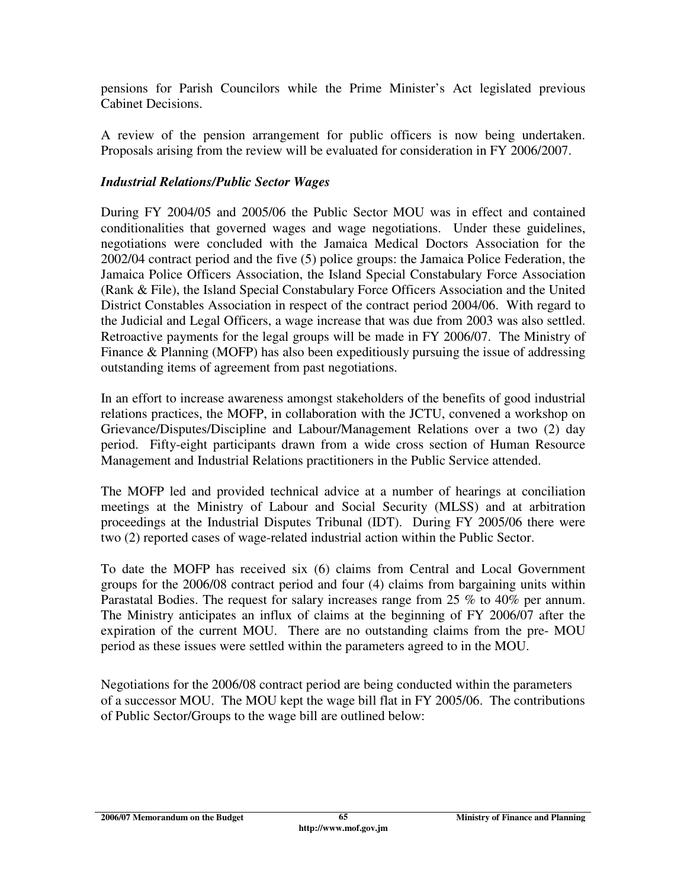pensions for Parish Councilors while the Prime Minister's Act legislated previous Cabinet Decisions.

A review of the pension arrangement for public officers is now being undertaken. Proposals arising from the review will be evaluated for consideration in FY 2006/2007.

### *Industrial Relations/Public Sector Wages*

During FY 2004/05 and 2005/06 the Public Sector MOU was in effect and contained conditionalities that governed wages and wage negotiations. Under these guidelines, negotiations were concluded with the Jamaica Medical Doctors Association for the 2002/04 contract period and the five (5) police groups: the Jamaica Police Federation, the Jamaica Police Officers Association, the Island Special Constabulary Force Association (Rank & File), the Island Special Constabulary Force Officers Association and the United District Constables Association in respect of the contract period 2004/06. With regard to the Judicial and Legal Officers, a wage increase that was due from 2003 was also settled. Retroactive payments for the legal groups will be made in FY 2006/07. The Ministry of Finance & Planning (MOFP) has also been expeditiously pursuing the issue of addressing outstanding items of agreement from past negotiations.

In an effort to increase awareness amongst stakeholders of the benefits of good industrial relations practices, the MOFP, in collaboration with the JCTU, convened a workshop on Grievance/Disputes/Discipline and Labour/Management Relations over a two (2) day period. Fifty-eight participants drawn from a wide cross section of Human Resource Management and Industrial Relations practitioners in the Public Service attended.

The MOFP led and provided technical advice at a number of hearings at conciliation meetings at the Ministry of Labour and Social Security (MLSS) and at arbitration proceedings at the Industrial Disputes Tribunal (IDT). During FY 2005/06 there were two (2) reported cases of wage-related industrial action within the Public Sector.

To date the MOFP has received six (6) claims from Central and Local Government groups for the 2006/08 contract period and four (4) claims from bargaining units within Parastatal Bodies. The request for salary increases range from 25 % to 40% per annum. The Ministry anticipates an influx of claims at the beginning of FY 2006/07 after the expiration of the current MOU. There are no outstanding claims from the pre- MOU period as these issues were settled within the parameters agreed to in the MOU.

Negotiations for the 2006/08 contract period are being conducted within the parameters of a successor MOU. The MOU kept the wage bill flat in FY 2005/06. The contributions of Public Sector/Groups to the wage bill are outlined below: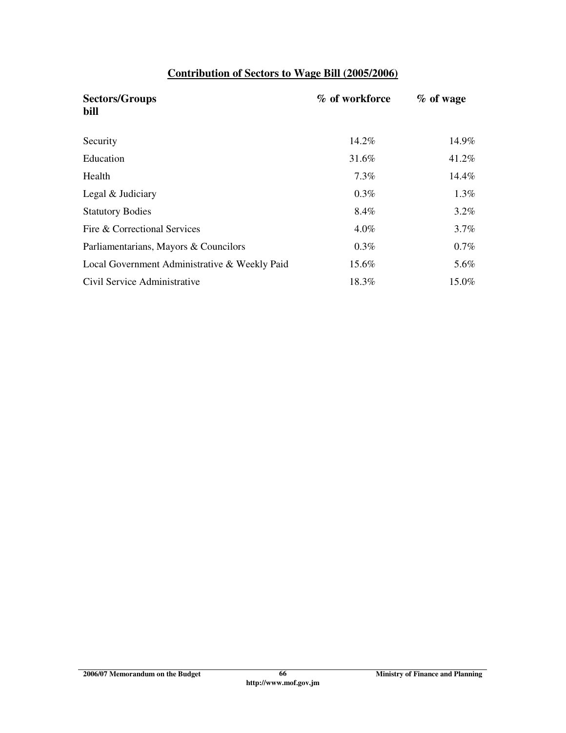## Contribution of Sectors to Wage Bill (2005/2006)

| Sectors/Groups | % of workforce | % of wage bill |
|---|---|---|
| Security | 14.2% | 14.9% |
| Education | 31.6% | 41.2% |
| Health | 7.3% | 14.4% |
| Legal & Judiciary | 0.3% | 1.3% |
| Statutory Bodies | 8.4% | 3.2% |
| Fire & Correctional Services | 4.0% | 3.7% |
| Parliamentarians, Mayors & Councilors | 0.3% | 0.7% |
| Local Government Administrative & Weekly Paid | 15.6% | 5.6% |
| Civil Service Administrative | 18.3% | 15.0% |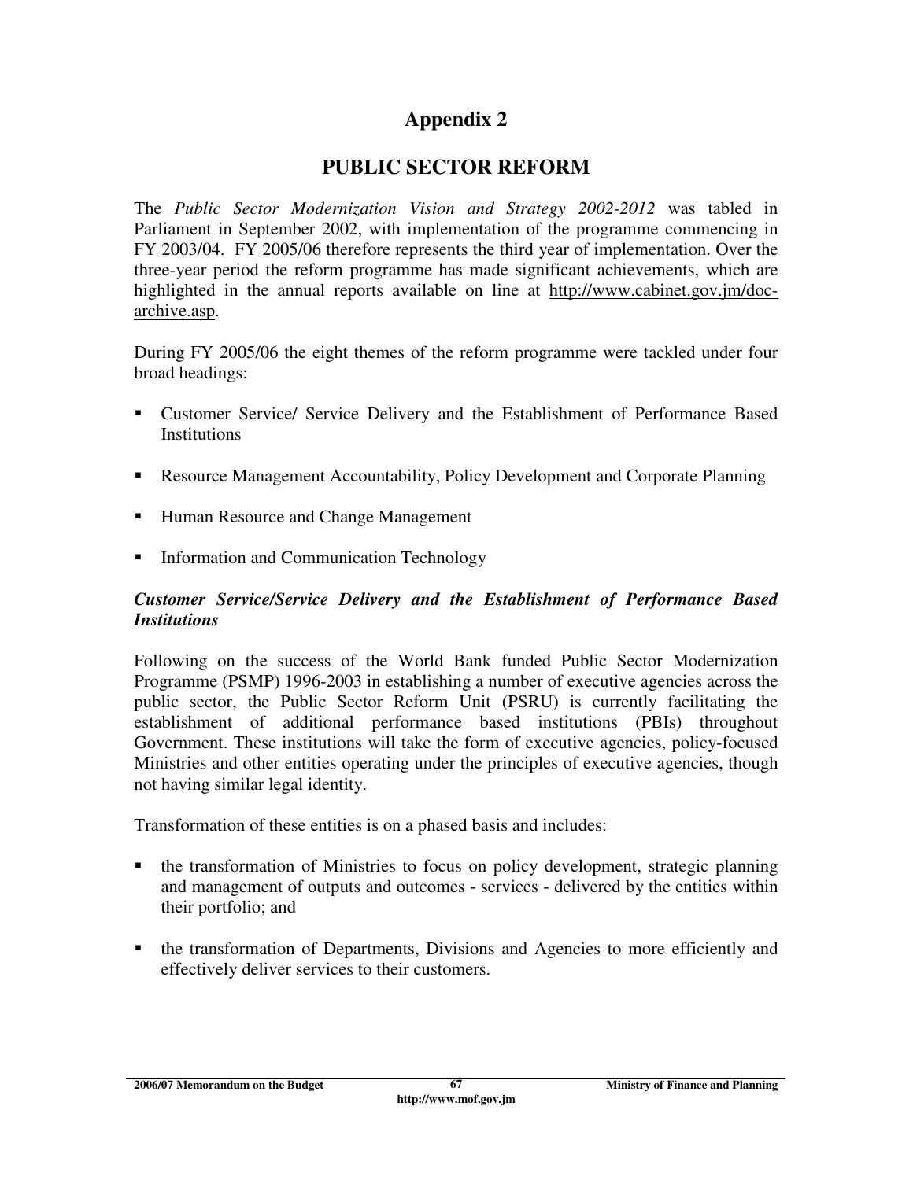# Appendix 2

## PUBLIC SECTOR REFORM

The *Public Sector Modernization Vision and Strategy 2002-2012* was tabled in Parliament in September 2002, with implementation of the programme commencing in FY 2003/04. FY 2005/06 therefore represents the third year of implementation. Over the three-year period the reform programme has made significant achievements, which are highlighted in the annual reports available on line at http://www.cabinet.gov.jm/doc-archive.asp.

During FY 2005/06 the eight themes of the reform programme were tackled under four broad headings:

- Customer Service/ Service Delivery and the Establishment of Performance Based Institutions
- Resource Management Accountability, Policy Development and Corporate Planning
- Human Resource and Change Management
- Information and Communication Technology

### *Customer Service/Service Delivery and the Establishment of Performance Based Institutions*

Following on the success of the World Bank funded Public Sector Modernization Programme (PSMP) 1996-2003 in establishing a number of executive agencies across the public sector, the Public Sector Reform Unit (PSRU) is currently facilitating the establishment of additional performance based institutions (PBIs) throughout Government. These institutions will take the form of executive agencies, policy-focused Ministries and other entities operating under the principles of executive agencies, though not having similar legal identity.

Transformation of these entities is on a phased basis and includes:

- the transformation of Ministries to focus on policy development, strategic planning and management of outputs and outcomes - services - delivered by the entities within their portfolio; and
- the transformation of Departments, Divisions and Agencies to more efficiently and effectively deliver services to their customers.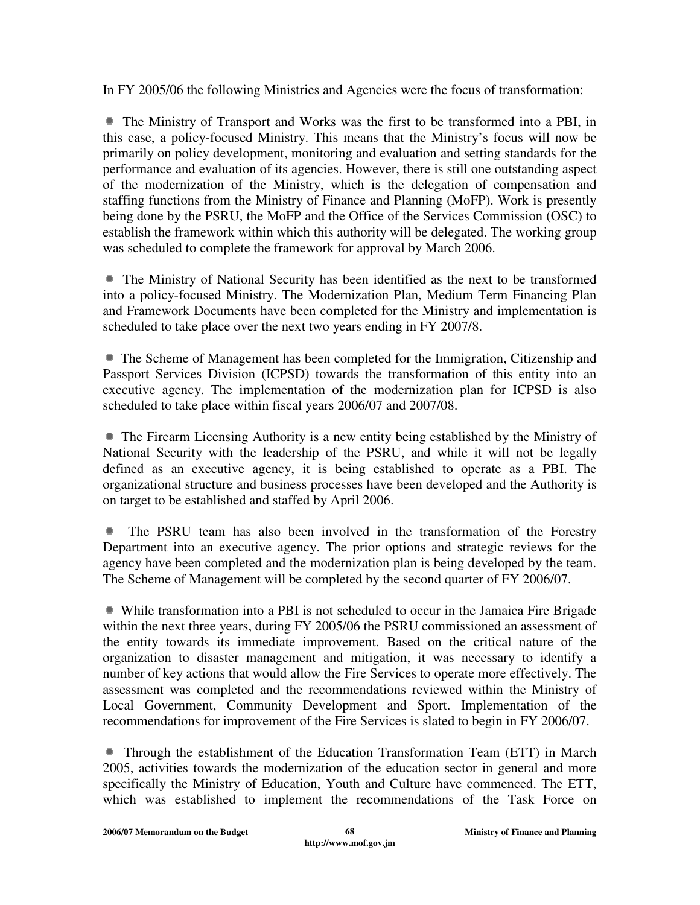In FY 2005/06 the following Ministries and Agencies were the focus of transformation:

- The Ministry of Transport and Works was the first to be transformed into a PBI, in this case, a policy-focused Ministry. This means that the Ministry's focus will now be primarily on policy development, monitoring and evaluation and setting standards for the performance and evaluation of its agencies. However, there is still one outstanding aspect of the modernization of the Ministry, which is the delegation of compensation and staffing functions from the Ministry of Finance and Planning (MoFP). Work is presently being done by the PSRU, the MoFP and the Office of the Services Commission (OSC) to establish the framework within which this authority will be delegated. The working group was scheduled to complete the framework for approval by March 2006.

- The Ministry of National Security has been identified as the next to be transformed into a policy-focused Ministry. The Modernization Plan, Medium Term Financing Plan and Framework Documents have been completed for the Ministry and implementation is scheduled to take place over the next two years ending in FY 2007/8.

- The Scheme of Management has been completed for the Immigration, Citizenship and Passport Services Division (ICPSD) towards the transformation of this entity into an executive agency. The implementation of the modernization plan for ICPSD is also scheduled to take place within fiscal years 2006/07 and 2007/08.

- The Firearm Licensing Authority is a new entity being established by the Ministry of National Security with the leadership of the PSRU, and while it will not be legally defined as an executive agency, it is being established to operate as a PBI. The organizational structure and business processes have been developed and the Authority is on target to be established and staffed by April 2006.

- The PSRU team has also been involved in the transformation of the Forestry Department into an executive agency. The prior options and strategic reviews for the agency have been completed and the modernization plan is being developed by the team. The Scheme of Management will be completed by the second quarter of FY 2006/07.

- While transformation into a PBI is not scheduled to occur in the Jamaica Fire Brigade within the next three years, during FY 2005/06 the PSRU commissioned an assessment of the entity towards its immediate improvement. Based on the critical nature of the organization to disaster management and mitigation, it was necessary to identify a number of key actions that would allow the Fire Services to operate more effectively. The assessment was completed and the recommendations reviewed within the Ministry of Local Government, Community Development and Sport. Implementation of the recommendations for improvement of the Fire Services is slated to begin in FY 2006/07.

- Through the establishment of the Education Transformation Team (ETT) in March 2005, activities towards the modernization of the education sector in general and more specifically the Ministry of Education, Youth and Culture have commenced. The ETT, which was established to implement the recommendations of the Task Force on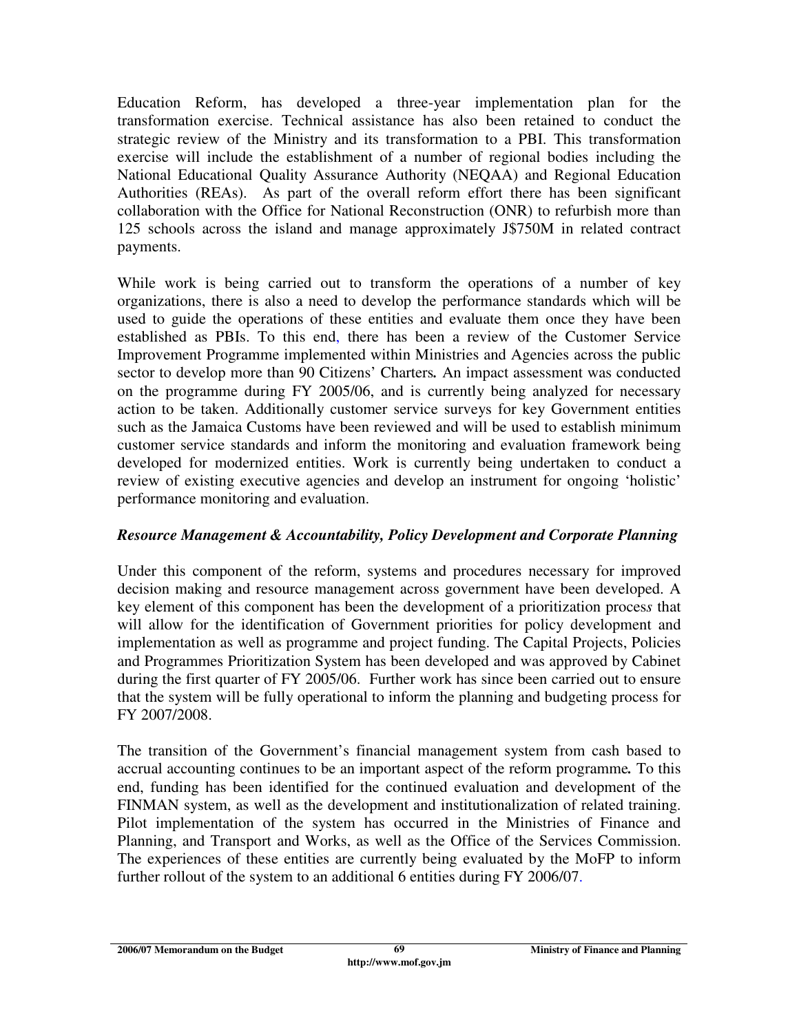Education Reform, has developed a three-year implementation plan for the transformation exercise. Technical assistance has also been retained to conduct the strategic review of the Ministry and its transformation to a PBI. This transformation exercise will include the establishment of a number of regional bodies including the National Educational Quality Assurance Authority (NEQAA) and Regional Education Authorities (REAs). As part of the overall reform effort there has been significant collaboration with the Office for National Reconstruction (ONR) to refurbish more than 125 schools across the island and manage approximately J$750M in related contract payments.

While work is being carried out to transform the operations of a number of key organizations, there is also a need to develop the performance standards which will be used to guide the operations of these entities and evaluate them once they have been established as PBIs. To this end, there has been a review of the Customer Service Improvement Programme implemented within Ministries and Agencies across the public sector to develop more than 90 Citizens' Charters**.** An impact assessment was conducted on the programme during FY 2005/06, and is currently being analyzed for necessary action to be taken. Additionally customer service surveys for key Government entities such as the Jamaica Customs have been reviewed and will be used to establish minimum customer service standards and inform the monitoring and evaluation framework being developed for modernized entities. Work is currently being undertaken to conduct a review of existing executive agencies and develop an instrument for ongoing 'holistic' performance monitoring and evaluation.

***Resource Management & Accountability, Policy Development and Corporate Planning***

Under this component of the reform, systems and procedures necessary for improved decision making and resource management across government have been developed. A key element of this component has been the development of a prioritization process that will allow for the identification of Government priorities for policy development and implementation as well as programme and project funding. The Capital Projects, Policies and Programmes Prioritization System has been developed and was approved by Cabinet during the first quarter of FY 2005/06. Further work has since been carried out to ensure that the system will be fully operational to inform the planning and budgeting process for FY 2007/2008.

The transition of the Government's financial management system from cash based to accrual accounting continues to be an important aspect of the reform programme**.** To this end, funding has been identified for the continued evaluation and development of the FINMAN system, as well as the development and institutionalization of related training. Pilot implementation of the system has occurred in the Ministries of Finance and Planning, and Transport and Works, as well as the Office of the Services Commission. The experiences of these entities are currently being evaluated by the MoFP to inform further rollout of the system to an additional 6 entities during FY 2006/07.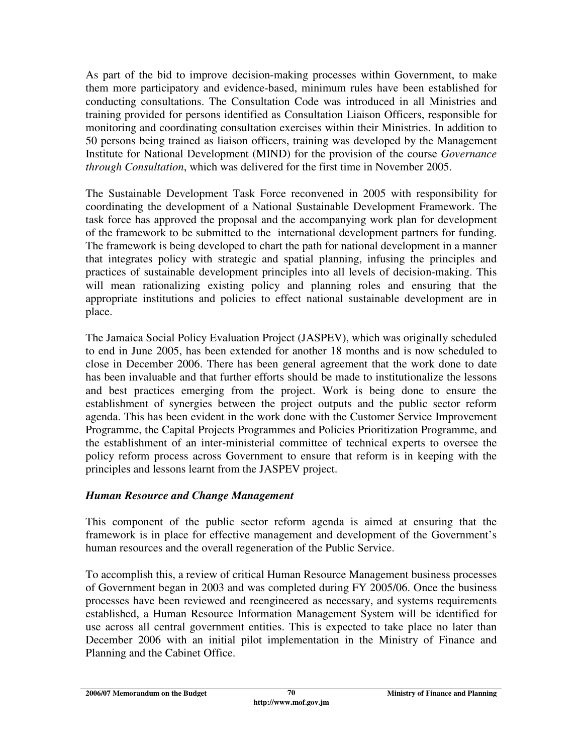As part of the bid to improve decision-making processes within Government, to make them more participatory and evidence-based, minimum rules have been established for conducting consultations. The Consultation Code was introduced in all Ministries and training provided for persons identified as Consultation Liaison Officers, responsible for monitoring and coordinating consultation exercises within their Ministries. In addition to 50 persons being trained as liaison officers, training was developed by the Management Institute for National Development (MIND) for the provision of the course *Governance through Consultation*, which was delivered for the first time in November 2005.

The Sustainable Development Task Force reconvened in 2005 with responsibility for coordinating the development of a National Sustainable Development Framework. The task force has approved the proposal and the accompanying work plan for development of the framework to be submitted to the international development partners for funding. The framework is being developed to chart the path for national development in a manner that integrates policy with strategic and spatial planning, infusing the principles and practices of sustainable development principles into all levels of decision-making. This will mean rationalizing existing policy and planning roles and ensuring that the appropriate institutions and policies to effect national sustainable development are in place.

The Jamaica Social Policy Evaluation Project (JASPEV), which was originally scheduled to end in June 2005, has been extended for another 18 months and is now scheduled to close in December 2006. There has been general agreement that the work done to date has been invaluable and that further efforts should be made to institutionalize the lessons and best practices emerging from the project. Work is being done to ensure the establishment of synergies between the project outputs and the public sector reform agenda. This has been evident in the work done with the Customer Service Improvement Programme, the Capital Projects Programmes and Policies Prioritization Programme, and the establishment of an inter-ministerial committee of technical experts to oversee the policy reform process across Government to ensure that reform is in keeping with the principles and lessons learnt from the JASPEV project.

### *Human Resource and Change Management*

This component of the public sector reform agenda is aimed at ensuring that the framework is in place for effective management and development of the Government's human resources and the overall regeneration of the Public Service.

To accomplish this, a review of critical Human Resource Management business processes of Government began in 2003 and was completed during FY 2005/06. Once the business processes have been reviewed and reengineered as necessary, and systems requirements established, a Human Resource Information Management System will be identified for use across all central government entities. This is expected to take place no later than December 2006 with an initial pilot implementation in the Ministry of Finance and Planning and the Cabinet Office.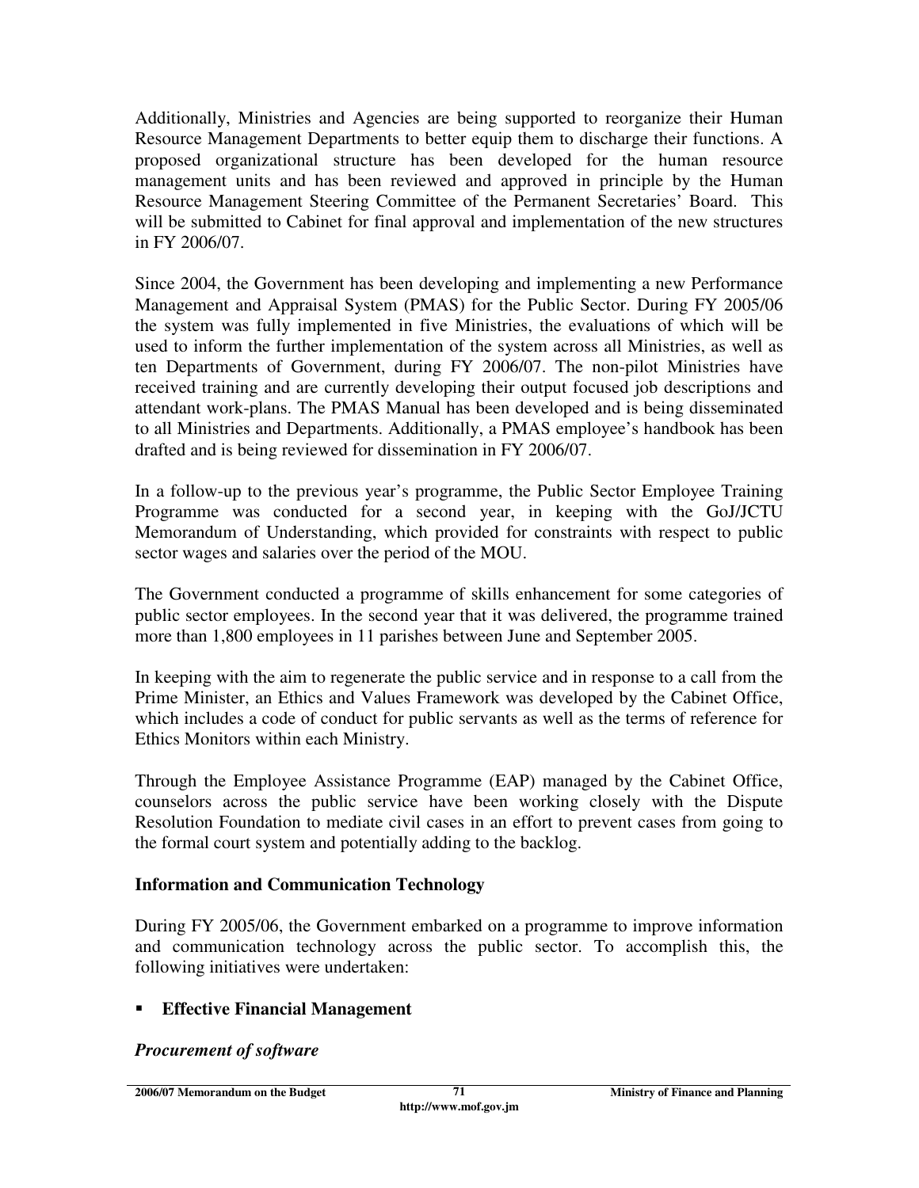Additionally, Ministries and Agencies are being supported to reorganize their Human Resource Management Departments to better equip them to discharge their functions. A proposed organizational structure has been developed for the human resource management units and has been reviewed and approved in principle by the Human Resource Management Steering Committee of the Permanent Secretaries' Board. This will be submitted to Cabinet for final approval and implementation of the new structures in FY 2006/07.

Since 2004, the Government has been developing and implementing a new Performance Management and Appraisal System (PMAS) for the Public Sector. During FY 2005/06 the system was fully implemented in five Ministries, the evaluations of which will be used to inform the further implementation of the system across all Ministries, as well as ten Departments of Government, during FY 2006/07. The non-pilot Ministries have received training and are currently developing their output focused job descriptions and attendant work-plans. The PMAS Manual has been developed and is being disseminated to all Ministries and Departments. Additionally, a PMAS employee's handbook has been drafted and is being reviewed for dissemination in FY 2006/07.

In a follow-up to the previous year's programme, the Public Sector Employee Training Programme was conducted for a second year, in keeping with the GoJ/JCTU Memorandum of Understanding, which provided for constraints with respect to public sector wages and salaries over the period of the MOU.

The Government conducted a programme of skills enhancement for some categories of public sector employees. In the second year that it was delivered, the programme trained more than 1,800 employees in 11 parishes between June and September 2005.

In keeping with the aim to regenerate the public service and in response to a call from the Prime Minister, an Ethics and Values Framework was developed by the Cabinet Office, which includes a code of conduct for public servants as well as the terms of reference for Ethics Monitors within each Ministry.

Through the Employee Assistance Programme (EAP) managed by the Cabinet Office, counselors across the public service have been working closely with the Dispute Resolution Foundation to mediate civil cases in an effort to prevent cases from going to the formal court system and potentially adding to the backlog.

### Information and Communication Technology

During FY 2005/06, the Government embarked on a programme to improve information and communication technology across the public sector. To accomplish this, the following initiatives were undertaken:

- **Effective Financial Management**

***Procurement of software***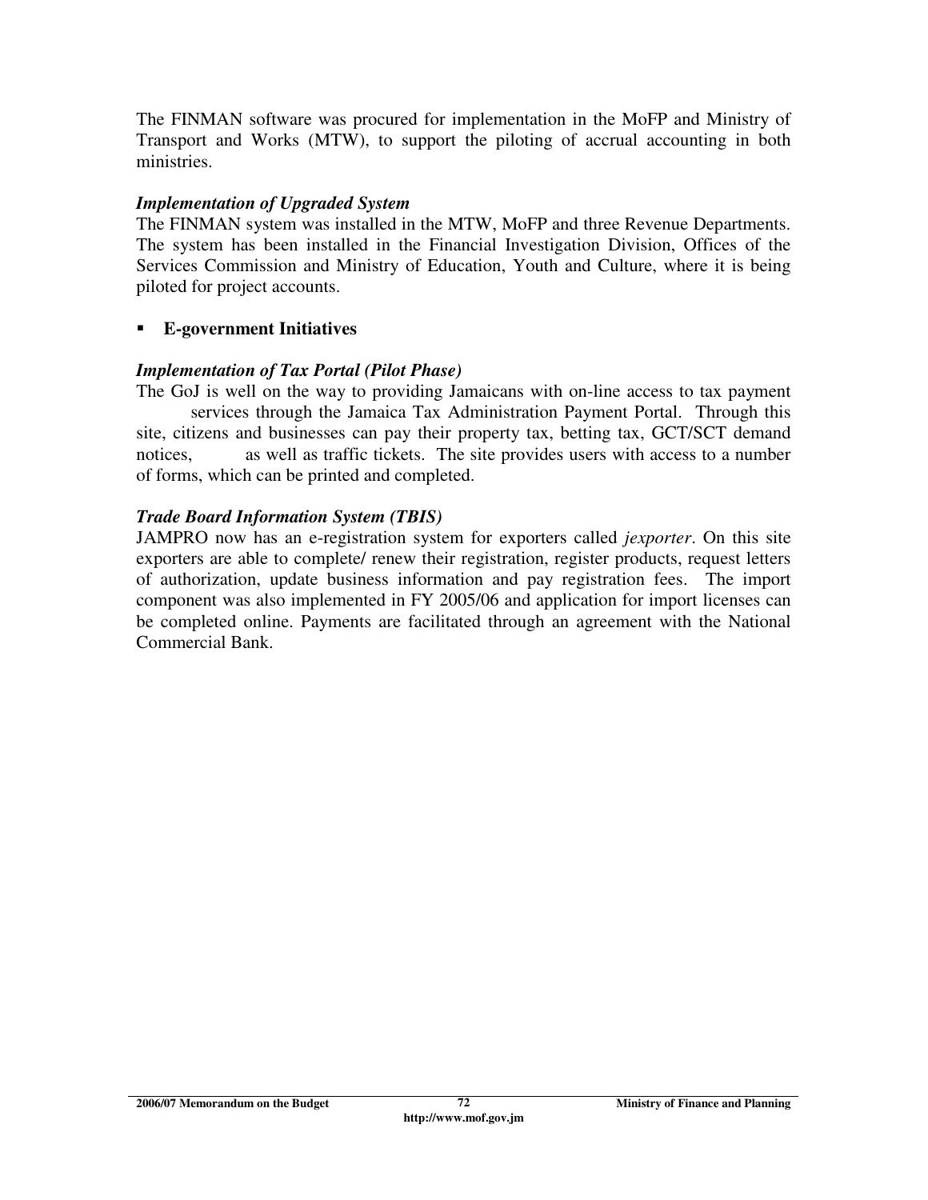The FINMAN software was procured for implementation in the MoFP and Ministry of Transport and Works (MTW), to support the piloting of accrual accounting in both ministries.

***Implementation of Upgraded System***

The FINMAN system was installed in the MTW, MoFP and three Revenue Departments. The system has been installed in the Financial Investigation Division, Offices of the Services Commission and Ministry of Education, Youth and Culture, where it is being piloted for project accounts.

- **E-government Initiatives**

***Implementation of Tax Portal (Pilot Phase)***

The GoJ is well on the way to providing Jamaicans with on-line access to tax payment services through the Jamaica Tax Administration Payment Portal. Through this site, citizens and businesses can pay their property tax, betting tax, GCT/SCT demand notices, as well as traffic tickets. The site provides users with access to a number of forms, which can be printed and completed.

***Trade Board Information System (TBIS)***

JAMPRO now has an e-registration system for exporters called *jexporter*. On this site exporters are able to complete/ renew their registration, register products, request letters of authorization, update business information and pay registration fees. The import component was also implemented in FY 2005/06 and application for import licenses can be completed online. Payments are facilitated through an agreement with the National Commercial Bank.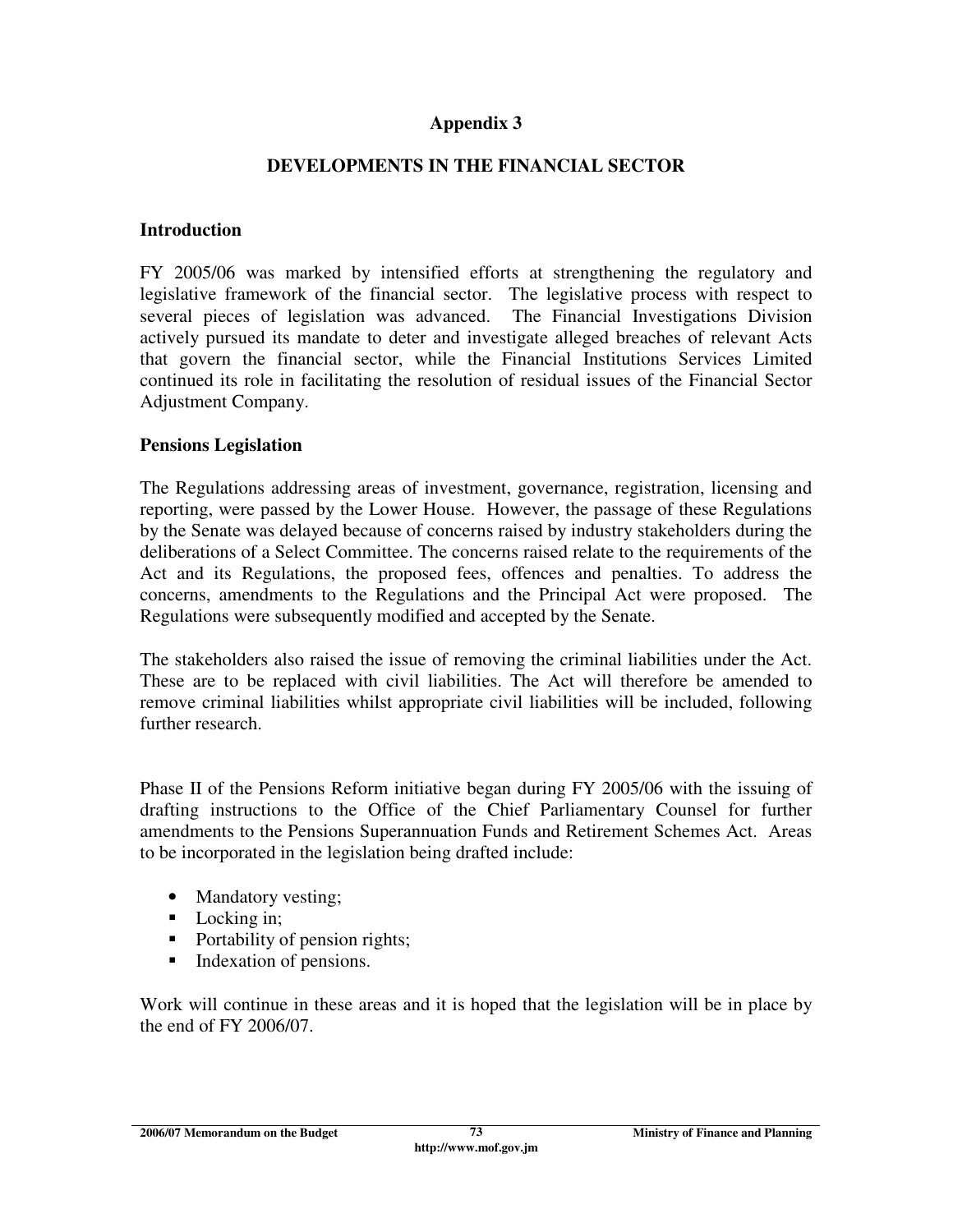# Appendix 3

## DEVELOPMENTS IN THE FINANCIAL SECTOR

### Introduction

FY 2005/06 was marked by intensified efforts at strengthening the regulatory and legislative framework of the financial sector. The legislative process with respect to several pieces of legislation was advanced. The Financial Investigations Division actively pursued its mandate to deter and investigate alleged breaches of relevant Acts that govern the financial sector, while the Financial Institutions Services Limited continued its role in facilitating the resolution of residual issues of the Financial Sector Adjustment Company.

### Pensions Legislation

The Regulations addressing areas of investment, governance, registration, licensing and reporting, were passed by the Lower House. However, the passage of these Regulations by the Senate was delayed because of concerns raised by industry stakeholders during the deliberations of a Select Committee. The concerns raised relate to the requirements of the Act and its Regulations, the proposed fees, offences and penalties. To address the concerns, amendments to the Regulations and the Principal Act were proposed. The Regulations were subsequently modified and accepted by the Senate.

The stakeholders also raised the issue of removing the criminal liabilities under the Act. These are to be replaced with civil liabilities. The Act will therefore be amended to remove criminal liabilities whilst appropriate civil liabilities will be included, following further research.

Phase II of the Pensions Reform initiative began during FY 2005/06 with the issuing of drafting instructions to the Office of the Chief Parliamentary Counsel for further amendments to the Pensions Superannuation Funds and Retirement Schemes Act. Areas to be incorporated in the legislation being drafted include:

- Mandatory vesting;
- Locking in;
- Portability of pension rights;
- Indexation of pensions.

Work will continue in these areas and it is hoped that the legislation will be in place by the end of FY 2006/07.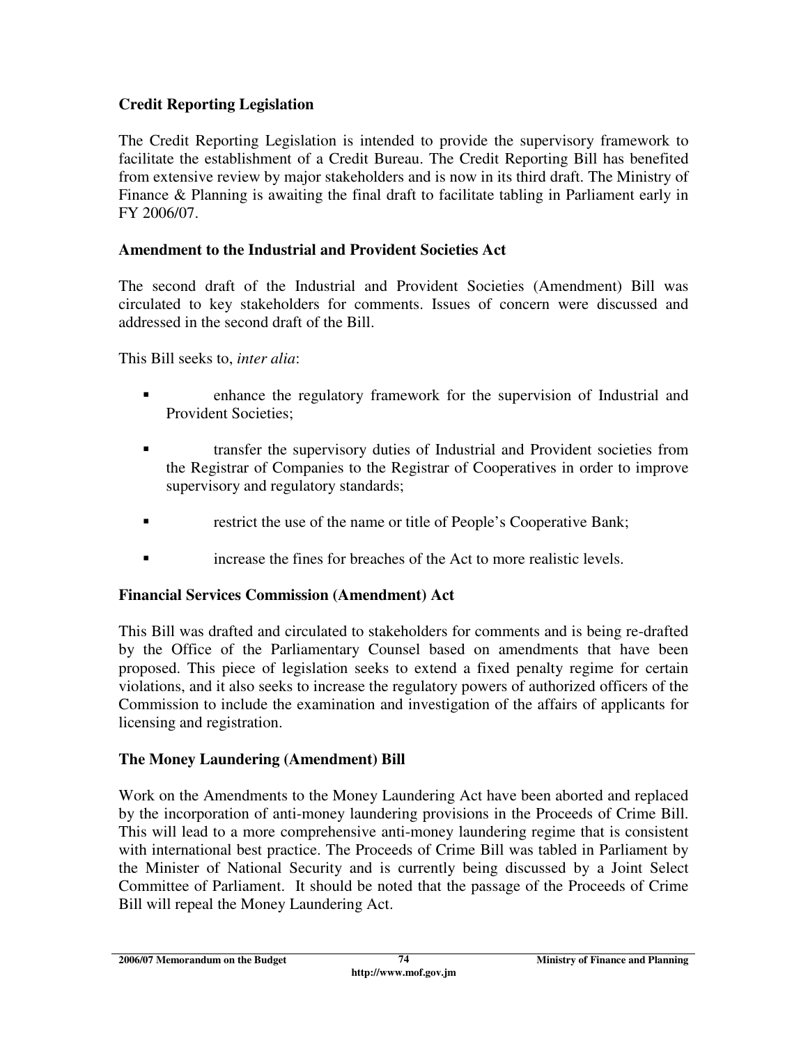**Credit Reporting Legislation**

The Credit Reporting Legislation is intended to provide the supervisory framework to facilitate the establishment of a Credit Bureau. The Credit Reporting Bill has benefited from extensive review by major stakeholders and is now in its third draft. The Ministry of Finance & Planning is awaiting the final draft to facilitate tabling in Parliament early in FY 2006/07.

**Amendment to the Industrial and Provident Societies Act**

The second draft of the Industrial and Provident Societies (Amendment) Bill was circulated to key stakeholders for comments. Issues of concern were discussed and addressed in the second draft of the Bill.

This Bill seeks to, *inter alia*:

- enhance the regulatory framework for the supervision of Industrial and Provident Societies;
- transfer the supervisory duties of Industrial and Provident societies from the Registrar of Companies to the Registrar of Cooperatives in order to improve supervisory and regulatory standards;
- restrict the use of the name or title of People's Cooperative Bank;
- increase the fines for breaches of the Act to more realistic levels.

**Financial Services Commission (Amendment) Act**

This Bill was drafted and circulated to stakeholders for comments and is being re-drafted by the Office of the Parliamentary Counsel based on amendments that have been proposed. This piece of legislation seeks to extend a fixed penalty regime for certain violations, and it also seeks to increase the regulatory powers of authorized officers of the Commission to include the examination and investigation of the affairs of applicants for licensing and registration.

**The Money Laundering (Amendment) Bill**

Work on the Amendments to the Money Laundering Act have been aborted and replaced by the incorporation of anti-money laundering provisions in the Proceeds of Crime Bill. This will lead to a more comprehensive anti-money laundering regime that is consistent with international best practice. The Proceeds of Crime Bill was tabled in Parliament by the Minister of National Security and is currently being discussed by a Joint Select Committee of Parliament. It should be noted that the passage of the Proceeds of Crime Bill will repeal the Money Laundering Act.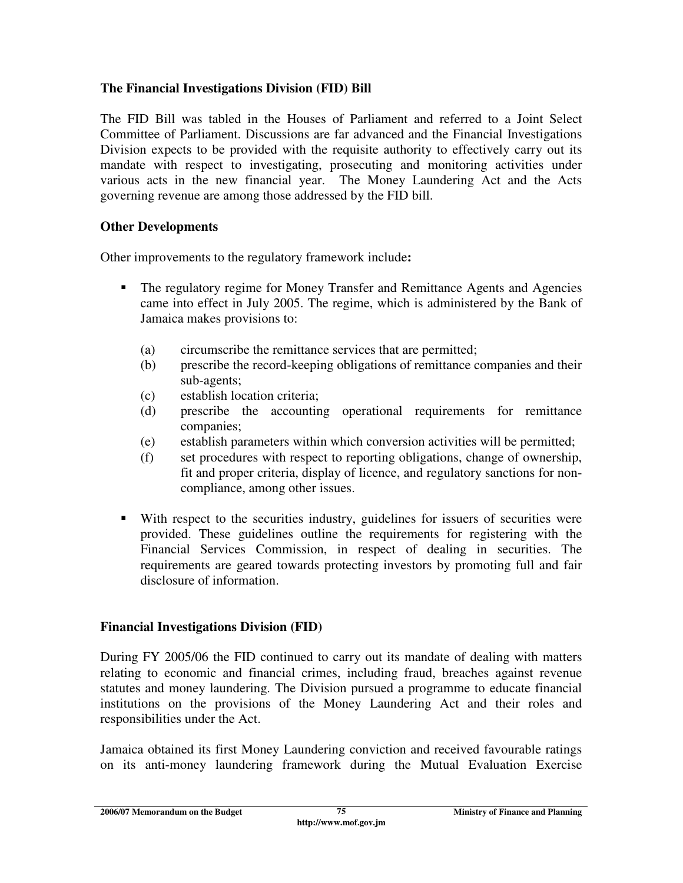### The Financial Investigations Division (FID) Bill

The FID Bill was tabled in the Houses of Parliament and referred to a Joint Select Committee of Parliament. Discussions are far advanced and the Financial Investigations Division expects to be provided with the requisite authority to effectively carry out its mandate with respect to investigating, prosecuting and monitoring activities under various acts in the new financial year. The Money Laundering Act and the Acts governing revenue are among those addressed by the FID bill.

### Other Developments

Other improvements to the regulatory framework include**:**

- The regulatory regime for Money Transfer and Remittance Agents and Agencies came into effect in July 2005. The regime, which is administered by the Bank of Jamaica makes provisions to:

  (a) circumscribe the remittance services that are permitted;
  (b) prescribe the record-keeping obligations of remittance companies and their sub-agents;
  (c) establish location criteria;
  (d) prescribe the accounting operational requirements for remittance companies;
  (e) establish parameters within which conversion activities will be permitted;
  (f) set procedures with respect to reporting obligations, change of ownership, fit and proper criteria, display of licence, and regulatory sanctions for non-compliance, among other issues.

- With respect to the securities industry, guidelines for issuers of securities were provided. These guidelines outline the requirements for registering with the Financial Services Commission, in respect of dealing in securities. The requirements are geared towards protecting investors by promoting full and fair disclosure of information.

### Financial Investigations Division (FID)

During FY 2005/06 the FID continued to carry out its mandate of dealing with matters relating to economic and financial crimes, including fraud, breaches against revenue statutes and money laundering. The Division pursued a programme to educate financial institutions on the provisions of the Money Laundering Act and their roles and responsibilities under the Act.

Jamaica obtained its first Money Laundering conviction and received favourable ratings on its anti-money laundering framework during the Mutual Evaluation Exercise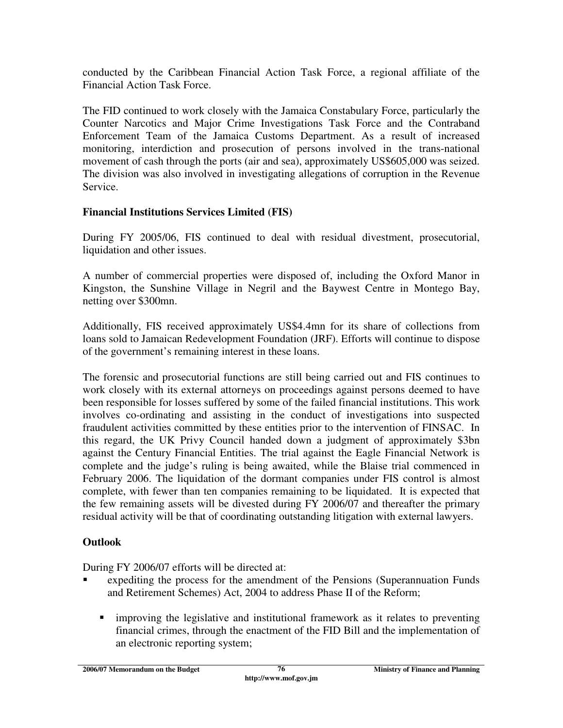conducted by the Caribbean Financial Action Task Force, a regional affiliate of the Financial Action Task Force.

The FID continued to work closely with the Jamaica Constabulary Force, particularly the Counter Narcotics and Major Crime Investigations Task Force and the Contraband Enforcement Team of the Jamaica Customs Department. As a result of increased monitoring, interdiction and prosecution of persons involved in the trans-national movement of cash through the ports (air and sea), approximately US$605,000 was seized. The division was also involved in investigating allegations of corruption in the Revenue Service.

**Financial Institutions Services Limited (FIS)**

During FY 2005/06, FIS continued to deal with residual divestment, prosecutorial, liquidation and other issues.

A number of commercial properties were disposed of, including the Oxford Manor in Kingston, the Sunshine Village in Negril and the Baywest Centre in Montego Bay, netting over $300mn.

Additionally, FIS received approximately US$4.4mn for its share of collections from loans sold to Jamaican Redevelopment Foundation (JRF). Efforts will continue to dispose of the government's remaining interest in these loans.

The forensic and prosecutorial functions are still being carried out and FIS continues to work closely with its external attorneys on proceedings against persons deemed to have been responsible for losses suffered by some of the failed financial institutions. This work involves co-ordinating and assisting in the conduct of investigations into suspected fraudulent activities committed by these entities prior to the intervention of FINSAC. In this regard, the UK Privy Council handed down a judgment of approximately $3bn against the Century Financial Entities. The trial against the Eagle Financial Network is complete and the judge's ruling is being awaited, while the Blaise trial commenced in February 2006. The liquidation of the dormant companies under FIS control is almost complete, with fewer than ten companies remaining to be liquidated. It is expected that the few remaining assets will be divested during FY 2006/07 and thereafter the primary residual activity will be that of coordinating outstanding litigation with external lawyers.

**Outlook**

During FY 2006/07 efforts will be directed at:

- expediting the process for the amendment of the Pensions (Superannuation Funds and Retirement Schemes) Act, 2004 to address Phase II of the Reform;
- improving the legislative and institutional framework as it relates to preventing financial crimes, through the enactment of the FID Bill and the implementation of an electronic reporting system;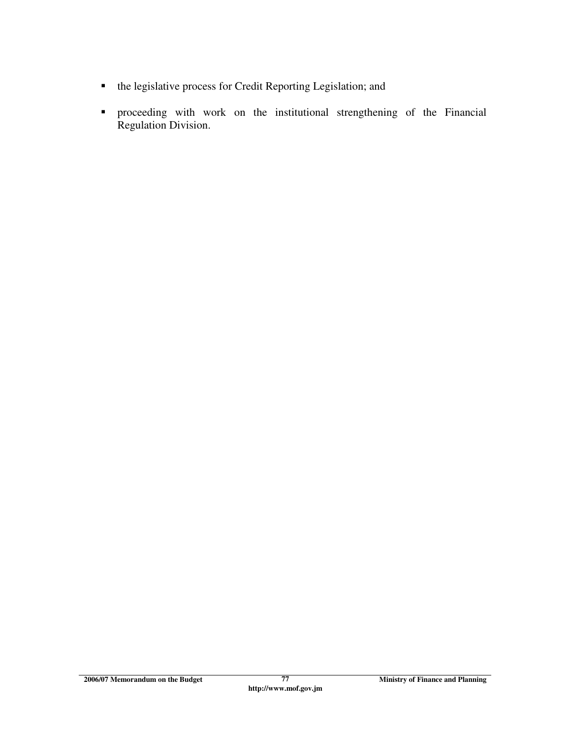- the legislative process for Credit Reporting Legislation; and
- proceeding with work on the institutional strengthening of the Financial Regulation Division.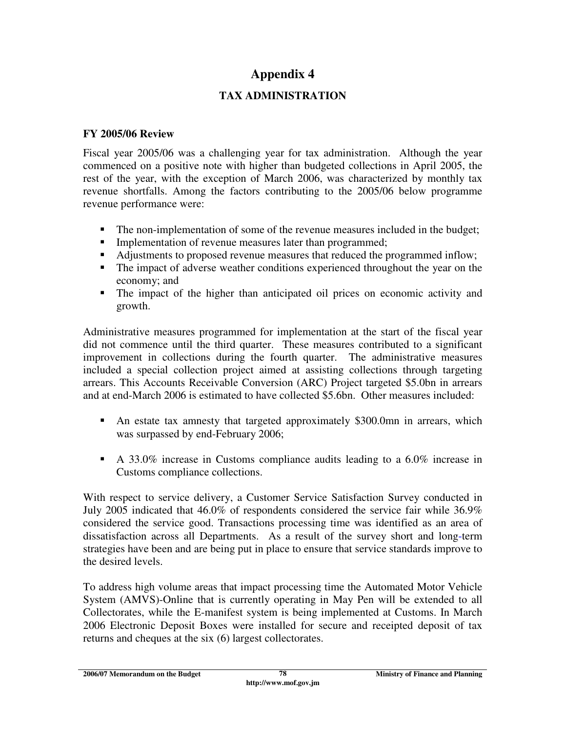# Appendix 4

## TAX ADMINISTRATION

### FY 2005/06 Review

Fiscal year 2005/06 was a challenging year for tax administration. Although the year commenced on a positive note with higher than budgeted collections in April 2005, the rest of the year, with the exception of March 2006, was characterized by monthly tax revenue shortfalls. Among the factors contributing to the 2005/06 below programme revenue performance were:

- The non-implementation of some of the revenue measures included in the budget;
- Implementation of revenue measures later than programmed;
- Adjustments to proposed revenue measures that reduced the programmed inflow;
- The impact of adverse weather conditions experienced throughout the year on the economy; and
- The impact of the higher than anticipated oil prices on economic activity and growth.

Administrative measures programmed for implementation at the start of the fiscal year did not commence until the third quarter. These measures contributed to a significant improvement in collections during the fourth quarter. The administrative measures included a special collection project aimed at assisting collections through targeting arrears. This Accounts Receivable Conversion (ARC) Project targeted $5.0bn in arrears and at end-March 2006 is estimated to have collected $5.6bn. Other measures included:

- An estate tax amnesty that targeted approximately $300.0mn in arrears, which was surpassed by end-February 2006;

- A 33.0% increase in Customs compliance audits leading to a 6.0% increase in Customs compliance collections.

With respect to service delivery, a Customer Service Satisfaction Survey conducted in July 2005 indicated that 46.0% of respondents considered the service fair while 36.9% considered the service good. Transactions processing time was identified as an area of dissatisfaction across all Departments. As a result of the survey short and long-term strategies have been and are being put in place to ensure that service standards improve to the desired levels.

To address high volume areas that impact processing time the Automated Motor Vehicle System (AMVS)-Online that is currently operating in May Pen will be extended to all Collectorates, while the E-manifest system is being implemented at Customs. In March 2006 Electronic Deposit Boxes were installed for secure and receipted deposit of tax returns and cheques at the six (6) largest collectorates.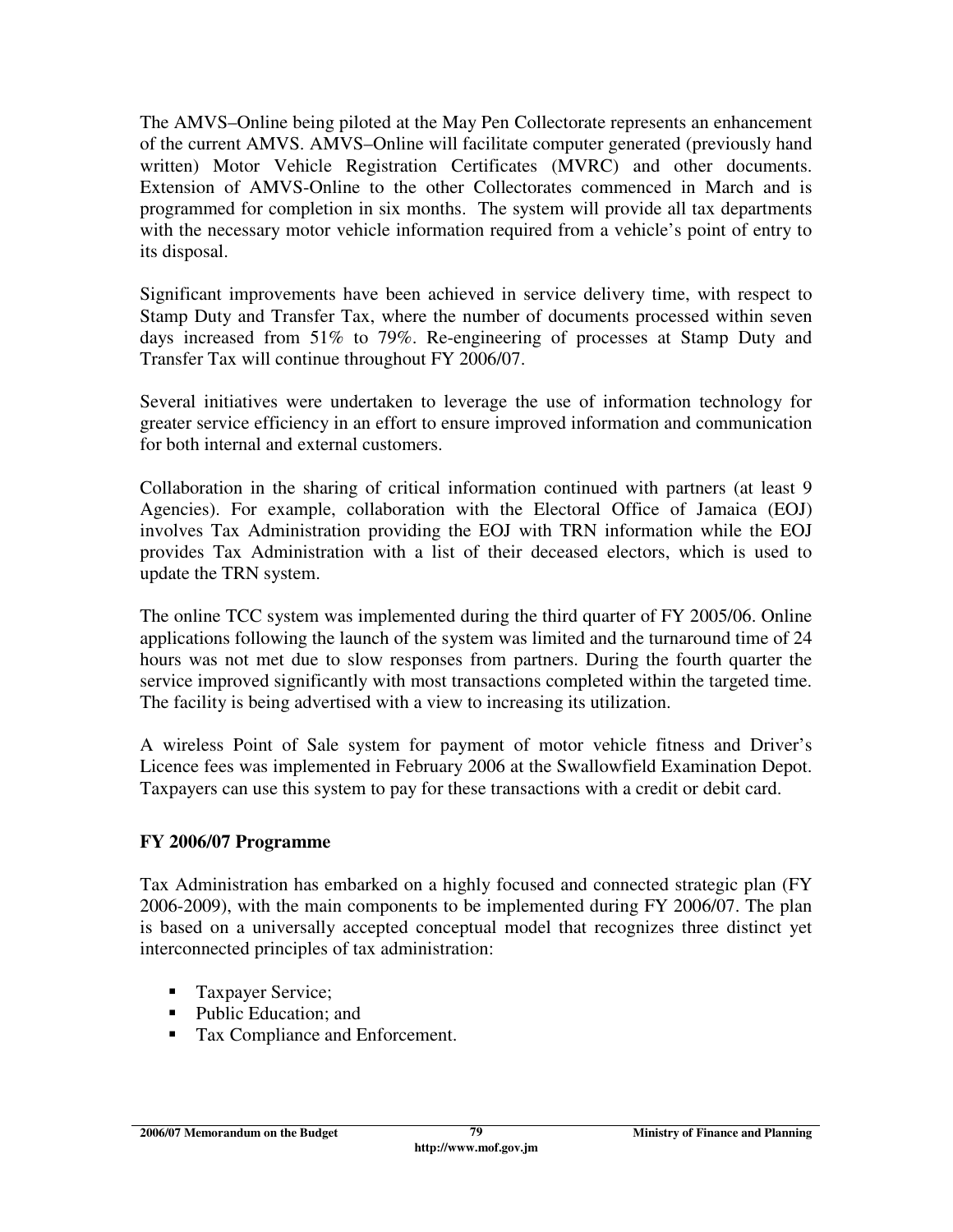The AMVS–Online being piloted at the May Pen Collectorate represents an enhancement of the current AMVS. AMVS–Online will facilitate computer generated (previously hand written) Motor Vehicle Registration Certificates (MVRC) and other documents. Extension of AMVS-Online to the other Collectorates commenced in March and is programmed for completion in six months. The system will provide all tax departments with the necessary motor vehicle information required from a vehicle's point of entry to its disposal.

Significant improvements have been achieved in service delivery time, with respect to Stamp Duty and Transfer Tax, where the number of documents processed within seven days increased from 51% to 79%. Re-engineering of processes at Stamp Duty and Transfer Tax will continue throughout FY 2006/07.

Several initiatives were undertaken to leverage the use of information technology for greater service efficiency in an effort to ensure improved information and communication for both internal and external customers.

Collaboration in the sharing of critical information continued with partners (at least 9 Agencies). For example, collaboration with the Electoral Office of Jamaica (EOJ) involves Tax Administration providing the EOJ with TRN information while the EOJ provides Tax Administration with a list of their deceased electors, which is used to update the TRN system.

The online TCC system was implemented during the third quarter of FY 2005/06. Online applications following the launch of the system was limited and the turnaround time of 24 hours was not met due to slow responses from partners. During the fourth quarter the service improved significantly with most transactions completed within the targeted time. The facility is being advertised with a view to increasing its utilization.

A wireless Point of Sale system for payment of motor vehicle fitness and Driver's Licence fees was implemented in February 2006 at the Swallowfield Examination Depot. Taxpayers can use this system to pay for these transactions with a credit or debit card.

**FY 2006/07 Programme**

Tax Administration has embarked on a highly focused and connected strategic plan (FY 2006-2009), with the main components to be implemented during FY 2006/07. The plan is based on a universally accepted conceptual model that recognizes three distinct yet interconnected principles of tax administration:

- Taxpayer Service;
- Public Education; and
- Tax Compliance and Enforcement.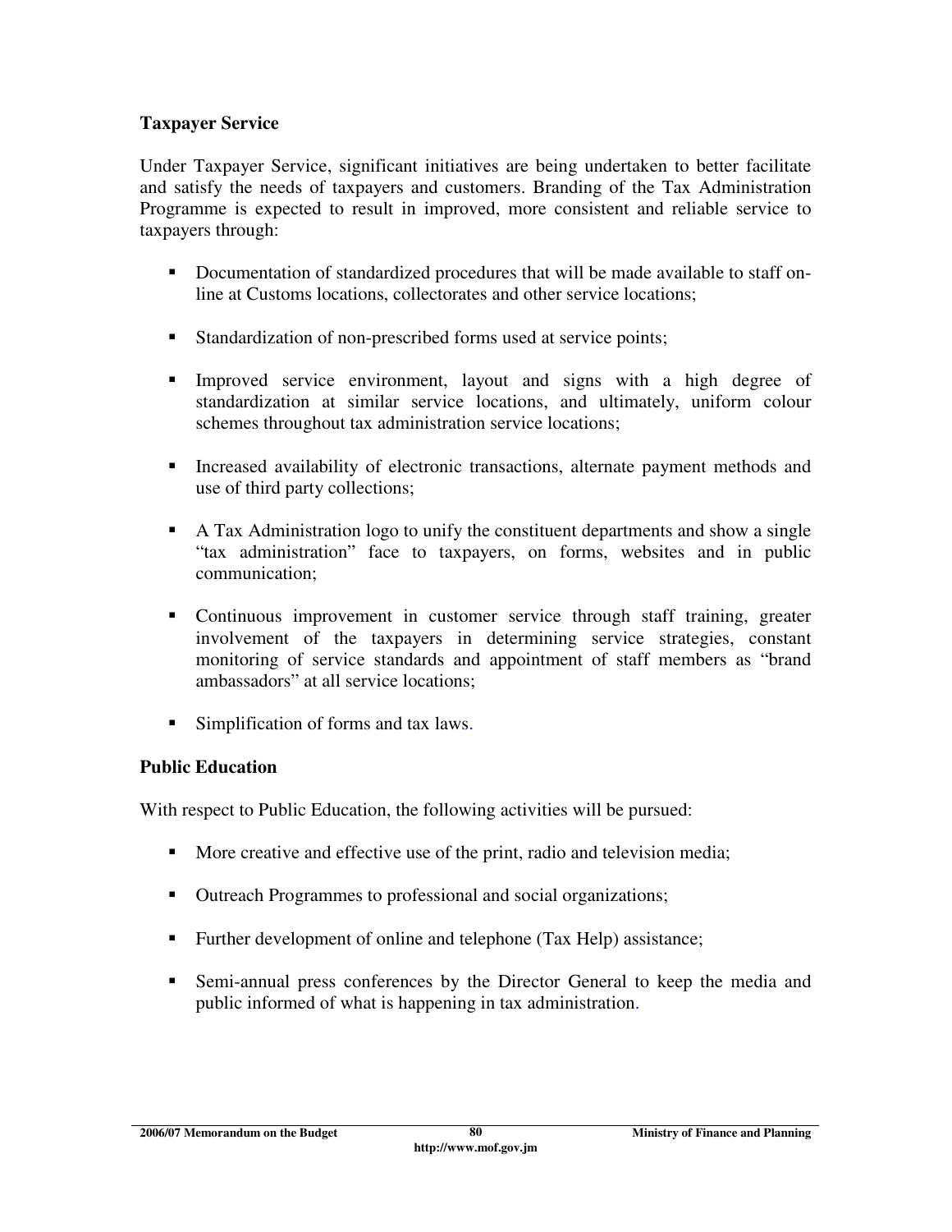### Taxpayer Service

Under Taxpayer Service, significant initiatives are being undertaken to better facilitate and satisfy the needs of taxpayers and customers. Branding of the Tax Administration Programme is expected to result in improved, more consistent and reliable service to taxpayers through:

- Documentation of standardized procedures that will be made available to staff on-line at Customs locations, collectorates and other service locations;
- Standardization of non-prescribed forms used at service points;
- Improved service environment, layout and signs with a high degree of standardization at similar service locations, and ultimately, uniform colour schemes throughout tax administration service locations;
- Increased availability of electronic transactions, alternate payment methods and use of third party collections;
- A Tax Administration logo to unify the constituent departments and show a single "tax administration" face to taxpayers, on forms, websites and in public communication;
- Continuous improvement in customer service through staff training, greater involvement of the taxpayers in determining service strategies, constant monitoring of service standards and appointment of staff members as "brand ambassadors" at all service locations;
- Simplification of forms and tax laws.

### Public Education

With respect to Public Education, the following activities will be pursued:

- More creative and effective use of the print, radio and television media;
- Outreach Programmes to professional and social organizations;
- Further development of online and telephone (Tax Help) assistance;
- Semi-annual press conferences by the Director General to keep the media and public informed of what is happening in tax administration.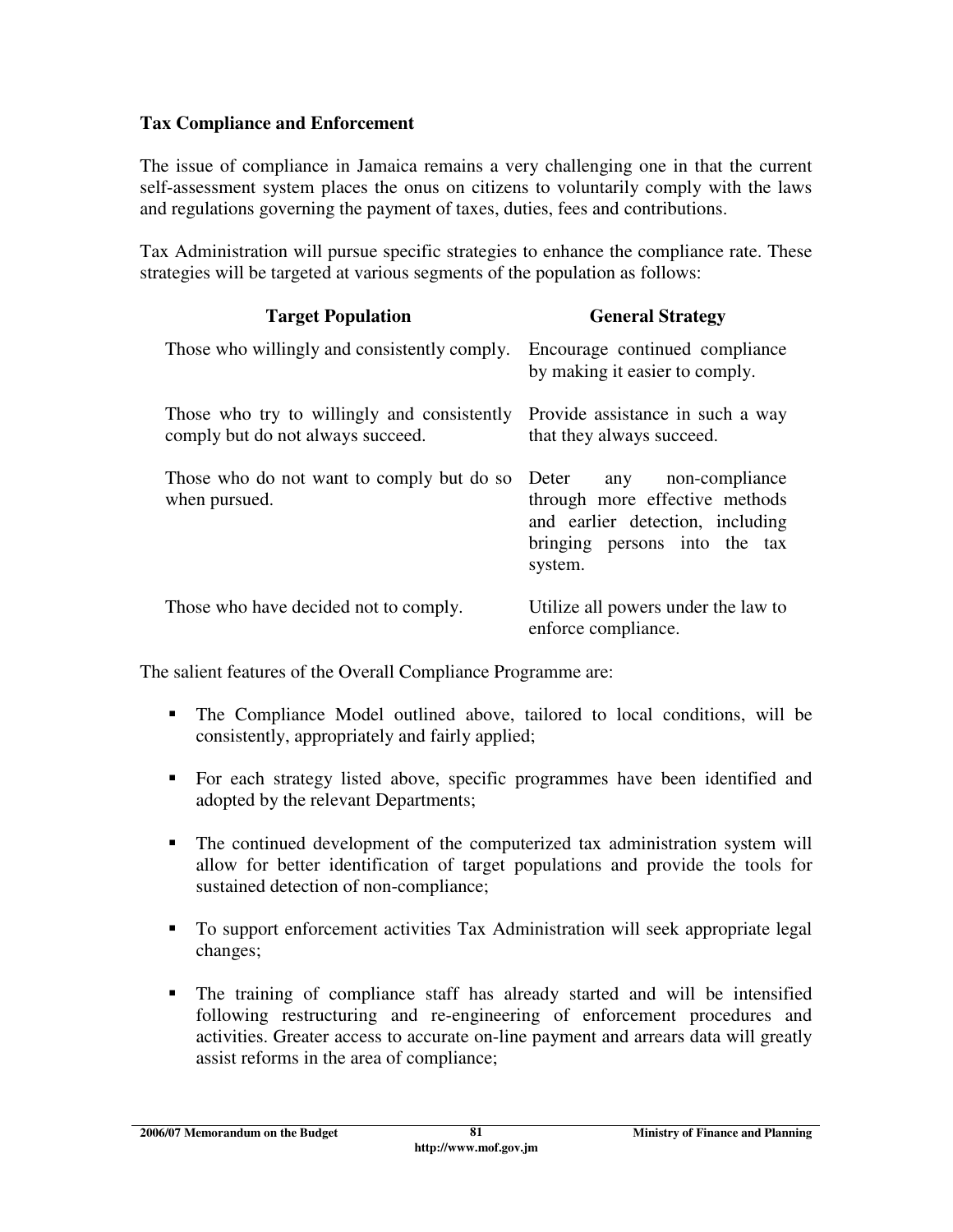**Tax Compliance and Enforcement**

The issue of compliance in Jamaica remains a very challenging one in that the current self-assessment system places the onus on citizens to voluntarily comply with the laws and regulations governing the payment of taxes, duties, fees and contributions.

Tax Administration will pursue specific strategies to enhance the compliance rate. These strategies will be targeted at various segments of the population as follows:

| Target Population | General Strategy |
|---|---|
| Those who willingly and consistently comply. | Encourage continued compliance by making it easier to comply. |
| Those who try to willingly and consistently comply but do not always succeed. | Provide assistance in such a way that they always succeed. |
| Those who do not want to comply but do so when pursued. | Deter any non-compliance through more effective methods and earlier detection, including bringing persons into the tax system. |
| Those who have decided not to comply. | Utilize all powers under the law to enforce compliance. |

The salient features of the Overall Compliance Programme are:

- The Compliance Model outlined above, tailored to local conditions, will be consistently, appropriately and fairly applied;
- For each strategy listed above, specific programmes have been identified and adopted by the relevant Departments;
- The continued development of the computerized tax administration system will allow for better identification of target populations and provide the tools for sustained detection of non-compliance;
- To support enforcement activities Tax Administration will seek appropriate legal changes;
- The training of compliance staff has already started and will be intensified following restructuring and re-engineering of enforcement procedures and activities. Greater access to accurate on-line payment and arrears data will greatly assist reforms in the area of compliance;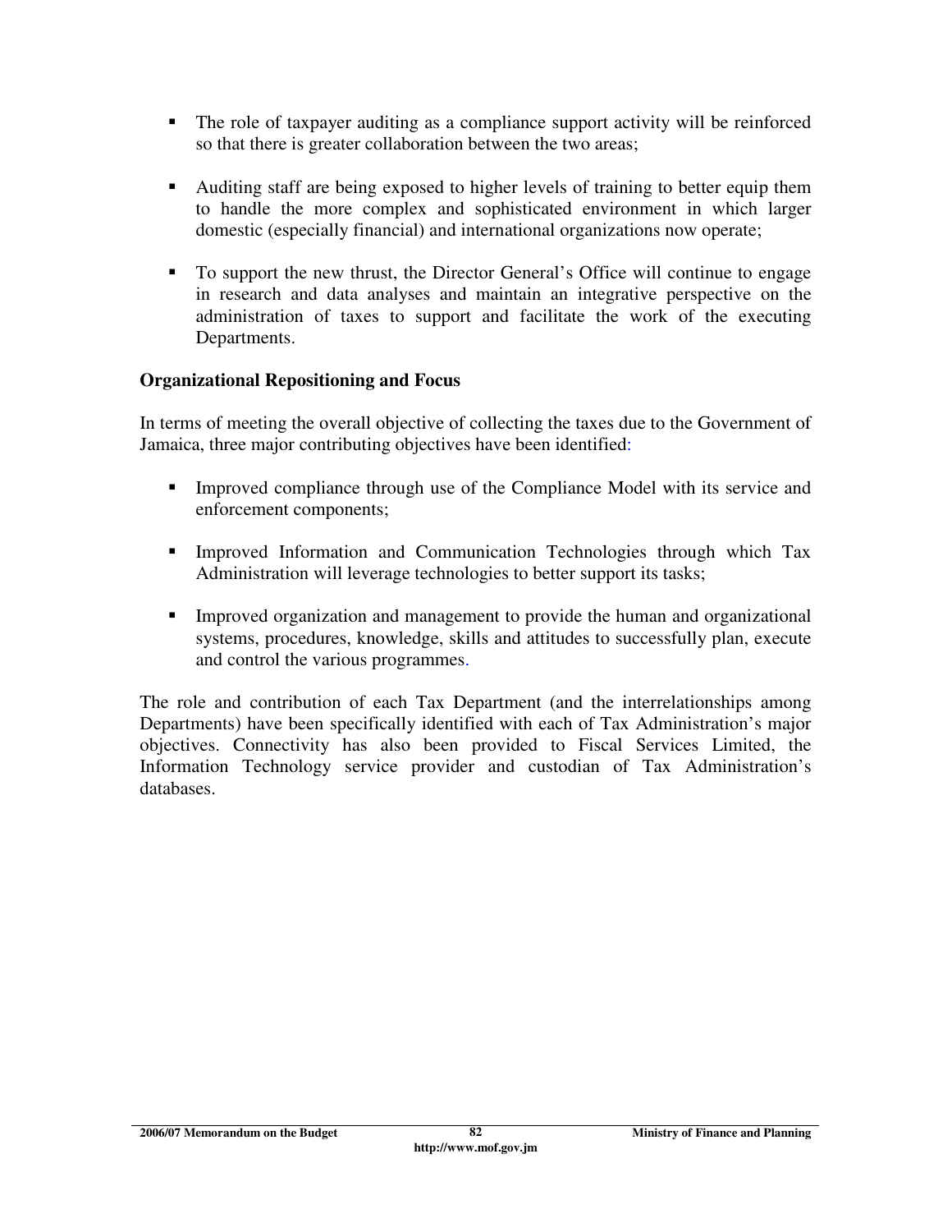- The role of taxpayer auditing as a compliance support activity will be reinforced so that there is greater collaboration between the two areas;

- Auditing staff are being exposed to higher levels of training to better equip them to handle the more complex and sophisticated environment in which larger domestic (especially financial) and international organizations now operate;

- To support the new thrust, the Director General's Office will continue to engage in research and data analyses and maintain an integrative perspective on the administration of taxes to support and facilitate the work of the executing Departments.

**Organizational Repositioning and Focus**

In terms of meeting the overall objective of collecting the taxes due to the Government of Jamaica, three major contributing objectives have been identified:

- Improved compliance through use of the Compliance Model with its service and enforcement components;

- Improved Information and Communication Technologies through which Tax Administration will leverage technologies to better support its tasks;

- Improved organization and management to provide the human and organizational systems, procedures, knowledge, skills and attitudes to successfully plan, execute and control the various programmes.

The role and contribution of each Tax Department (and the interrelationships among Departments) have been specifically identified with each of Tax Administration's major objectives. Connectivity has also been provided to Fiscal Services Limited, the Information Technology service provider and custodian of Tax Administration's databases.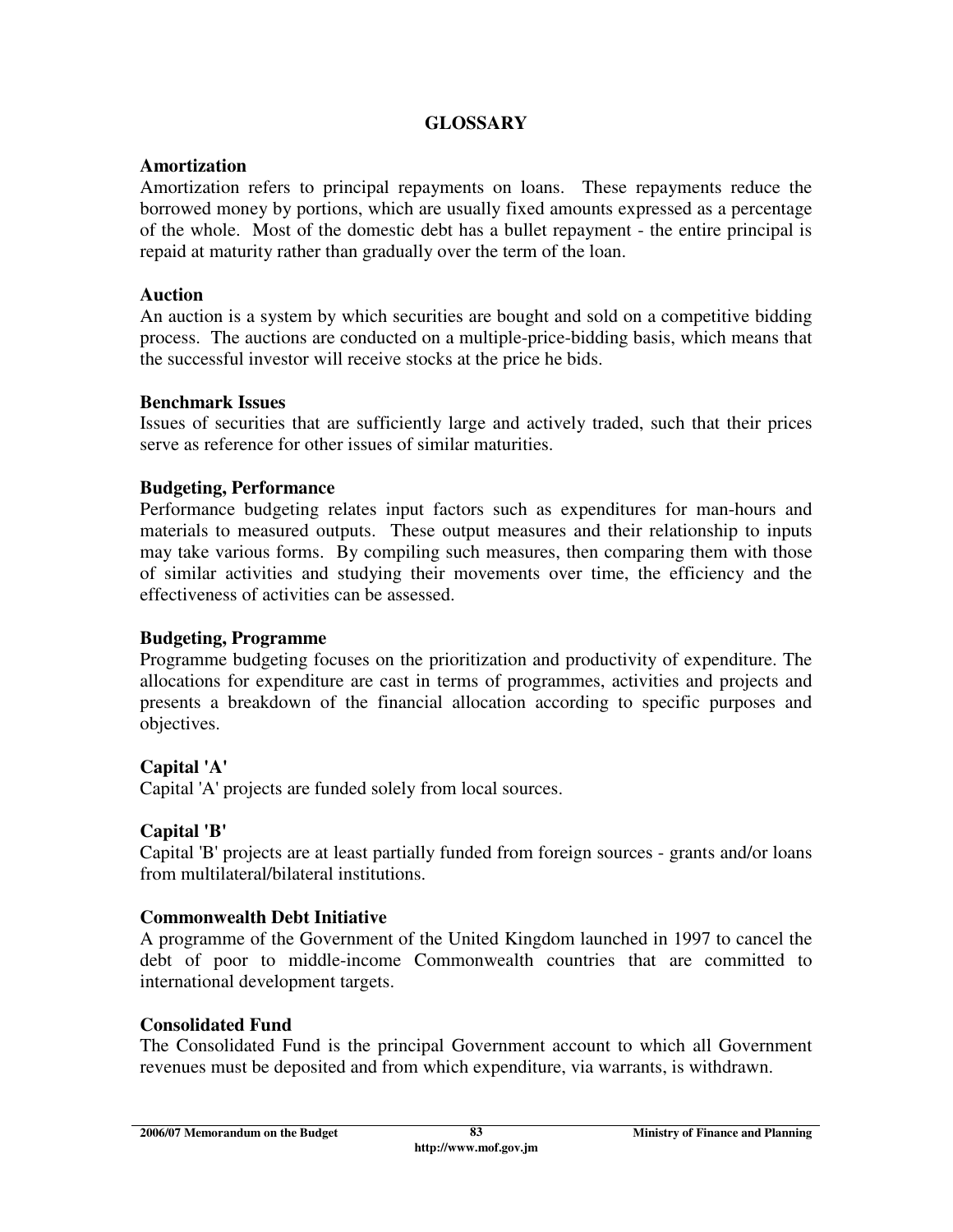# GLOSSARY

### Amortization

Amortization refers to principal repayments on loans. These repayments reduce the borrowed money by portions, which are usually fixed amounts expressed as a percentage of the whole. Most of the domestic debt has a bullet repayment - the entire principal is repaid at maturity rather than gradually over the term of the loan.

### Auction

An auction is a system by which securities are bought and sold on a competitive bidding process. The auctions are conducted on a multiple-price-bidding basis, which means that the successful investor will receive stocks at the price he bids.

### Benchmark Issues

Issues of securities that are sufficiently large and actively traded, such that their prices serve as reference for other issues of similar maturities.

### Budgeting, Performance

Performance budgeting relates input factors such as expenditures for man-hours and materials to measured outputs. These output measures and their relationship to inputs may take various forms. By compiling such measures, then comparing them with those of similar activities and studying their movements over time, the efficiency and the effectiveness of activities can be assessed.

### Budgeting, Programme

Programme budgeting focuses on the prioritization and productivity of expenditure. The allocations for expenditure are cast in terms of programmes, activities and projects and presents a breakdown of the financial allocation according to specific purposes and objectives.

### Capital 'A'

Capital 'A' projects are funded solely from local sources.

### Capital 'B'

Capital 'B' projects are at least partially funded from foreign sources - grants and/or loans from multilateral/bilateral institutions.

### Commonwealth Debt Initiative

A programme of the Government of the United Kingdom launched in 1997 to cancel the debt of poor to middle-income Commonwealth countries that are committed to international development targets.

### Consolidated Fund

The Consolidated Fund is the principal Government account to which all Government revenues must be deposited and from which expenditure, via warrants, is withdrawn.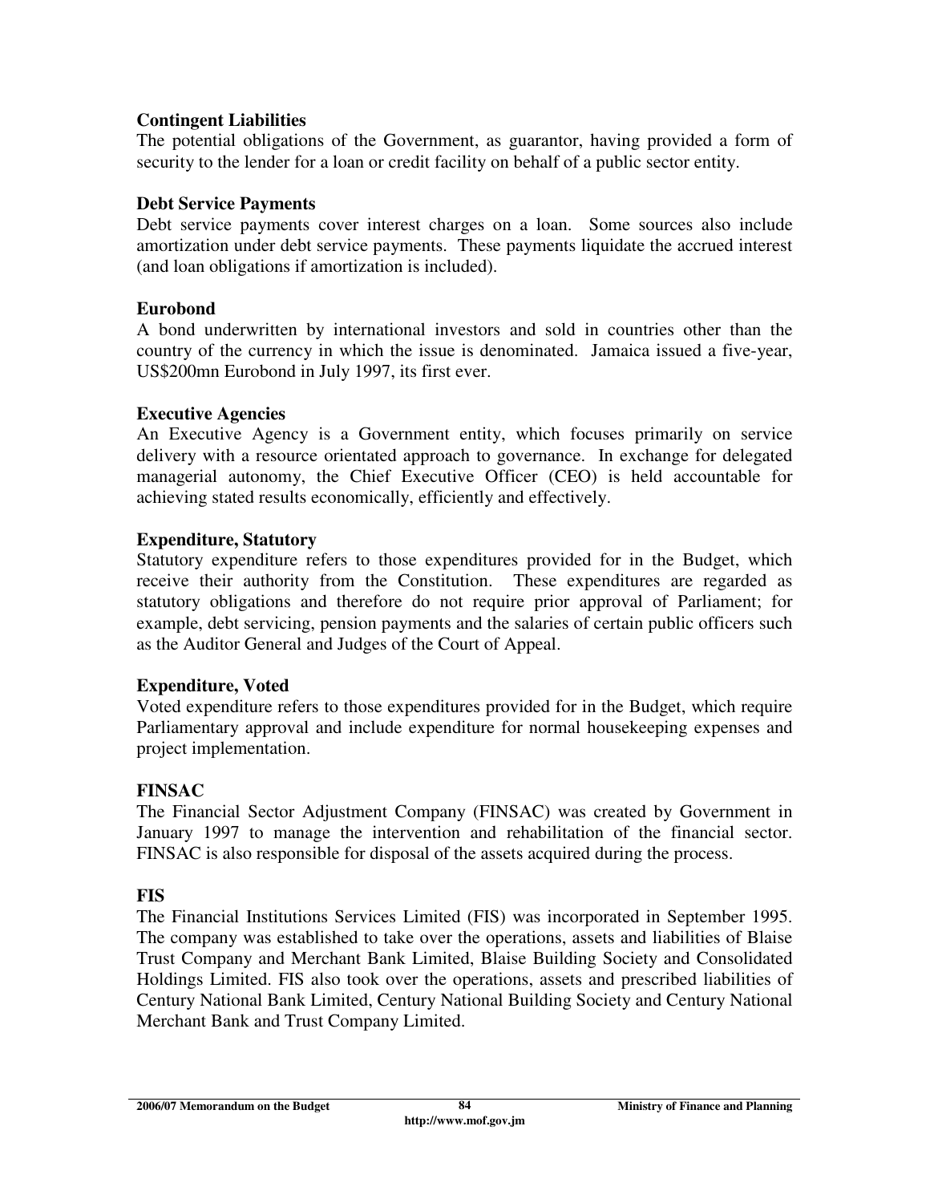**Contingent Liabilities**
The potential obligations of the Government, as guarantor, having provided a form of security to the lender for a loan or credit facility on behalf of a public sector entity.

**Debt Service Payments**
Debt service payments cover interest charges on a loan. Some sources also include amortization under debt service payments. These payments liquidate the accrued interest (and loan obligations if amortization is included).

**Eurobond**
A bond underwritten by international investors and sold in countries other than the country of the currency in which the issue is denominated. Jamaica issued a five-year, US$200mn Eurobond in July 1997, its first ever.

**Executive Agencies**
An Executive Agency is a Government entity, which focuses primarily on service delivery with a resource orientated approach to governance. In exchange for delegated managerial autonomy, the Chief Executive Officer (CEO) is held accountable for achieving stated results economically, efficiently and effectively.

**Expenditure, Statutory**
Statutory expenditure refers to those expenditures provided for in the Budget, which receive their authority from the Constitution. These expenditures are regarded as statutory obligations and therefore do not require prior approval of Parliament; for example, debt servicing, pension payments and the salaries of certain public officers such as the Auditor General and Judges of the Court of Appeal.

**Expenditure, Voted**
Voted expenditure refers to those expenditures provided for in the Budget, which require Parliamentary approval and include expenditure for normal housekeeping expenses and project implementation.

**FINSAC**
The Financial Sector Adjustment Company (FINSAC) was created by Government in January 1997 to manage the intervention and rehabilitation of the financial sector. FINSAC is also responsible for disposal of the assets acquired during the process.

**FIS**
The Financial Institutions Services Limited (FIS) was incorporated in September 1995. The company was established to take over the operations, assets and liabilities of Blaise Trust Company and Merchant Bank Limited, Blaise Building Society and Consolidated Holdings Limited. FIS also took over the operations, assets and prescribed liabilities of Century National Bank Limited, Century National Building Society and Century National Merchant Bank and Trust Company Limited.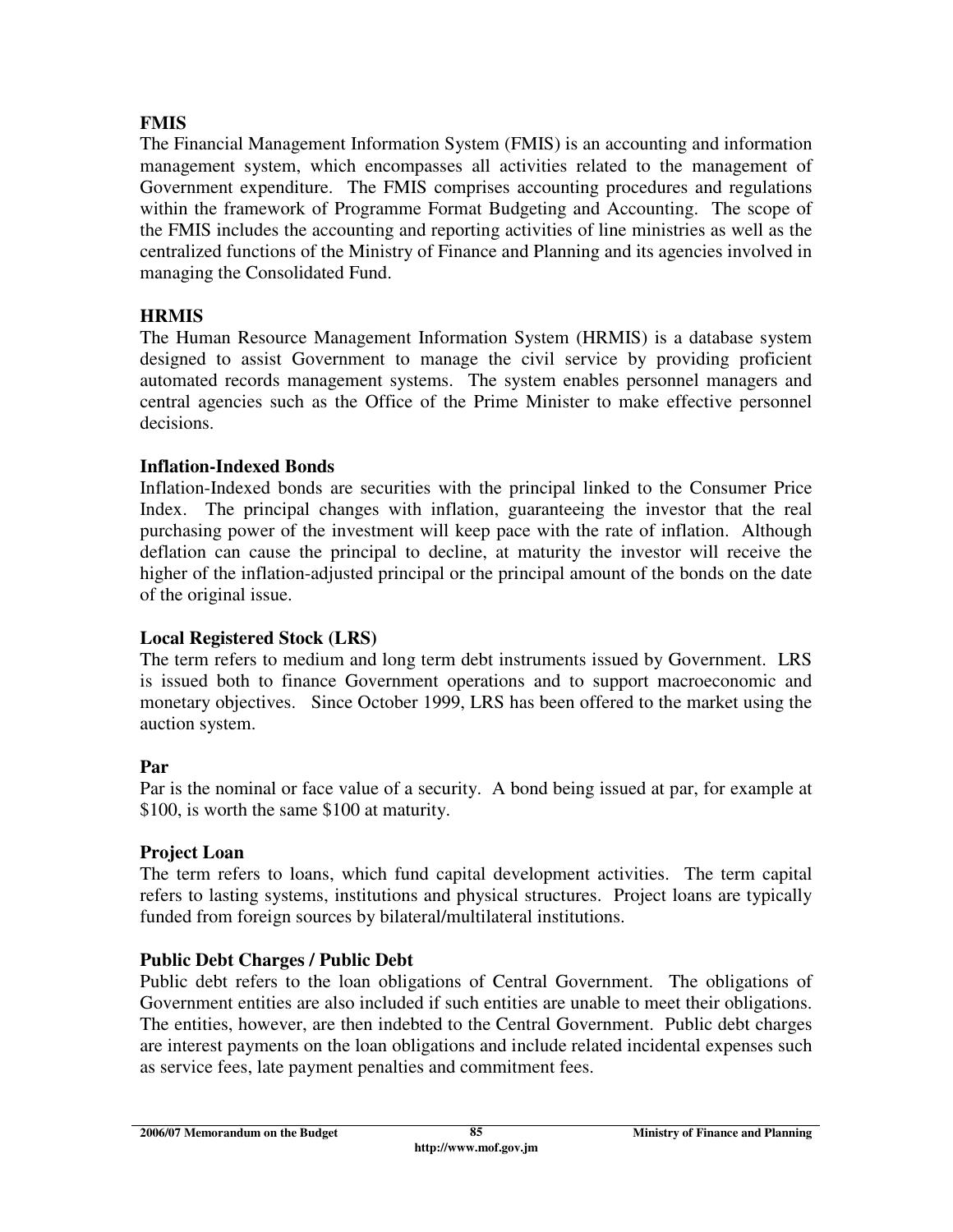**FMIS**

The Financial Management Information System (FMIS) is an accounting and information management system, which encompasses all activities related to the management of Government expenditure. The FMIS comprises accounting procedures and regulations within the framework of Programme Format Budgeting and Accounting. The scope of the FMIS includes the accounting and reporting activities of line ministries as well as the centralized functions of the Ministry of Finance and Planning and its agencies involved in managing the Consolidated Fund.

**HRMIS**

The Human Resource Management Information System (HRMIS) is a database system designed to assist Government to manage the civil service by providing proficient automated records management systems. The system enables personnel managers and central agencies such as the Office of the Prime Minister to make effective personnel decisions.

**Inflation-Indexed Bonds**

Inflation-Indexed bonds are securities with the principal linked to the Consumer Price Index. The principal changes with inflation, guaranteeing the investor that the real purchasing power of the investment will keep pace with the rate of inflation. Although deflation can cause the principal to decline, at maturity the investor will receive the higher of the inflation-adjusted principal or the principal amount of the bonds on the date of the original issue.

**Local Registered Stock (LRS)**

The term refers to medium and long term debt instruments issued by Government. LRS is issued both to finance Government operations and to support macroeconomic and monetary objectives. Since October 1999, LRS has been offered to the market using the auction system.

**Par**

Par is the nominal or face value of a security. A bond being issued at par, for example at $100, is worth the same $100 at maturity.

**Project Loan**

The term refers to loans, which fund capital development activities. The term capital refers to lasting systems, institutions and physical structures. Project loans are typically funded from foreign sources by bilateral/multilateral institutions.

**Public Debt Charges / Public Debt**

Public debt refers to the loan obligations of Central Government. The obligations of Government entities are also included if such entities are unable to meet their obligations. The entities, however, are then indebted to the Central Government. Public debt charges are interest payments on the loan obligations and include related incidental expenses such as service fees, late payment penalties and commitment fees.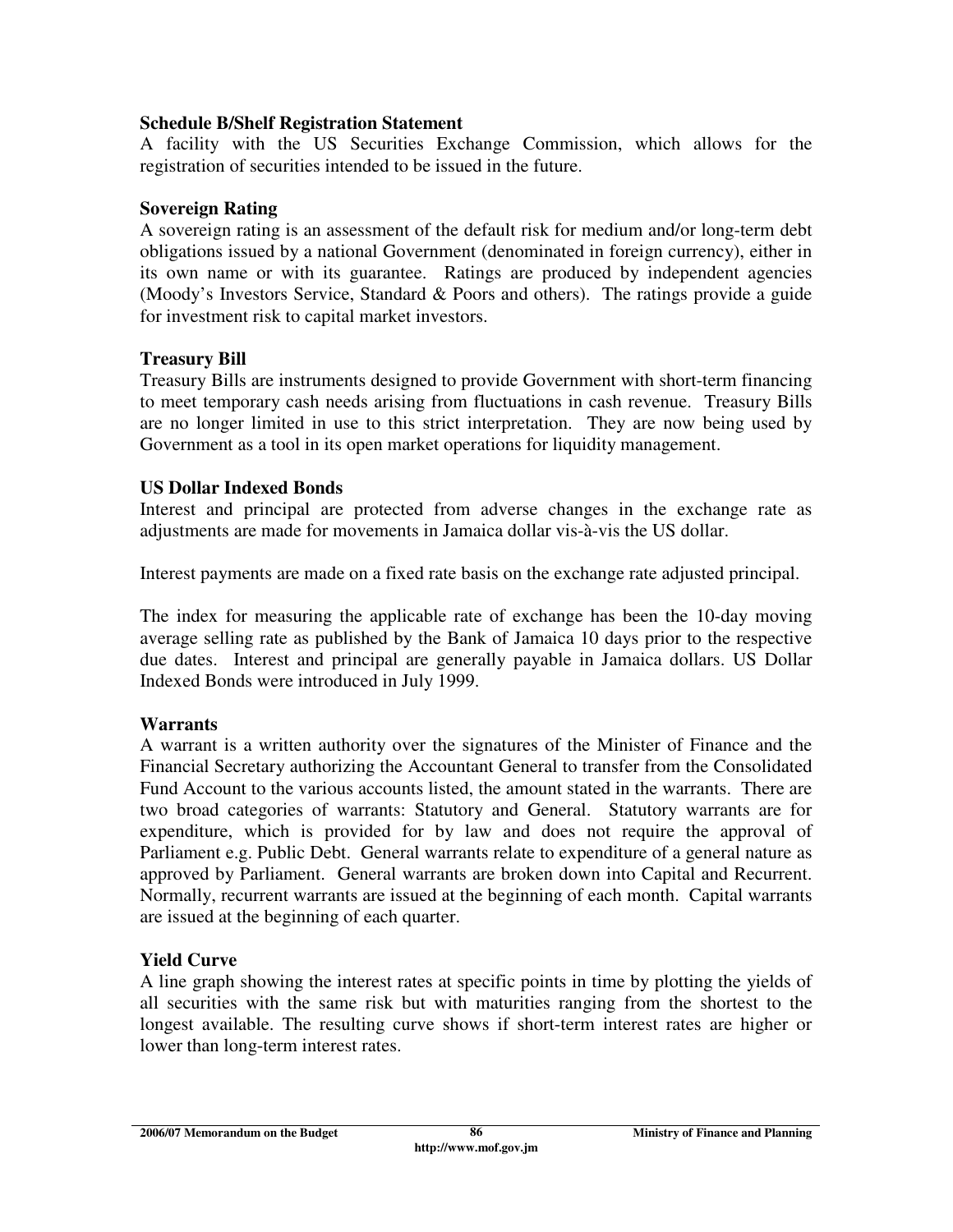**Schedule B/Shelf Registration Statement**

A facility with the US Securities Exchange Commission, which allows for the registration of securities intended to be issued in the future.

**Sovereign Rating**

A sovereign rating is an assessment of the default risk for medium and/or long-term debt obligations issued by a national Government (denominated in foreign currency), either in its own name or with its guarantee. Ratings are produced by independent agencies (Moody's Investors Service, Standard & Poors and others). The ratings provide a guide for investment risk to capital market investors.

**Treasury Bill**

Treasury Bills are instruments designed to provide Government with short-term financing to meet temporary cash needs arising from fluctuations in cash revenue. Treasury Bills are no longer limited in use to this strict interpretation. They are now being used by Government as a tool in its open market operations for liquidity management.

**US Dollar Indexed Bonds**

Interest and principal are protected from adverse changes in the exchange rate as adjustments are made for movements in Jamaica dollar vis-à-vis the US dollar.

Interest payments are made on a fixed rate basis on the exchange rate adjusted principal.

The index for measuring the applicable rate of exchange has been the 10-day moving average selling rate as published by the Bank of Jamaica 10 days prior to the respective due dates. Interest and principal are generally payable in Jamaica dollars. US Dollar Indexed Bonds were introduced in July 1999.

**Warrants**

A warrant is a written authority over the signatures of the Minister of Finance and the Financial Secretary authorizing the Accountant General to transfer from the Consolidated Fund Account to the various accounts listed, the amount stated in the warrants. There are two broad categories of warrants: Statutory and General. Statutory warrants are for expenditure, which is provided for by law and does not require the approval of Parliament e.g. Public Debt. General warrants relate to expenditure of a general nature as approved by Parliament. General warrants are broken down into Capital and Recurrent. Normally, recurrent warrants are issued at the beginning of each month. Capital warrants are issued at the beginning of each quarter.

**Yield Curve**

A line graph showing the interest rates at specific points in time by plotting the yields of all securities with the same risk but with maturities ranging from the shortest to the longest available. The resulting curve shows if short-term interest rates are higher or lower than long-term interest rates.